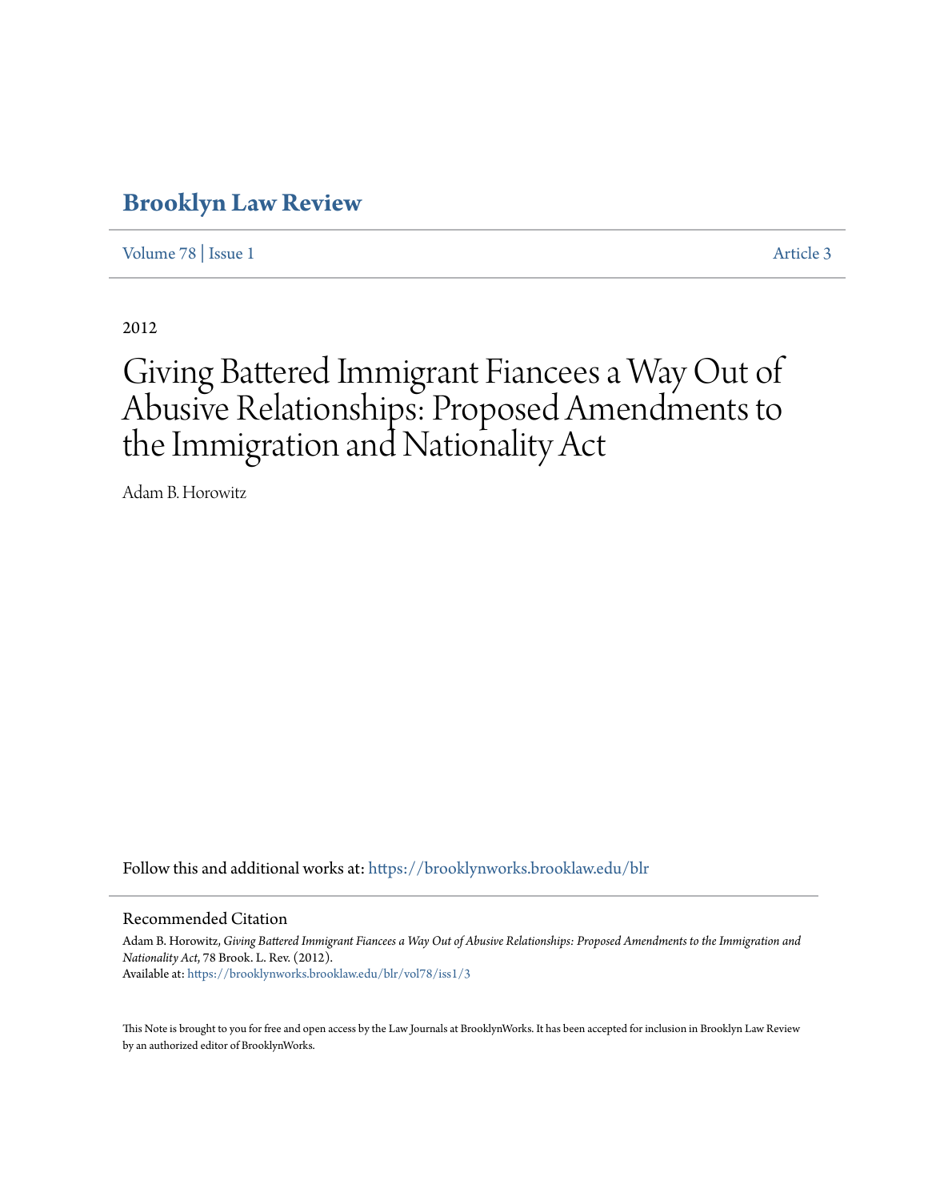# Brooklyn Law Review

Volume 78 | Issue 1 Article 3

2012

# Giving Battered Immigrant Fiancees a Way Out of Abusive Relationships: Proposed Amendments to the Immigration and Nationality Act

Adam B. Horowitz

Follow this and additional works at: https://brooklynworks.brooklaw.edu/blr

## Recommended Citation

Adam B. Horowitz, *Giving Battered Immigrant Fiancees a Way Out of Abusive Relationships: Proposed Amendments to the Immigration and Nationality Act*, 78 Brook. L. Rev. (2012).
Available at: https://brooklynworks.brooklaw.edu/blr/vol78/iss1/3

This Note is brought to you for free and open access by the Law Journals at BrooklynWorks. It has been accepted for inclusion in Brooklyn Law Review by an authorized editor of BrooklynWorks.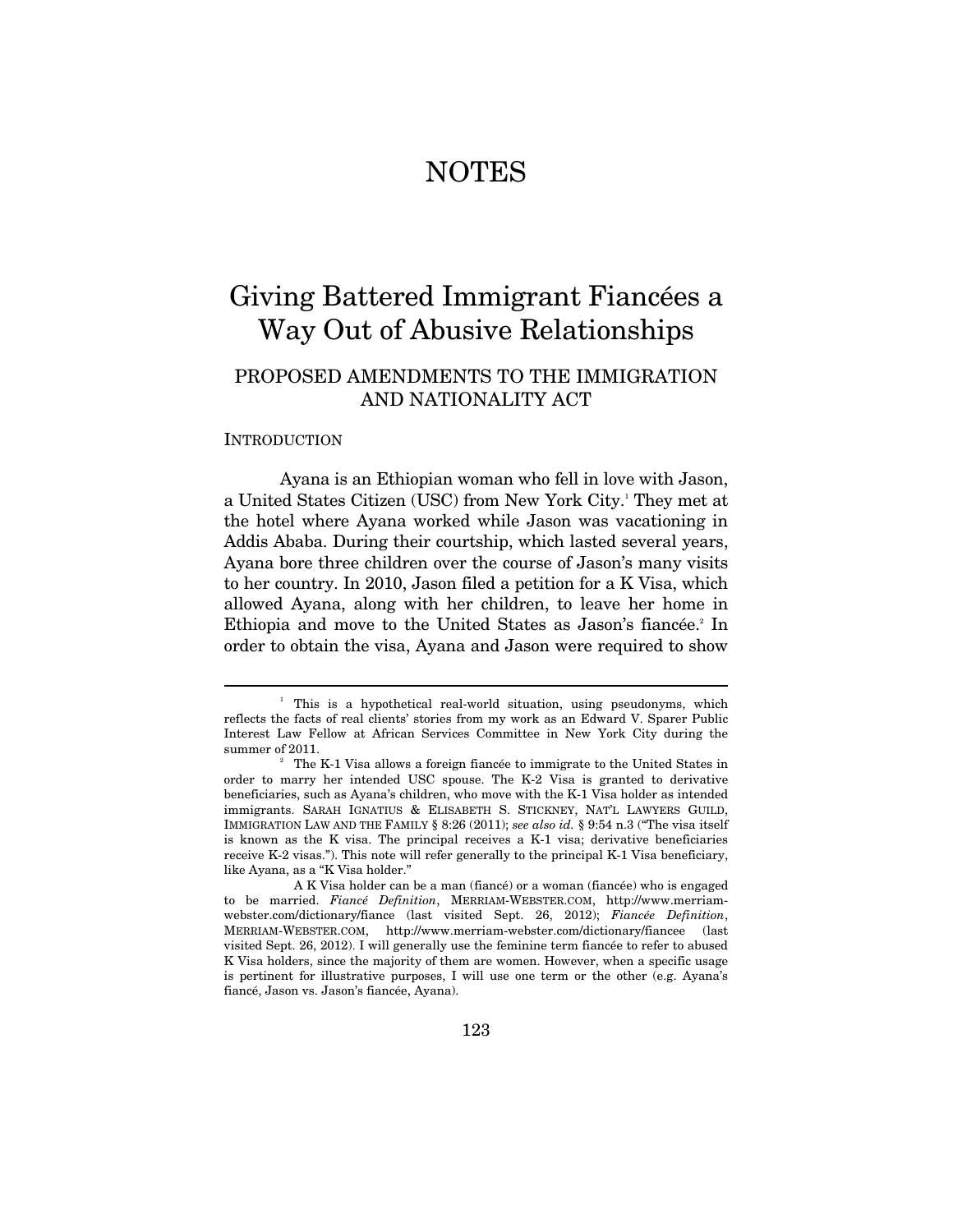# NOTES

# Giving Battered Immigrant Fiancées a Way Out of Abusive Relationships

## PROPOSED AMENDMENTS TO THE IMMIGRATION AND NATIONALITY ACT

### INTRODUCTION

Ayana is an Ethiopian woman who fell in love with Jason, a United States Citizen (USC) from New York City.[1] They met at the hotel where Ayana worked while Jason was vacationing in Addis Ababa. During their courtship, which lasted several years, Ayana bore three children over the course of Jason's many visits to her country. In 2010, Jason filed a petition for a K Visa, which allowed Ayana, along with her children, to leave her home in Ethiopia and move to the United States as Jason's fiancée.[2] In order to obtain the visa, Ayana and Jason were required to show

---

[1] This is a hypothetical real-world situation, using pseudonyms, which reflects the facts of real clients' stories from my work as an Edward V. Sparer Public Interest Law Fellow at African Services Committee in New York City during the summer of 2011.

[2] The K-1 Visa allows a foreign fiancée to immigrate to the United States in order to marry her intended USC spouse. The K-2 Visa is granted to derivative beneficiaries, such as Ayana's children, who move with the K-1 Visa holder as intended immigrants. SARAH IGNATIUS & ELISABETH S. STICKNEY, NAT'L LAWYERS GUILD, IMMIGRATION LAW AND THE FAMILY § 8:26 (2011); *see also id.* § 9:54 n.3 ("The visa itself is known as the K visa. The principal receives a K-1 visa; derivative beneficiaries receive K-2 visas."). This note will refer generally to the principal K-1 Visa beneficiary, like Ayana, as a "K Visa holder."

A K Visa holder can be a man (fiancé) or a woman (fiancée) who is engaged to be married. *Fiancé Definition*, MERRIAM-WEBSTER.COM, http://www.merriam-webster.com/dictionary/fiance (last visited Sept. 26, 2012); *Fiancée Definition*, MERRIAM-WEBSTER.COM, http://www.merriam-webster.com/dictionary/fiancee (last visited Sept. 26, 2012). I will generally use the feminine term fiancée to refer to abused K Visa holders, since the majority of them are women. However, when a specific usage is pertinent for illustrative purposes, I will use one term or the other (e.g. Ayana's fiancé, Jason vs. Jason's fiancée, Ayana).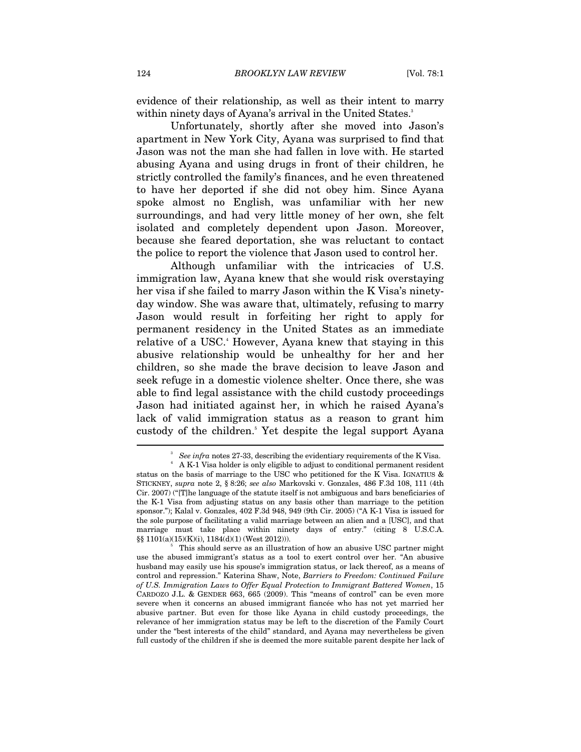evidence of their relationship, as well as their intent to marry within ninety days of Ayana's arrival in the United States.[3]

Unfortunately, shortly after she moved into Jason's apartment in New York City, Ayana was surprised to find that Jason was not the man she had fallen in love with. He started abusing Ayana and using drugs in front of their children, he strictly controlled the family's finances, and he even threatened to have her deported if she did not obey him. Since Ayana spoke almost no English, was unfamiliar with her new surroundings, and had very little money of her own, she felt isolated and completely dependent upon Jason. Moreover, because she feared deportation, she was reluctant to contact the police to report the violence that Jason used to control her.

Although unfamiliar with the intricacies of U.S. immigration law, Ayana knew that she would risk overstaying her visa if she failed to marry Jason within the K Visa's ninety-day window. She was aware that, ultimately, refusing to marry Jason would result in forfeiting her right to apply for permanent residency in the United States as an immediate relative of a USC.[4] However, Ayana knew that staying in this abusive relationship would be unhealthy for her and her children, so she made the brave decision to leave Jason and seek refuge in a domestic violence shelter. Once there, she was able to find legal assistance with the child custody proceedings Jason had initiated against her, in which he raised Ayana's lack of valid immigration status as a reason to grant him custody of the children.[5] Yet despite the legal support Ayana

---

[3] *See infra* notes 27-33, describing the evidentiary requirements of the K Visa.

[4] A K-1 Visa holder is only eligible to adjust to conditional permanent resident status on the basis of marriage to the USC who petitioned for the K Visa. IGNATIUS & STICKNEY, *supra* note 2, § 8:26; *see also* Markovski v. Gonzales, 486 F.3d 108, 111 (4th Cir. 2007) ("[T]he language of the statute itself is not ambiguous and bars beneficiaries of the K-1 Visa from adjusting status on any basis other than marriage to the petition sponsor."); Kalal v. Gonzales, 402 F.3d 948, 949 (9th Cir. 2005) ("A K-1 Visa is issued for the sole purpose of facilitating a valid marriage between an alien and a [USC], and that marriage must take place within ninety days of entry." (citing 8 U.S.C.A. §§ 1101(a)(15)(K)(i), 1184(d)(1) (West 2012))).

[5] This should serve as an illustration of how an abusive USC partner might use the abused immigrant's status as a tool to exert control over her. "An abusive husband may easily use his spouse's immigration status, or lack thereof, as a means of control and repression." Katerina Shaw, Note, *Barriers to Freedom: Continued Failure of U.S. Immigration Laws to Offer Equal Protection to Immigrant Battered Women*, 15 CARDOZO J.L. & GENDER 663, 665 (2009). This "means of control" can be even more severe when it concerns an abused immigrant fiancée who has not yet married her abusive partner. But even for those like Ayana in child custody proceedings, the relevance of her immigration status may be left to the discretion of the Family Court under the "best interests of the child" standard, and Ayana may nevertheless be given full custody of the children if she is deemed the more suitable parent despite her lack of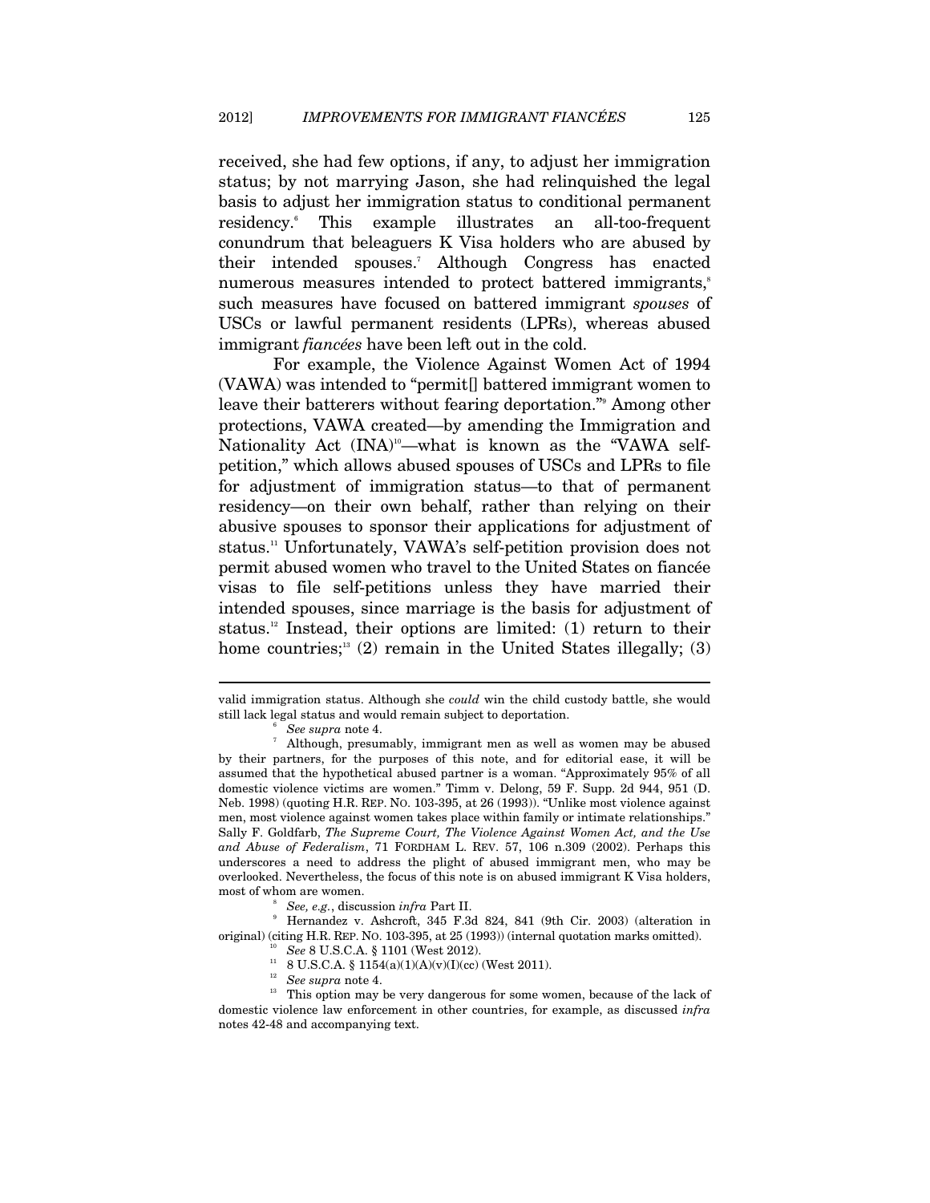received, she had few options, if any, to adjust her immigration status; by not marrying Jason, she had relinquished the legal basis to adjust her immigration status to conditional permanent residency.[6] This example illustrates an all-too-frequent conundrum that beleaguers K Visa holders who are abused by their intended spouses.[7] Although Congress has enacted numerous measures intended to protect battered immigrants,[8] such measures have focused on battered immigrant *spouses* of USCs or lawful permanent residents (LPRs), whereas abused immigrant *fiancées* have been left out in the cold.

For example, the Violence Against Women Act of 1994 (VAWA) was intended to "permit[] battered immigrant women to leave their batterers without fearing deportation."[9] Among other protections, VAWA created—by amending the Immigration and Nationality Act (INA)[10]—what is known as the "VAWA self-petition," which allows abused spouses of USCs and LPRs to file for adjustment of immigration status—to that of permanent residency—on their own behalf, rather than relying on their abusive spouses to sponsor their applications for adjustment of status.[11] Unfortunately, VAWA's self-petition provision does not permit abused women who travel to the United States on fiancée visas to file self-petitions unless they have married their intended spouses, since marriage is the basis for adjustment of status.[12] Instead, their options are limited: (1) return to their home countries;[13] (2) remain in the United States illegally; (3)

---

valid immigration status. Although she *could* win the child custody battle, she would still lack legal status and would remain subject to deportation.

[6] *See supra* note 4.

[7] Although, presumably, immigrant men as well as women may be abused by their partners, for the purposes of this note, and for editorial ease, it will be assumed that the hypothetical abused partner is a woman. "Approximately 95% of all domestic violence victims are women." Timm v. Delong, 59 F. Supp. 2d 944, 951 (D. Neb. 1998) (quoting H.R. REP. NO. 103-395, at 26 (1993)). "Unlike most violence against men, most violence against women takes place within family or intimate relationships." Sally F. Goldfarb, *The Supreme Court, The Violence Against Women Act, and the Use and Abuse of Federalism*, 71 FORDHAM L. REV. 57, 106 n.309 (2002). Perhaps this underscores a need to address the plight of abused immigrant men, who may be overlooked. Nevertheless, the focus of this note is on abused immigrant K Visa holders, most of whom are women.

[8] *See, e.g.*, discussion *infra* Part II.

[9] Hernandez v. Ashcroft, 345 F.3d 824, 841 (9th Cir. 2003) (alteration in original) (citing H.R. REP. NO. 103-395, at 25 (1993)) (internal quotation marks omitted).

[10] *See* 8 U.S.C.A. § 1101 (West 2012).

[11] 8 U.S.C.A. § 1154(a)(1)(A)(v)(I)(cc) (West 2011).

[12] *See supra* note 4.

[13] This option may be very dangerous for some women, because of the lack of domestic violence law enforcement in other countries, for example, as discussed *infra* notes 42-48 and accompanying text.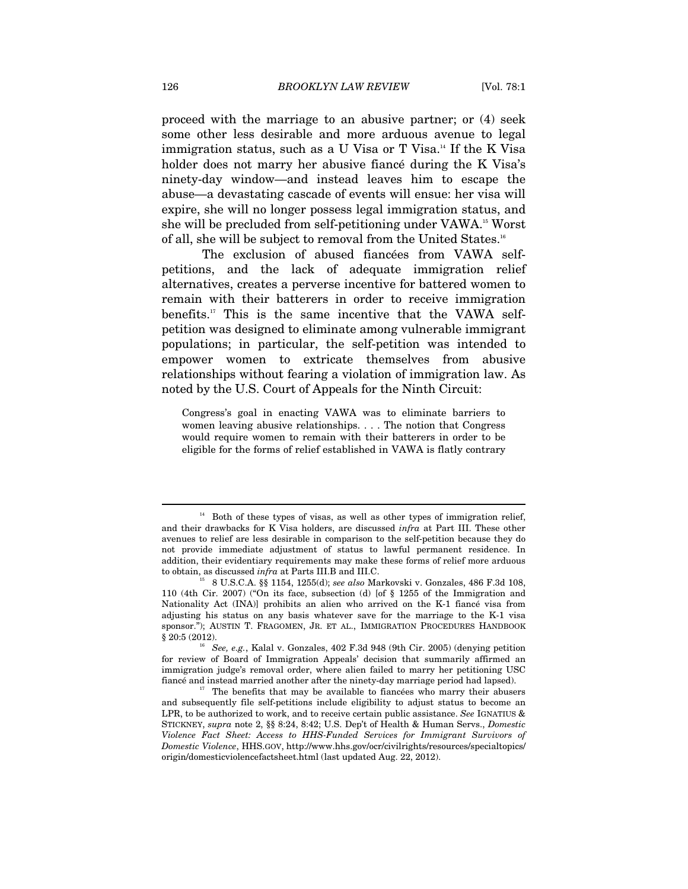proceed with the marriage to an abusive partner; or (4) seek some other less desirable and more arduous avenue to legal immigration status, such as a U Visa or T Visa.[14] If the K Visa holder does not marry her abusive fiancé during the K Visa's ninety-day window—and instead leaves him to escape the abuse—a devastating cascade of events will ensue: her visa will expire, she will no longer possess legal immigration status, and she will be precluded from self-petitioning under VAWA.[15] Worst of all, she will be subject to removal from the United States.[16]

The exclusion of abused fiancées from VAWA self-petitions, and the lack of adequate immigration relief alternatives, creates a perverse incentive for battered women to remain with their batterers in order to receive immigration benefits.[17] This is the same incentive that the VAWA self-petition was designed to eliminate among vulnerable immigrant populations; in particular, the self-petition was intended to empower women to extricate themselves from abusive relationships without fearing a violation of immigration law. As noted by the U.S. Court of Appeals for the Ninth Circuit:

> Congress's goal in enacting VAWA was to eliminate barriers to women leaving abusive relationships. . . . The notion that Congress would require women to remain with their batterers in order to be eligible for the forms of relief established in VAWA is flatly contrary

---

[14] Both of these types of visas, as well as other types of immigration relief, and their drawbacks for K Visa holders, are discussed *infra* at Part III. These other avenues to relief are less desirable in comparison to the self-petition because they do not provide immediate adjustment of status to lawful permanent residence. In addition, their evidentiary requirements may make these forms of relief more arduous to obtain, as discussed *infra* at Parts III.B and III.C.

[15] 8 U.S.C.A. §§ 1154, 1255(d); *see also* Markovski v. Gonzales, 486 F.3d 108, 110 (4th Cir. 2007) ("On its face, subsection (d) [of § 1255 of the Immigration and Nationality Act (INA)] prohibits an alien who arrived on the K-1 fiancé visa from adjusting his status on any basis whatever save for the marriage to the K-1 visa sponsor."); AUSTIN T. FRAGOMEN, JR. ET AL., IMMIGRATION PROCEDURES HANDBOOK § 20:5 (2012).

[16] *See, e.g.*, Kalal v. Gonzales, 402 F.3d 948 (9th Cir. 2005) (denying petition for review of Board of Immigration Appeals' decision that summarily affirmed an immigration judge's removal order, where alien failed to marry her petitioning USC fiancé and instead married another after the ninety-day marriage period had lapsed).

[17] The benefits that may be available to fiancées who marry their abusers and subsequently file self-petitions include eligibility to adjust status to become an LPR, to be authorized to work, and to receive certain public assistance. *See* IGNATIUS & STICKNEY, *supra* note 2, §§ 8:24, 8:42; U.S. Dep't of Health & Human Servs., *Domestic Violence Fact Sheet: Access to HHS-Funded Services for Immigrant Survivors of Domestic Violence*, HHS.GOV, http://www.hhs.gov/ocr/civilrights/resources/specialtopics/origin/domesticviolencefactsheet.html (last updated Aug. 22, 2012).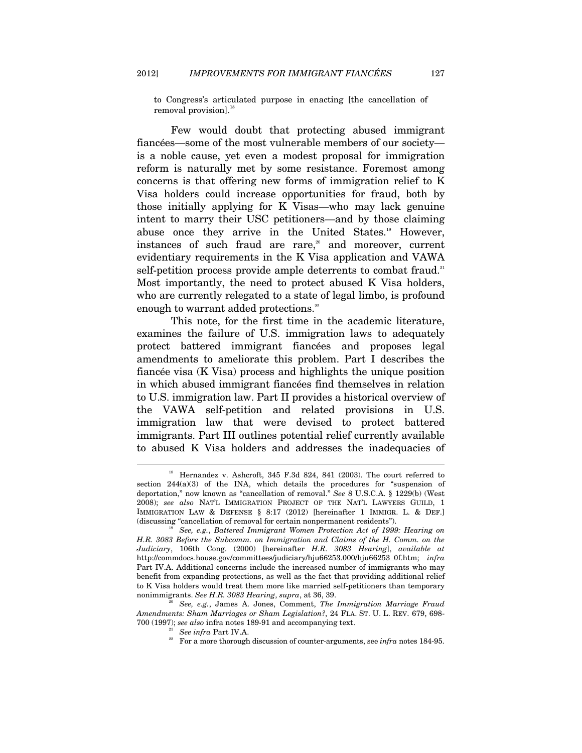to Congress's articulated purpose in enacting [the cancellation of removal provision].[18]

Few would doubt that protecting abused immigrant fiancées—some of the most vulnerable members of our society—is a noble cause, yet even a modest proposal for immigration reform is naturally met by some resistance. Foremost among concerns is that offering new forms of immigration relief to K Visa holders could increase opportunities for fraud, both by those initially applying for K Visas—who may lack genuine intent to marry their USC petitioners—and by those claiming abuse once they arrive in the United States.[19] However, instances of such fraud are rare,[20] and moreover, current evidentiary requirements in the K Visa application and VAWA self-petition process provide ample deterrents to combat fraud.[21] Most importantly, the need to protect abused K Visa holders, who are currently relegated to a state of legal limbo, is profound enough to warrant added protections.[22]

This note, for the first time in the academic literature, examines the failure of U.S. immigration laws to adequately protect battered immigrant fiancées and proposes legal amendments to ameliorate this problem. Part I describes the fiancée visa (K Visa) process and highlights the unique position in which abused immigrant fiancées find themselves in relation to U.S. immigration law. Part II provides a historical overview of the VAWA self-petition and related provisions in U.S. immigration law that were devised to protect battered immigrants. Part III outlines potential relief currently available to abused K Visa holders and addresses the inadequacies of

---

[18] Hernandez v. Ashcroft, 345 F.3d 824, 841 (2003). The court referred to section 244(a)(3) of the INA, which details the procedures for "suspension of deportation," now known as "cancellation of removal." *See* 8 U.S.C.A. § 1229(b) (West 2008); *see also* NAT'L IMMIGRATION PROJECT OF THE NAT'L LAWYERS GUILD, 1 IMMIGRATION LAW & DEFENSE § 8:17 (2012) [hereinafter 1 IMMIGR. L. & DEF.] (discussing "cancellation of removal for certain nonpermanent residents").

[19] *See, e.g.*, *Battered Immigrant Women Protection Act of 1999: Hearing on H.R. 3083 Before the Subcomm. on Immigration and Claims of the H. Comm. on the Judiciary*, 106th Cong. (2000) [hereinafter *H.R. 3083 Hearing*], *available at* http://commdocs.house.gov/committees/judiciary/hju66253.000/hju66253_0f.htm; *infra* Part IV.A. Additional concerns include the increased number of immigrants who may benefit from expanding protections, as well as the fact that providing additional relief to K Visa holders would treat them more like married self-petitioners than temporary nonimmigrants. *See H.R. 3083 Hearing*, *supra*, at 36, 39.

[20] *See, e.g.*, James A. Jones, Comment, *The Immigration Marriage Fraud Amendments: Sham Marriages or Sham Legislation?*, 24 FLA. ST. U. L. REV. 679, 698-700 (1997); *see also* infra notes 189-91 and accompanying text.

[21] *See infra* Part IV.A.

[22] For a more thorough discussion of counter-arguments, see *infra* notes 184-95.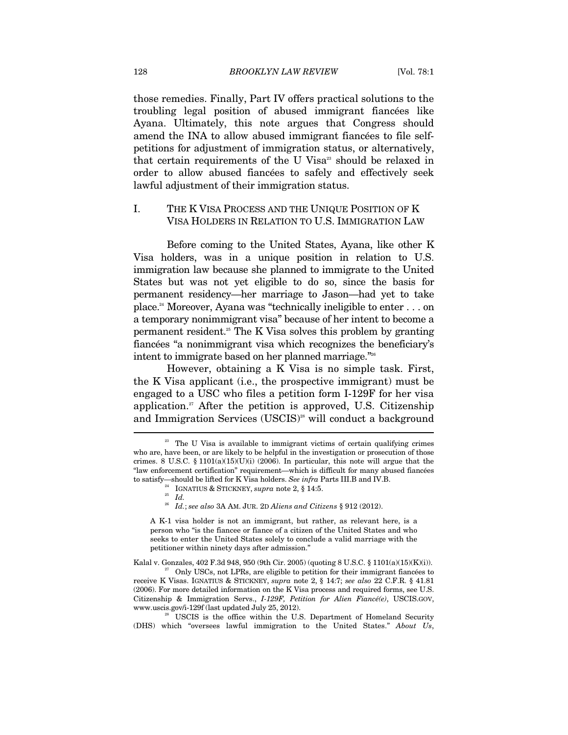those remedies. Finally, Part IV offers practical solutions to the troubling legal position of abused immigrant fiancées like Ayana. Ultimately, this note argues that Congress should amend the INA to allow abused immigrant fiancées to file self-petitions for adjustment of immigration status, or alternatively, that certain requirements of the U Visa[23] should be relaxed in order to allow abused fiancées to safely and effectively seek lawful adjustment of their immigration status.

## I. THE K VISA PROCESS AND THE UNIQUE POSITION OF K VISA HOLDERS IN RELATION TO U.S. IMMIGRATION LAW

Before coming to the United States, Ayana, like other K Visa holders, was in a unique position in relation to U.S. immigration law because she planned to immigrate to the United States but was not yet eligible to do so, since the basis for permanent residency—her marriage to Jason—had yet to take place.[24] Moreover, Ayana was "technically ineligible to enter . . . on a temporary nonimmigrant visa" because of her intent to become a permanent resident.[25] The K Visa solves this problem by granting fiancées "a nonimmigrant visa which recognizes the beneficiary's intent to immigrate based on her planned marriage."[26]

However, obtaining a K Visa is no simple task. First, the K Visa applicant (i.e., the prospective immigrant) must be engaged to a USC who files a petition form I-129F for her visa application.[27] After the petition is approved, U.S. Citizenship and Immigration Services (USCIS)[28] will conduct a background

---

[23] The U Visa is available to immigrant victims of certain qualifying crimes who are, have been, or are likely to be helpful in the investigation or prosecution of those crimes. 8 U.S.C. § 1101(a)(15)(U)(i) (2006). In particular, this note will argue that the "law enforcement certification" requirement—which is difficult for many abused fiancées to satisfy—should be lifted for K Visa holders. *See infra* Parts III.B and IV.B.

[24] IGNATIUS & STICKNEY, *supra* note 2, § 14:5.

[25] *Id.*

[26] *Id.*; *see also* 3A AM. JUR. 2D *Aliens and Citizens* § 912 (2012).

> A K-1 visa holder is not an immigrant, but rather, as relevant here, is a person who "is the fiancee or fiance of a citizen of the United States and who seeks to enter the United States solely to conclude a valid marriage with the petitioner within ninety days after admission."

Kalal v. Gonzales, 402 F.3d 948, 950 (9th Cir. 2005) (quoting 8 U.S.C. § 1101(a)(15)(K)(i)).

[27] Only USCs, not LPRs, are eligible to petition for their immigrant fiancées to receive K Visas. IGNATIUS & STICKNEY, *supra* note 2, § 14:7; *see also* 22 C.F.R. § 41.81 (2006). For more detailed information on the K Visa process and required forms, see U.S. Citizenship & Immigration Servs., *I-129F, Petition for Alien Fiancé(e)*, USCIS.GOV, www.uscis.gov/i-129f (last updated July 25, 2012).

[28] USCIS is the office within the U.S. Department of Homeland Security (DHS) which "oversees lawful immigration to the United States." *About Us*,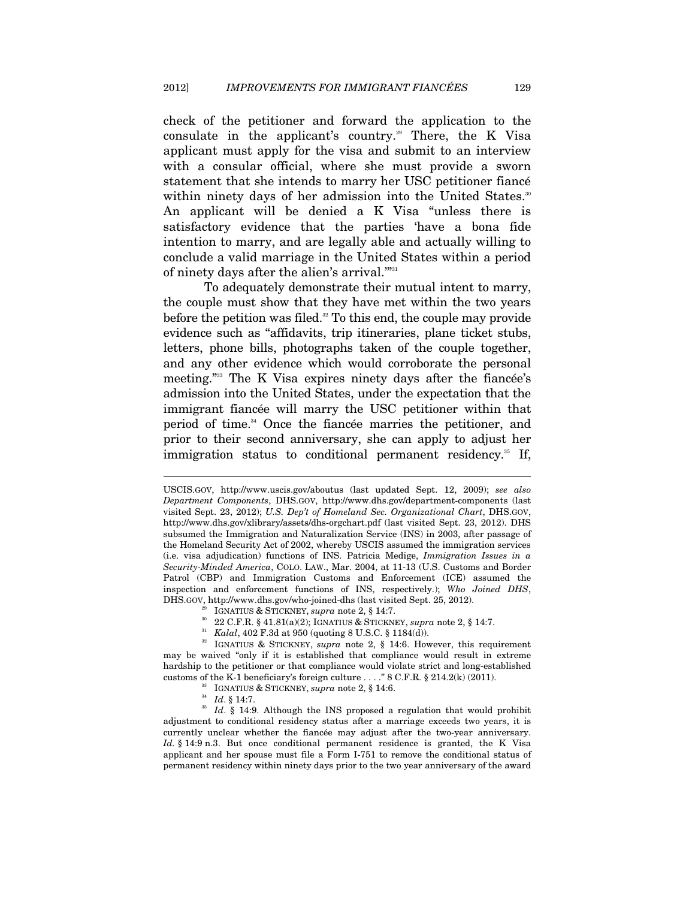check of the petitioner and forward the application to the consulate in the applicant's country.[29] There, the K Visa applicant must apply for the visa and submit to an interview with a consular official, where she must provide a sworn statement that she intends to marry her USC petitioner fiancé within ninety days of her admission into the United States.[30] An applicant will be denied a K Visa "unless there is satisfactory evidence that the parties 'have a bona fide intention to marry, and are legally able and actually willing to conclude a valid marriage in the United States within a period of ninety days after the alien's arrival.'"[31]

To adequately demonstrate their mutual intent to marry, the couple must show that they have met within the two years before the petition was filed.[32] To this end, the couple may provide evidence such as "affidavits, trip itineraries, plane ticket stubs, letters, phone bills, photographs taken of the couple together, and any other evidence which would corroborate the personal meeting."[33] The K Visa expires ninety days after the fiancée's admission into the United States, under the expectation that the immigrant fiancée will marry the USC petitioner within that period of time.[34] Once the fiancée marries the petitioner, and prior to their second anniversary, she can apply to adjust her immigration status to conditional permanent residency.[35] If,

---

USCIS.GOV, http://www.uscis.gov/aboutus (last updated Sept. 12, 2009); *see also Department Components*, DHS.GOV, http://www.dhs.gov/department-components (last visited Sept. 23, 2012); *U.S. Dep't of Homeland Sec. Organizational Chart*, DHS.GOV, http://www.dhs.gov/xlibrary/assets/dhs-orgchart.pdf (last visited Sept. 23, 2012). DHS subsumed the Immigration and Naturalization Service (INS) in 2003, after passage of the Homeland Security Act of 2002, whereby USCIS assumed the immigration services (i.e. visa adjudication) functions of INS. Patricia Medige, *Immigration Issues in a Security-Minded America*, COLO. LAW., Mar. 2004, at 11-13 (U.S. Customs and Border Patrol (CBP) and Immigration Customs and Enforcement (ICE) assumed the inspection and enforcement functions of INS, respectively.); *Who Joined DHS*, DHS.GOV, http://www.dhs.gov/who-joined-dhs (last visited Sept. 25, 2012).

[29] IGNATIUS & STICKNEY, *supra* note 2, § 14:7.

[30] 22 C.F.R. § 41.81(a)(2); IGNATIUS & STICKNEY, *supra* note 2, § 14:7.

[31] *Kalal*, 402 F.3d at 950 (quoting 8 U.S.C. § 1184(d)).

[32] IGNATIUS & STICKNEY, *supra* note 2, § 14:6. However, this requirement may be waived "only if it is established that compliance would result in extreme hardship to the petitioner or that compliance would violate strict and long-established customs of the K-1 beneficiary's foreign culture . . . ." 8 C.F.R. § 214.2(k) (2011).

[33] IGNATIUS & STICKNEY, *supra* note 2, § 14:6.

[34] *Id*. § 14:7.

[35] *Id*. § 14:9. Although the INS proposed a regulation that would prohibit adjustment to conditional residency status after a marriage exceeds two years, it is currently unclear whether the fiancée may adjust after the two-year anniversary. *Id.* § 14:9 n.3. But once conditional permanent residence is granted, the K Visa applicant and her spouse must file a Form I-751 to remove the conditional status of permanent residency within ninety days prior to the two year anniversary of the award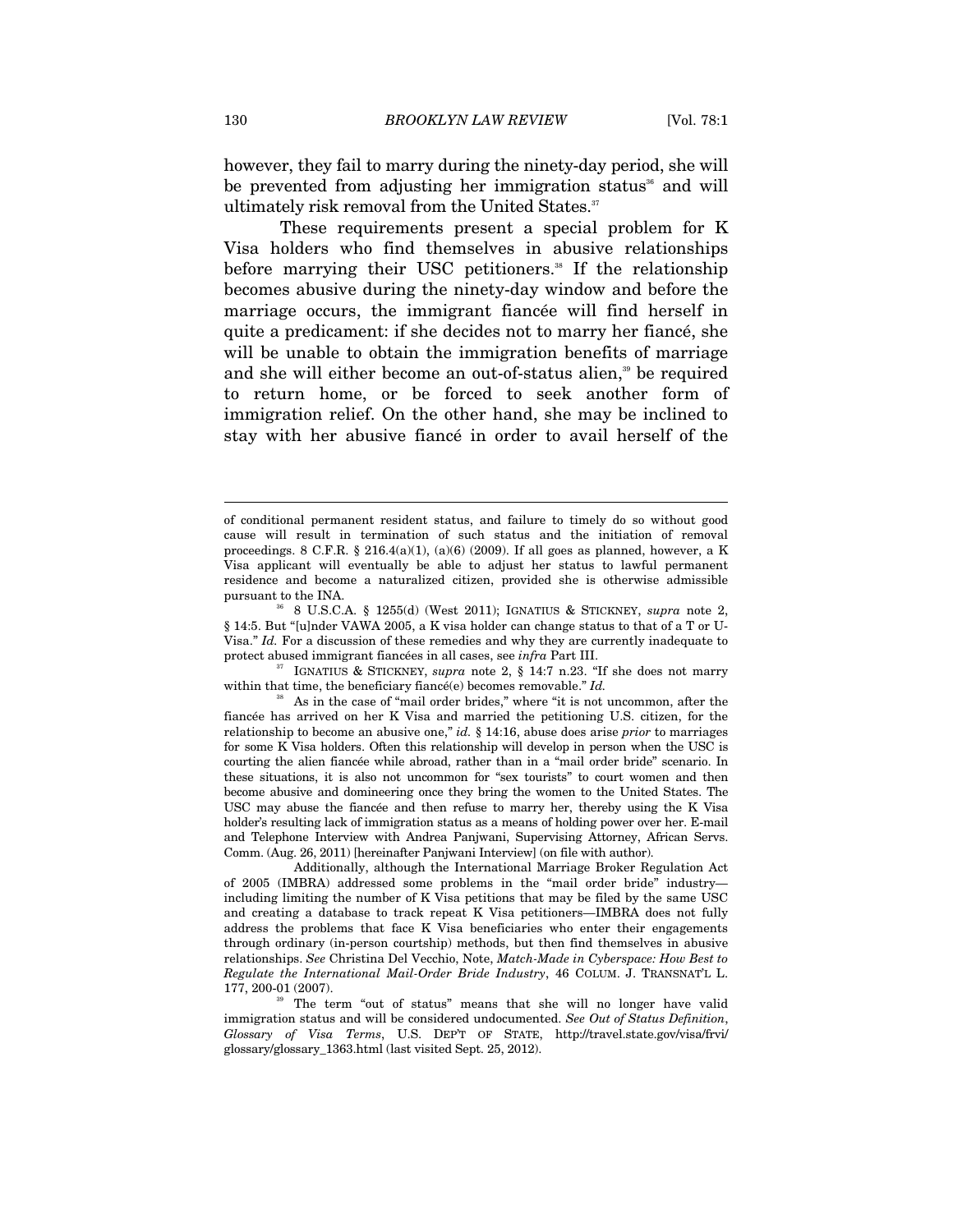however, they fail to marry during the ninety-day period, she will be prevented from adjusting her immigration status[36] and will ultimately risk removal from the United States.[37]

These requirements present a special problem for K Visa holders who find themselves in abusive relationships before marrying their USC petitioners.[38] If the relationship becomes abusive during the ninety-day window and before the marriage occurs, the immigrant fiancée will find herself in quite a predicament: if she decides not to marry her fiancé, she will be unable to obtain the immigration benefits of marriage and she will either become an out-of-status alien,[39] be required to return home, or be forced to seek another form of immigration relief. On the other hand, she may be inclined to stay with her abusive fiancé in order to avail herself of the

---

of conditional permanent resident status, and failure to timely do so without good cause will result in termination of such status and the initiation of removal proceedings. 8 C.F.R. § 216.4(a)(1), (a)(6) (2009). If all goes as planned, however, a K Visa applicant will eventually be able to adjust her status to lawful permanent residence and become a naturalized citizen, provided she is otherwise admissible pursuant to the INA.

[36] 8 U.S.C.A. § 1255(d) (West 2011); IGNATIUS & STICKNEY, *supra* note 2, § 14:5. But "[u]nder VAWA 2005, a K visa holder can change status to that of a T or U-Visa." *Id.* For a discussion of these remedies and why they are currently inadequate to protect abused immigrant fiancées in all cases, see *infra* Part III.

[37] IGNATIUS & STICKNEY, *supra* note 2, § 14:7 n.23. "If she does not marry within that time, the beneficiary fiancé(e) becomes removable." *Id.*

[38] As in the case of "mail order brides," where "it is not uncommon, after the fiancée has arrived on her K Visa and married the petitioning U.S. citizen, for the relationship to become an abusive one," *id.* § 14:16, abuse does arise *prior* to marriages for some K Visa holders. Often this relationship will develop in person when the USC is courting the alien fiancée while abroad, rather than in a "mail order bride" scenario. In these situations, it is also not uncommon for "sex tourists" to court women and then become abusive and domineering once they bring the women to the United States. The USC may abuse the fiancée and then refuse to marry her, thereby using the K Visa holder's resulting lack of immigration status as a means of holding power over her. E-mail and Telephone Interview with Andrea Panjwani, Supervising Attorney, African Servs. Comm. (Aug. 26, 2011) [hereinafter Panjwani Interview] (on file with author).

Additionally, although the International Marriage Broker Regulation Act of 2005 (IMBRA) addressed some problems in the "mail order bride" industry—including limiting the number of K Visa petitions that may be filed by the same USC and creating a database to track repeat K Visa petitioners—IMBRA does not fully address the problems that face K Visa beneficiaries who enter their engagements through ordinary (in-person courtship) methods, but then find themselves in abusive relationships. *See* Christina Del Vecchio, Note, *Match-Made in Cyberspace: How Best to Regulate the International Mail-Order Bride Industry*, 46 COLUM. J. TRANSNAT'L L. 177, 200-01 (2007).

[39] The term "out of status" means that she will no longer have valid immigration status and will be considered undocumented. *See Out of Status Definition*, *Glossary of Visa Terms*, U.S. DEP'T OF STATE, http://travel.state.gov/visa/frvi/glossary/glossary_1363.html (last visited Sept. 25, 2012).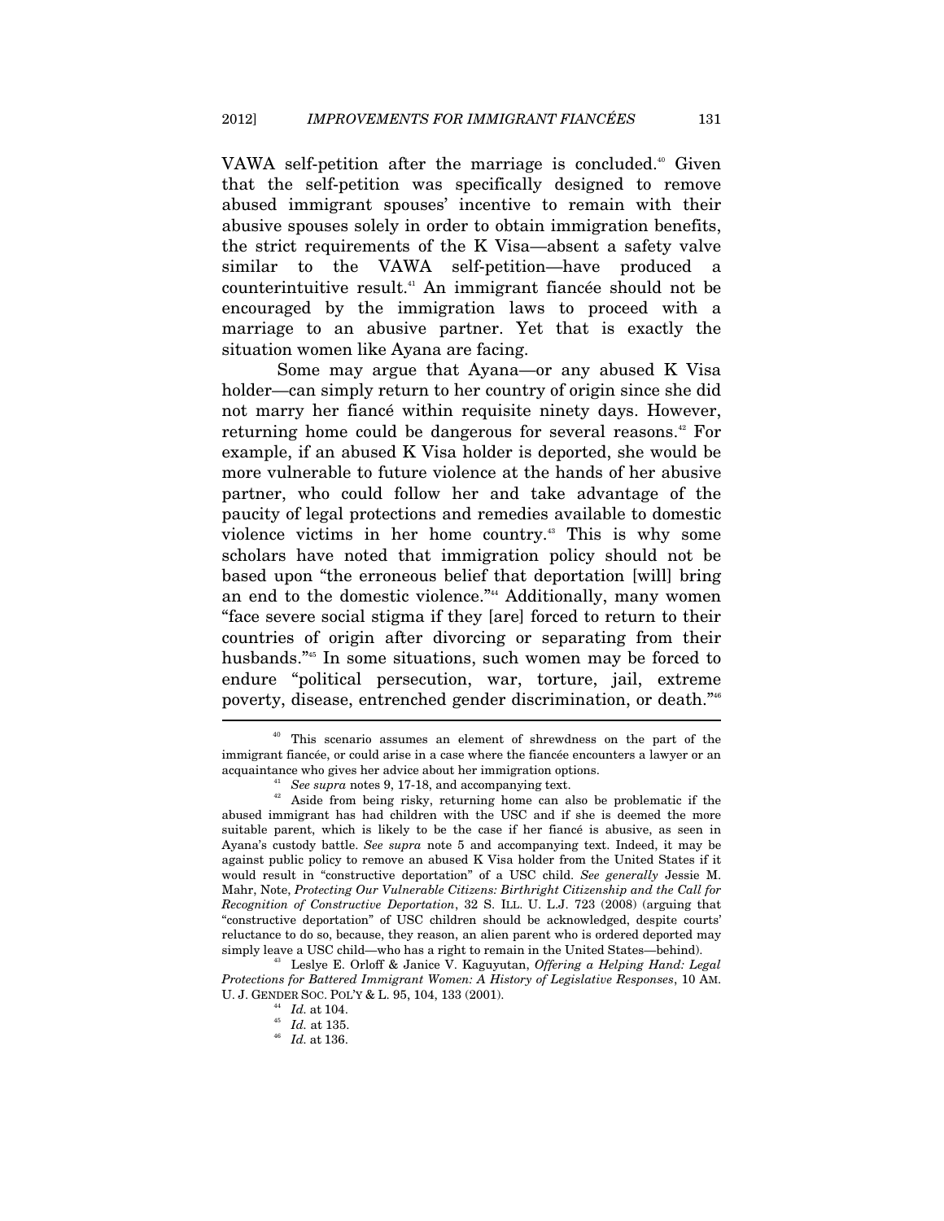VAWA self-petition after the marriage is concluded.[40] Given that the self-petition was specifically designed to remove abused immigrant spouses' incentive to remain with their abusive spouses solely in order to obtain immigration benefits, the strict requirements of the K Visa—absent a safety valve similar to the VAWA self-petition—have produced a counterintuitive result.[41] An immigrant fiancée should not be encouraged by the immigration laws to proceed with a marriage to an abusive partner. Yet that is exactly the situation women like Ayana are facing.

Some may argue that Ayana—or any abused K Visa holder—can simply return to her country of origin since she did not marry her fiancé within requisite ninety days. However, returning home could be dangerous for several reasons.[42] For example, if an abused K Visa holder is deported, she would be more vulnerable to future violence at the hands of her abusive partner, who could follow her and take advantage of the paucity of legal protections and remedies available to domestic violence victims in her home country.[43] This is why some scholars have noted that immigration policy should not be based upon "the erroneous belief that deportation [will] bring an end to the domestic violence."[44] Additionally, many women "face severe social stigma if they [are] forced to return to their countries of origin after divorcing or separating from their husbands."[45] In some situations, such women may be forced to endure "political persecution, war, torture, jail, extreme poverty, disease, entrenched gender discrimination, or death."[46]

---

[40] This scenario assumes an element of shrewdness on the part of the immigrant fiancée, or could arise in a case where the fiancée encounters a lawyer or an acquaintance who gives her advice about her immigration options.

[41] *See supra* notes 9, 17-18, and accompanying text.

[42] Aside from being risky, returning home can also be problematic if the abused immigrant has had children with the USC and if she is deemed the more suitable parent, which is likely to be the case if her fiancé is abusive, as seen in Ayana's custody battle. *See supra* note 5 and accompanying text. Indeed, it may be against public policy to remove an abused K Visa holder from the United States if it would result in "constructive deportation" of a USC child. *See generally* Jessie M. Mahr, Note, *Protecting Our Vulnerable Citizens: Birthright Citizenship and the Call for Recognition of Constructive Deportation*, 32 S. ILL. U. L.J. 723 (2008) (arguing that "constructive deportation" of USC children should be acknowledged, despite courts' reluctance to do so, because, they reason, an alien parent who is ordered deported may simply leave a USC child—who has a right to remain in the United States—behind).

[43] Leslye E. Orloff & Janice V. Kaguyutan, *Offering a Helping Hand: Legal Protections for Battered Immigrant Women: A History of Legislative Responses*, 10 AM. U. J. GENDER SOC. POL'Y & L. 95, 104, 133 (2001).

[44] *Id.* at 104.

[45] *Id.* at 135.

[46] *Id.* at 136.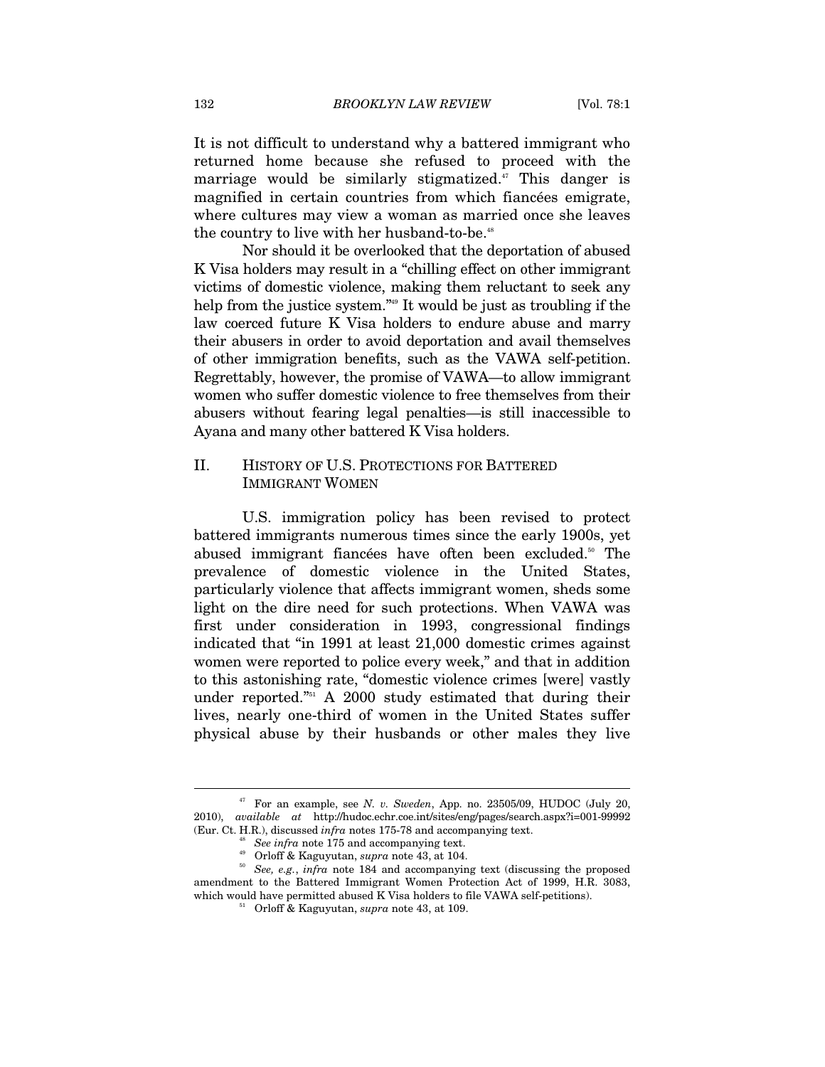It is not difficult to understand why a battered immigrant who returned home because she refused to proceed with the marriage would be similarly stigmatized.[47] This danger is magnified in certain countries from which fiancées emigrate, where cultures may view a woman as married once she leaves the country to live with her husband-to-be.[48]

Nor should it be overlooked that the deportation of abused K Visa holders may result in a "chilling effect on other immigrant victims of domestic violence, making them reluctant to seek any help from the justice system."[49] It would be just as troubling if the law coerced future K Visa holders to endure abuse and marry their abusers in order to avoid deportation and avail themselves of other immigration benefits, such as the VAWA self-petition. Regrettably, however, the promise of VAWA—to allow immigrant women who suffer domestic violence to free themselves from their abusers without fearing legal penalties—is still inaccessible to Ayana and many other battered K Visa holders.

## II. HISTORY OF U.S. PROTECTIONS FOR BATTERED IMMIGRANT WOMEN

U.S. immigration policy has been revised to protect battered immigrants numerous times since the early 1900s, yet abused immigrant fiancées have often been excluded.[50] The prevalence of domestic violence in the United States, particularly violence that affects immigrant women, sheds some light on the dire need for such protections. When VAWA was first under consideration in 1993, congressional findings indicated that "in 1991 at least 21,000 domestic crimes against women were reported to police every week," and that in addition to this astonishing rate, "domestic violence crimes [were] vastly under reported."[51] A 2000 study estimated that during their lives, nearly one-third of women in the United States suffer physical abuse by their husbands or other males they live

---

[47] For an example, see *N. v. Sweden*, App. no. 23505/09, HUDOC (July 20, 2010), *available at* http://hudoc.echr.coe.int/sites/eng/pages/search.aspx?i=001-99992 (Eur. Ct. H.R.), discussed *infra* notes 175-78 and accompanying text.

[48] *See infra* note 175 and accompanying text.

[49] Orloff & Kaguyutan, *supra* note 43, at 104.

[50] *See, e.g.*, *infra* note 184 and accompanying text (discussing the proposed amendment to the Battered Immigrant Women Protection Act of 1999, H.R. 3083, which would have permitted abused K Visa holders to file VAWA self-petitions).

[51] Orloff & Kaguyutan, *supra* note 43, at 109.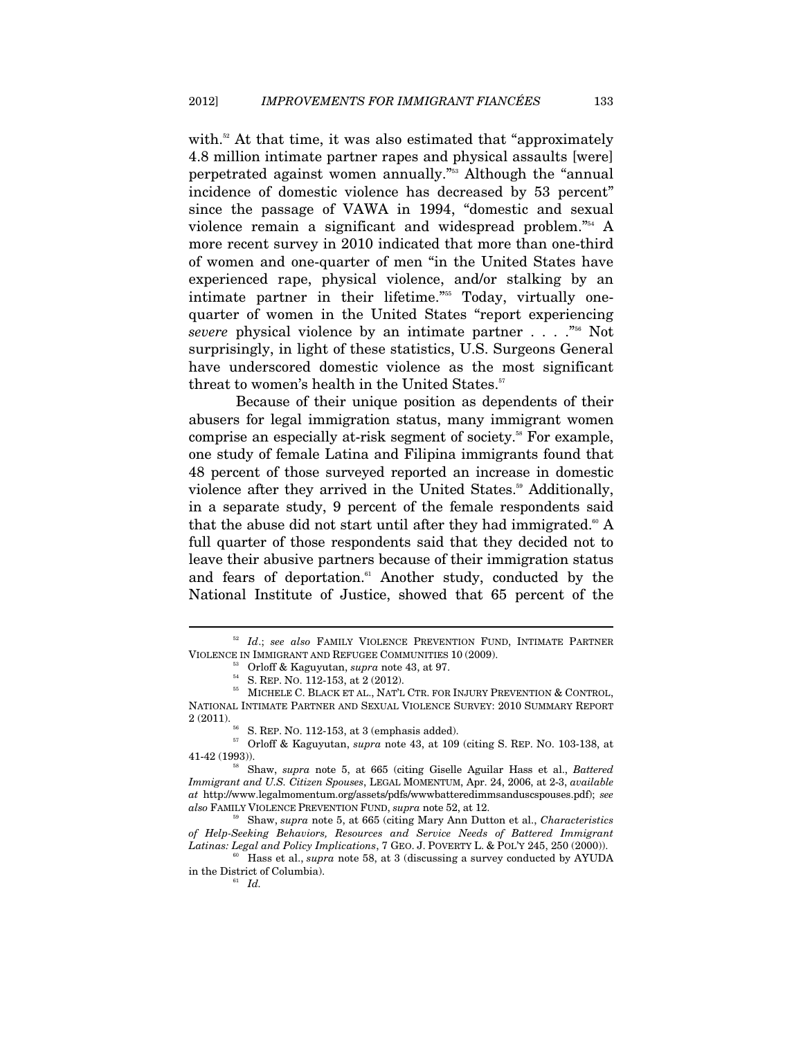with.[52] At that time, it was also estimated that "approximately 4.8 million intimate partner rapes and physical assaults [were] perpetrated against women annually."[53] Although the "annual incidence of domestic violence has decreased by 53 percent" since the passage of VAWA in 1994, "domestic and sexual violence remain a significant and widespread problem."[54] A more recent survey in 2010 indicated that more than one-third of women and one-quarter of men "in the United States have experienced rape, physical violence, and/or stalking by an intimate partner in their lifetime."[55] Today, virtually one-quarter of women in the United States "report experiencing *severe* physical violence by an intimate partner . . . ."[56] Not surprisingly, in light of these statistics, U.S. Surgeons General have underscored domestic violence as the most significant threat to women's health in the United States.[57]

Because of their unique position as dependents of their abusers for legal immigration status, many immigrant women comprise an especially at-risk segment of society.[58] For example, one study of female Latina and Filipina immigrants found that 48 percent of those surveyed reported an increase in domestic violence after they arrived in the United States.[59] Additionally, in a separate study, 9 percent of the female respondents said that the abuse did not start until after they had immigrated.[60] A full quarter of those respondents said that they decided not to leave their abusive partners because of their immigration status and fears of deportation.[61] Another study, conducted by the National Institute of Justice, showed that 65 percent of the

---

[52] *Id*.; *see also* FAMILY VIOLENCE PREVENTION FUND, INTIMATE PARTNER VIOLENCE IN IMMIGRANT AND REFUGEE COMMUNITIES 10 (2009).

[53] Orloff & Kaguyutan, *supra* note 43, at 97.

[54] S. REP. NO. 112-153, at 2 (2012).

[55] MICHELE C. BLACK ET AL., NAT'L CTR. FOR INJURY PREVENTION & CONTROL, NATIONAL INTIMATE PARTNER AND SEXUAL VIOLENCE SURVEY: 2010 SUMMARY REPORT 2 (2011).

[56] S. REP. NO. 112-153, at 3 (emphasis added).

[57] Orloff & Kaguyutan, *supra* note 43, at 109 (citing S. REP. NO. 103-138, at 41-42 (1993)).

[58] Shaw, *supra* note 5, at 665 (citing Giselle Aguilar Hass et al., *Battered Immigrant and U.S. Citizen Spouses*, LEGAL MOMENTUM, Apr. 24, 2006, at 2-3, *available at* http://www.legalmomentum.org/assets/pdfs/wwwbatteredimmsanduscspouses.pdf); *see also* FAMILY VIOLENCE PREVENTION FUND, *supra* note 52, at 12.

[59] Shaw, *supra* note 5, at 665 (citing Mary Ann Dutton et al., *Characteristics of Help-Seeking Behaviors, Resources and Service Needs of Battered Immigrant Latinas: Legal and Policy Implications*, 7 GEO. J. POVERTY L. & POL'Y 245, 250 (2000)).

[60] Hass et al., *supra* note 58, at 3 (discussing a survey conducted by AYUDA in the District of Columbia).

[61] *Id.*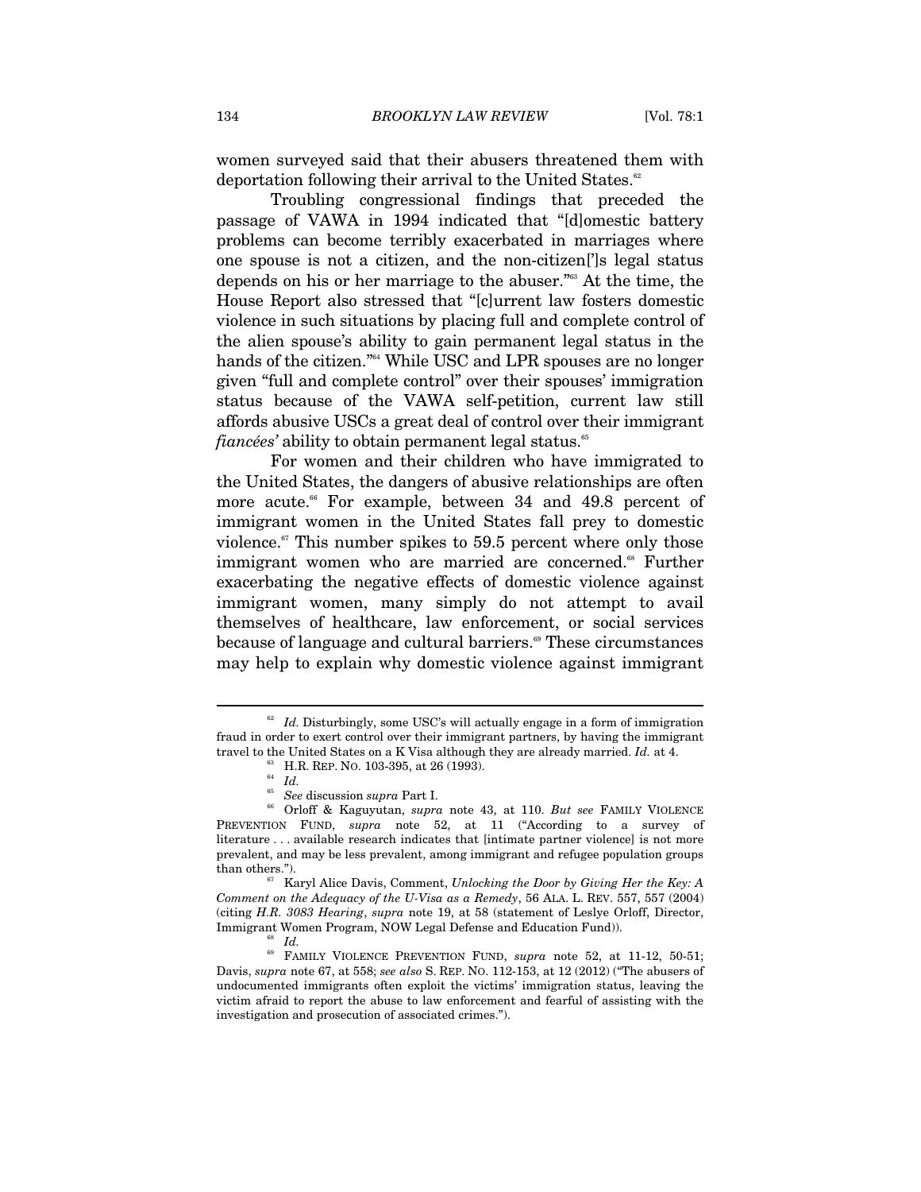women surveyed said that their abusers threatened them with deportation following their arrival to the United States.[62]

Troubling congressional findings that preceded the passage of VAWA in 1994 indicated that "[d]omestic battery problems can become terribly exacerbated in marriages where one spouse is not a citizen, and the non-citizen[']s legal status depends on his or her marriage to the abuser."[63] At the time, the House Report also stressed that "[c]urrent law fosters domestic violence in such situations by placing full and complete control of the alien spouse's ability to gain permanent legal status in the hands of the citizen."[64] While USC and LPR spouses are no longer given "full and complete control" over their spouses' immigration status because of the VAWA self-petition, current law still affords abusive USCs a great deal of control over their immigrant *fiancées'* ability to obtain permanent legal status.[65]

For women and their children who have immigrated to the United States, the dangers of abusive relationships are often more acute.[66] For example, between 34 and 49.8 percent of immigrant women in the United States fall prey to domestic violence.[67] This number spikes to 59.5 percent where only those immigrant women who are married are concerned.[68] Further exacerbating the negative effects of domestic violence against immigrant women, many simply do not attempt to avail themselves of healthcare, law enforcement, or social services because of language and cultural barriers.[69] These circumstances may help to explain why domestic violence against immigrant

---

[62] *Id.* Disturbingly, some USC's will actually engage in a form of immigration fraud in order to exert control over their immigrant partners, by having the immigrant travel to the United States on a K Visa although they are already married. *Id.* at 4.

[63] H.R. REP. NO. 103-395, at 26 (1993).

[64] *Id.*

[65] *See* discussion *supra* Part I.

[66] Orloff & Kaguyutan, *supra* note 43, at 110. *But see* FAMILY VIOLENCE PREVENTION FUND, *supra* note 52, at 11 ("According to a survey of literature . . . available research indicates that [intimate partner violence] is not more prevalent, and may be less prevalent, among immigrant and refugee population groups than others.").

[67] Karyl Alice Davis, Comment, *Unlocking the Door by Giving Her the Key: A Comment on the Adequacy of the U-Visa as a Remedy*, 56 ALA. L. REV. 557, 557 (2004) (citing *H.R. 3083 Hearing*, *supra* note 19, at 58 (statement of Leslye Orloff, Director, Immigrant Women Program, NOW Legal Defense and Education Fund)).

[68] *Id.*

[69] FAMILY VIOLENCE PREVENTION FUND, *supra* note 52, at 11-12, 50-51; Davis, *supra* note 67, at 558; *see also* S. REP. NO. 112-153, at 12 (2012) ("The abusers of undocumented immigrants often exploit the victims' immigration status, leaving the victim afraid to report the abuse to law enforcement and fearful of assisting with the investigation and prosecution of associated crimes.").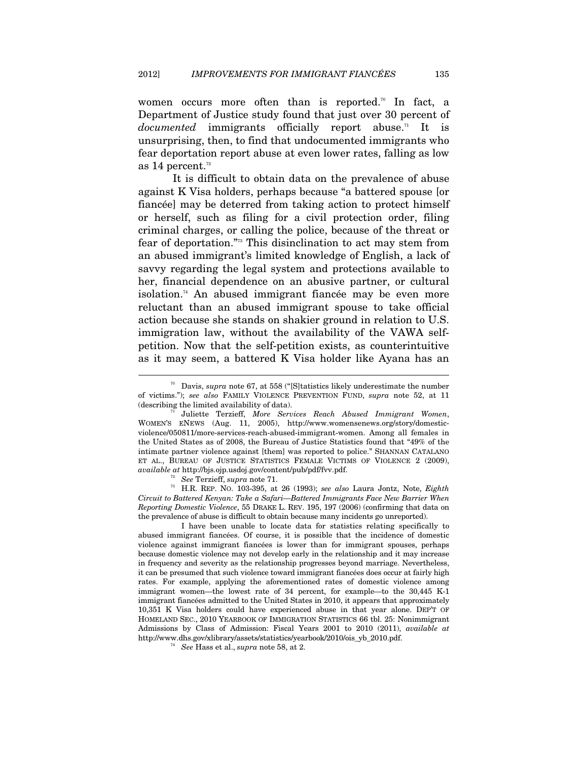women occurs more often than is reported.[70] In fact, a Department of Justice study found that just over 30 percent of *documented* immigrants officially report abuse.[71] It is unsurprising, then, to find that undocumented immigrants who fear deportation report abuse at even lower rates, falling as low as 14 percent.[72]

It is difficult to obtain data on the prevalence of abuse against K Visa holders, perhaps because "a battered spouse [or fiancée] may be deterred from taking action to protect himself or herself, such as filing for a civil protection order, filing criminal charges, or calling the police, because of the threat or fear of deportation."[73] This disinclination to act may stem from an abused immigrant's limited knowledge of English, a lack of savvy regarding the legal system and protections available to her, financial dependence on an abusive partner, or cultural isolation.[74] An abused immigrant fiancée may be even more reluctant than an abused immigrant spouse to take official action because she stands on shakier ground in relation to U.S. immigration law, without the availability of the VAWA self-petition. Now that the self-petition exists, as counterintuitive as it may seem, a battered K Visa holder like Ayana has an

---

[70] Davis, *supra* note 67, at 558 ("[S]tatistics likely underestimate the number of victims."); *see also* FAMILY VIOLENCE PREVENTION FUND, *supra* note 52, at 11 (describing the limited availability of data).

[71] Juliette Terzieff, *More Services Reach Abused Immigrant Women*, WOMEN'S ENEWS (Aug. 11, 2005), http://www.womensenews.org/story/domestic-violence/050811/more-services-reach-abused-immigrant-women. Among all females in the United States as of 2008, the Bureau of Justice Statistics found that "49% of the intimate partner violence against [them] was reported to police." SHANNAN CATALANO ET AL., BUREAU OF JUSTICE STATISTICS FEMALE VICTIMS OF VIOLENCE 2 (2009), *available at* http://bjs.ojp.usdoj.gov/content/pub/pdf/fvv.pdf.

[72] *See* Terzieff, *supra* note 71.

[73] H.R. REP. NO. 103-395, at 26 (1993); *see also* Laura Jontz, Note, *Eighth Circuit to Battered Kenyan: Take a Safari—Battered Immigrants Face New Barrier When Reporting Domestic Violence*, 55 DRAKE L. REV. 195, 197 (2006) (confirming that data on the prevalence of abuse is difficult to obtain because many incidents go unreported).

I have been unable to locate data for statistics relating specifically to abused immigrant fiancées. Of course, it is possible that the incidence of domestic violence against immigrant fiancées is lower than for immigrant spouses, perhaps because domestic violence may not develop early in the relationship and it may increase in frequency and severity as the relationship progresses beyond marriage. Nevertheless, it can be presumed that such violence toward immigrant fiancées does occur at fairly high rates. For example, applying the aforementioned rates of domestic violence among immigrant women—the lowest rate of 34 percent, for example—to the 30,445 K-1 immigrant fiancées admitted to the United States in 2010, it appears that approximately 10,351 K Visa holders could have experienced abuse in that year alone. DEP'T OF HOMELAND SEC., 2010 YEARBOOK OF IMMIGRATION STATISTICS 66 tbl. 25: Nonimmigrant Admissions by Class of Admission: Fiscal Years 2001 to 2010 (2011), *available at* http://www.dhs.gov/xlibrary/assets/statistics/yearbook/2010/ois_yb_2010.pdf.

[74] *See* Hass et al., *supra* note 58, at 2.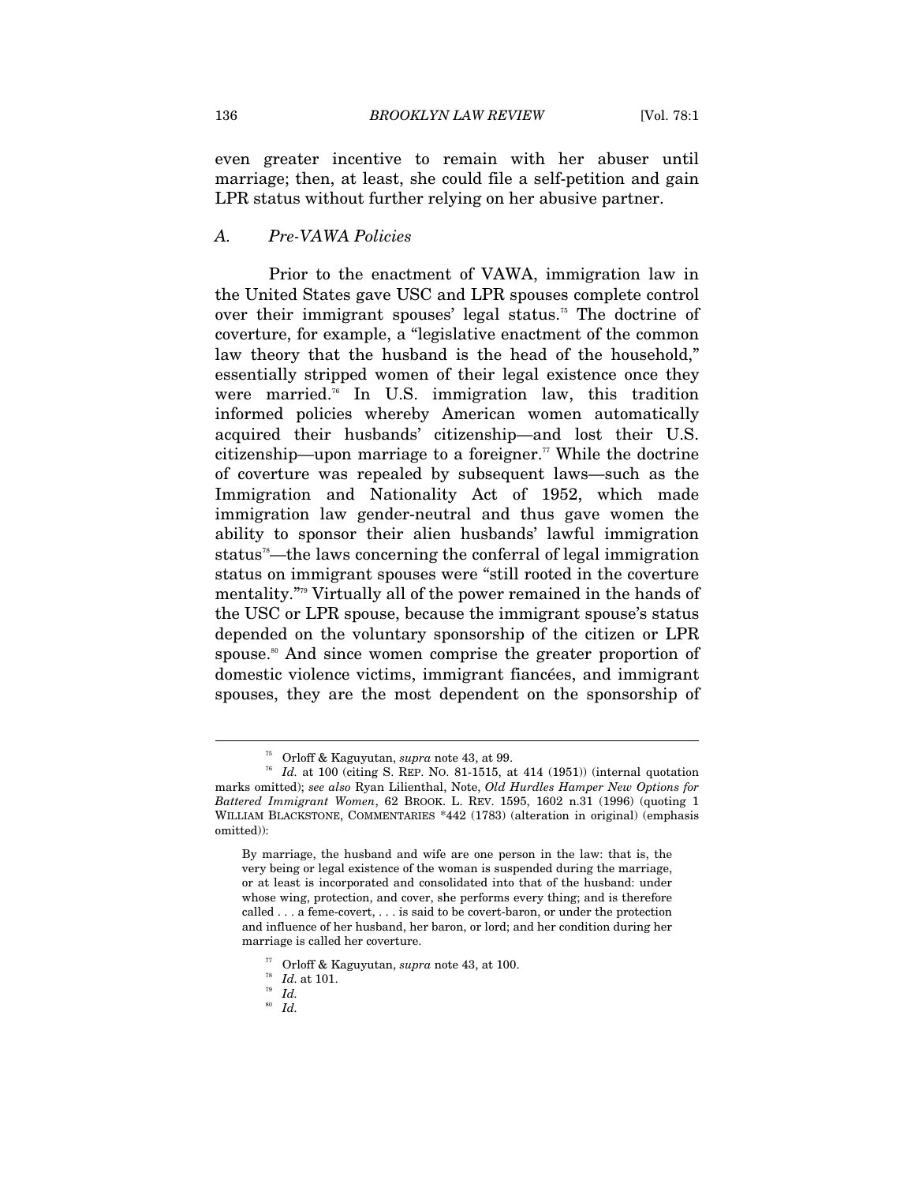even greater incentive to remain with her abuser until marriage; then, at least, she could file a self-petition and gain LPR status without further relying on her abusive partner.

### A. *Pre-VAWA Policies*

Prior to the enactment of VAWA, immigration law in the United States gave USC and LPR spouses complete control over their immigrant spouses' legal status.[75] The doctrine of coverture, for example, a "legislative enactment of the common law theory that the husband is the head of the household," essentially stripped women of their legal existence once they were married.[76] In U.S. immigration law, this tradition informed policies whereby American women automatically acquired their husbands' citizenship—and lost their U.S. citizenship—upon marriage to a foreigner.[77] While the doctrine of coverture was repealed by subsequent laws—such as the Immigration and Nationality Act of 1952, which made immigration law gender-neutral and thus gave women the ability to sponsor their alien husbands' lawful immigration status[78]—the laws concerning the conferral of legal immigration status on immigrant spouses were "still rooted in the coverture mentality."[79] Virtually all of the power remained in the hands of the USC or LPR spouse, because the immigrant spouse's status depended on the voluntary sponsorship of the citizen or LPR spouse.[80] And since women comprise the greater proportion of domestic violence victims, immigrant fiancées, and immigrant spouses, they are the most dependent on the sponsorship of

---

[75] Orloff & Kaguyutan, *supra* note 43, at 99.

[76] *Id.* at 100 (citing S. REP. NO. 81-1515, at 414 (1951)) (internal quotation marks omitted); *see also* Ryan Lilienthal, Note, *Old Hurdles Hamper New Options for Battered Immigrant Women*, 62 BROOK. L. REV. 1595, 1602 n.31 (1996) (quoting 1 WILLIAM BLACKSTONE, COMMENTARIES \*442 (1783) (alteration in original) (emphasis omitted)):

> By marriage, the husband and wife are one person in the law: that is, the very being or legal existence of the woman is suspended during the marriage, or at least is incorporated and consolidated into that of the husband: under whose wing, protection, and cover, she performs every thing; and is therefore called . . . a feme-covert, . . . is said to be covert-baron, or under the protection and influence of her husband, her baron, or lord; and her condition during her marriage is called her coverture.

[77] Orloff & Kaguyutan, *supra* note 43, at 100.

[78] *Id.* at 101.

[79] *Id.*

[80] *Id.*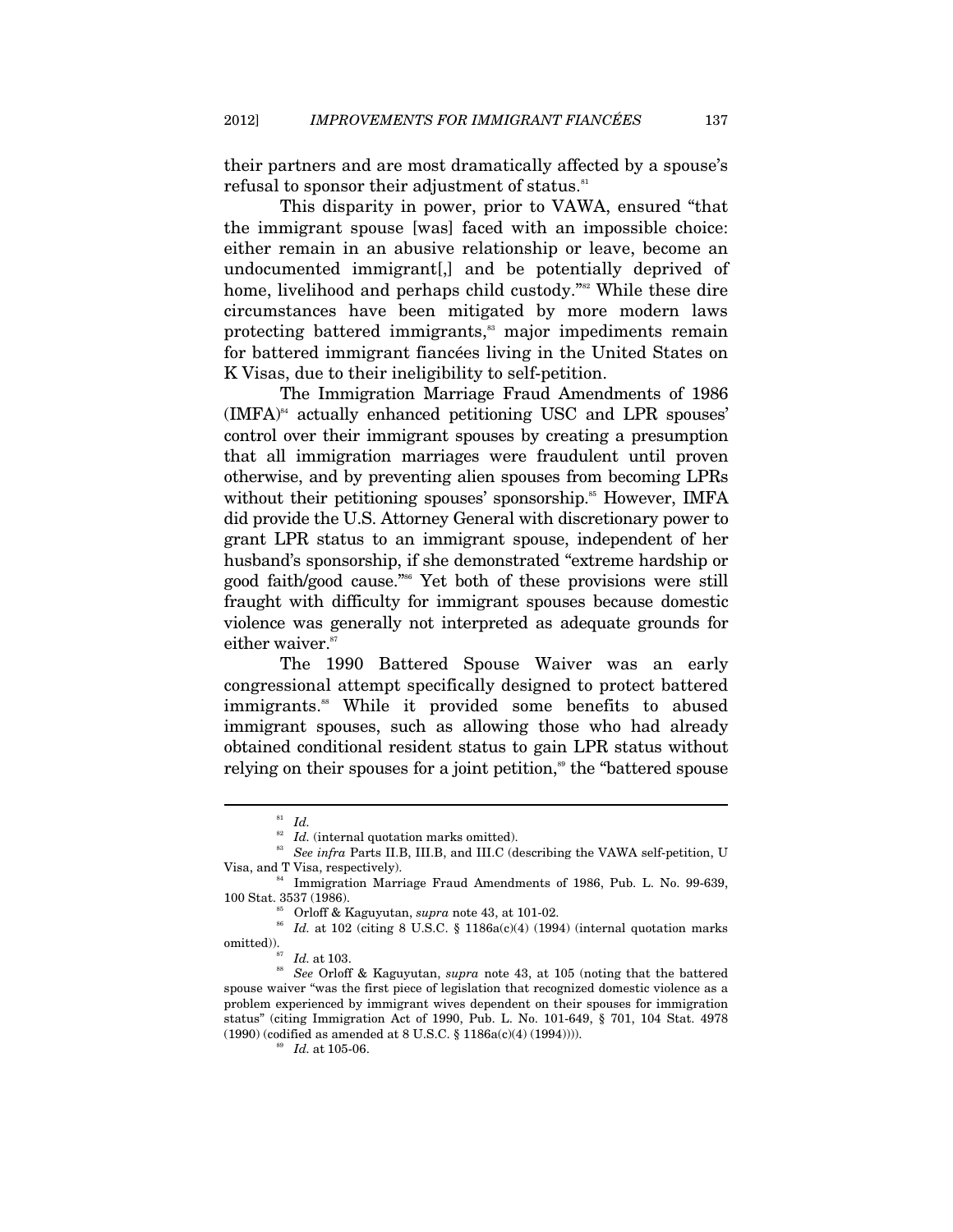their partners and are most dramatically affected by a spouse's refusal to sponsor their adjustment of status.[81]

This disparity in power, prior to VAWA, ensured "that the immigrant spouse [was] faced with an impossible choice: either remain in an abusive relationship or leave, become an undocumented immigrant[,] and be potentially deprived of home, livelihood and perhaps child custody."[82] While these dire circumstances have been mitigated by more modern laws protecting battered immigrants,[83] major impediments remain for battered immigrant fiancées living in the United States on K Visas, due to their ineligibility to self-petition.

The Immigration Marriage Fraud Amendments of 1986 (IMFA)[84] actually enhanced petitioning USC and LPR spouses' control over their immigrant spouses by creating a presumption that all immigration marriages were fraudulent until proven otherwise, and by preventing alien spouses from becoming LPRs without their petitioning spouses' sponsorship.[85] However, IMFA did provide the U.S. Attorney General with discretionary power to grant LPR status to an immigrant spouse, independent of her husband's sponsorship, if she demonstrated "extreme hardship or good faith/good cause."[86] Yet both of these provisions were still fraught with difficulty for immigrant spouses because domestic violence was generally not interpreted as adequate grounds for either waiver.[87]

The 1990 Battered Spouse Waiver was an early congressional attempt specifically designed to protect battered immigrants.[88] While it provided some benefits to abused immigrant spouses, such as allowing those who had already obtained conditional resident status to gain LPR status without relying on their spouses for a joint petition,[89] the "battered spouse

---

[81] *Id.*

[82] *Id.* (internal quotation marks omitted).

[83] *See infra* Parts II.B, III.B, and III.C (describing the VAWA self-petition, U Visa, and T Visa, respectively).

[84] Immigration Marriage Fraud Amendments of 1986, Pub. L. No. 99-639, 100 Stat. 3537 (1986).

[85] Orloff & Kaguyutan, *supra* note 43, at 101-02.

[86] *Id.* at 102 (citing 8 U.S.C. § 1186a(c)(4) (1994) (internal quotation marks omitted)).

[87] *Id.* at 103.

[88] *See* Orloff & Kaguyutan, *supra* note 43, at 105 (noting that the battered spouse waiver "was the first piece of legislation that recognized domestic violence as a problem experienced by immigrant wives dependent on their spouses for immigration status" (citing Immigration Act of 1990, Pub. L. No. 101-649, § 701, 104 Stat. 4978 (1990) (codified as amended at 8 U.S.C. § 1186a(c)(4) (1994)))).

[89] *Id.* at 105-06.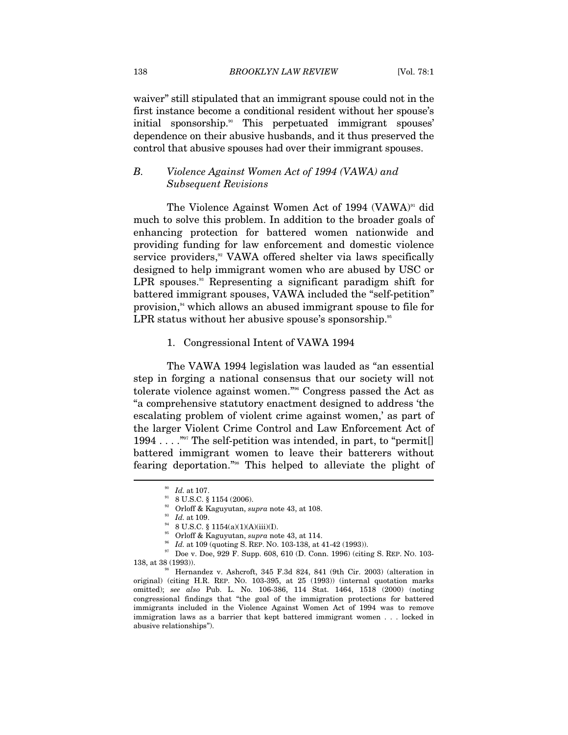waiver" still stipulated that an immigrant spouse could not in the first instance become a conditional resident without her spouse's initial sponsorship.[90] This perpetuated immigrant spouses' dependence on their abusive husbands, and it thus preserved the control that abusive spouses had over their immigrant spouses.

### B. *Violence Against Women Act of 1994 (VAWA) and Subsequent Revisions*

The Violence Against Women Act of 1994 (VAWA)[91] did much to solve this problem. In addition to the broader goals of enhancing protection for battered women nationwide and providing funding for law enforcement and domestic violence service providers,[92] VAWA offered shelter via laws specifically designed to help immigrant women who are abused by USC or LPR spouses.[93] Representing a significant paradigm shift for battered immigrant spouses, VAWA included the "self-petition" provision,[94] which allows an abused immigrant spouse to file for LPR status without her abusive spouse's sponsorship.[95]

#### 1. Congressional Intent of VAWA 1994

The VAWA 1994 legislation was lauded as "an essential step in forging a national consensus that our society will not tolerate violence against women."[96] Congress passed the Act as "a comprehensive statutory enactment designed to address 'the escalating problem of violent crime against women,' as part of the larger Violent Crime Control and Law Enforcement Act of 1994 . . . ."[97] The self-petition was intended, in part, to "permit[] battered immigrant women to leave their batterers without fearing deportation."[98] This helped to alleviate the plight of

---

[90] *Id.* at 107.

[91] 8 U.S.C. § 1154 (2006).

[92] Orloff & Kaguyutan, *supra* note 43, at 108.

[93] *Id.* at 109.

[94] 8 U.S.C. § 1154(a)(1)(A)(iii)(I).

[95] Orloff & Kaguyutan, *supra* note 43, at 114.

[96] *Id.* at 109 (quoting S. REP. NO. 103-138, at 41-42 (1993)).

[97] Doe v. Doe, 929 F. Supp. 608, 610 (D. Conn. 1996) (citing S. REP. NO. 103-138, at 38 (1993)).

[98] Hernandez v. Ashcroft, 345 F.3d 824, 841 (9th Cir. 2003) (alteration in original) (citing H.R. REP. NO. 103-395, at 25 (1993)) (internal quotation marks omitted); *see also* Pub. L. No. 106-386, 114 Stat. 1464, 1518 (2000) (noting congressional findings that "the goal of the immigration protections for battered immigrants included in the Violence Against Women Act of 1994 was to remove immigration laws as a barrier that kept battered immigrant women . . . locked in abusive relationships").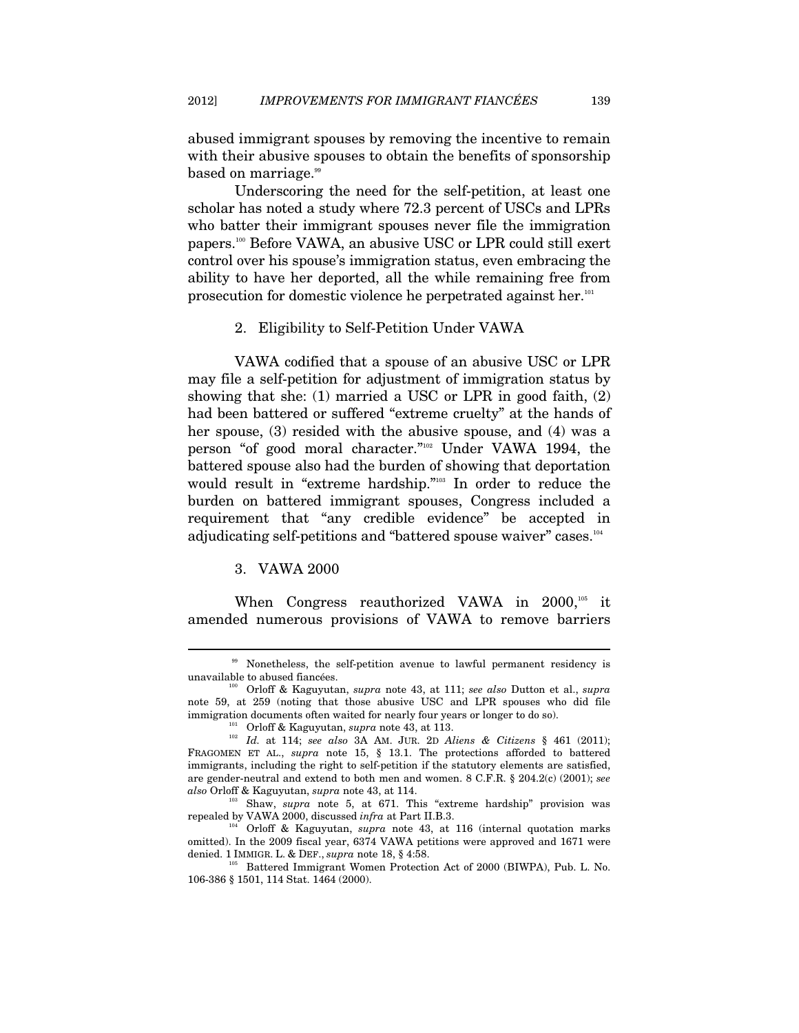abused immigrant spouses by removing the incentive to remain with their abusive spouses to obtain the benefits of sponsorship based on marriage.[99]

Underscoring the need for the self-petition, at least one scholar has noted a study where 72.3 percent of USCs and LPRs who batter their immigrant spouses never file the immigration papers.[100] Before VAWA, an abusive USC or LPR could still exert control over his spouse's immigration status, even embracing the ability to have her deported, all the while remaining free from prosecution for domestic violence he perpetrated against her.[101]

### 2. Eligibility to Self-Petition Under VAWA

VAWA codified that a spouse of an abusive USC or LPR may file a self-petition for adjustment of immigration status by showing that she: (1) married a USC or LPR in good faith, (2) had been battered or suffered "extreme cruelty" at the hands of her spouse, (3) resided with the abusive spouse, and (4) was a person "of good moral character."[102] Under VAWA 1994, the battered spouse also had the burden of showing that deportation would result in "extreme hardship."[103] In order to reduce the burden on battered immigrant spouses, Congress included a requirement that "any credible evidence" be accepted in adjudicating self-petitions and "battered spouse waiver" cases.[104]

### 3. VAWA 2000

When Congress reauthorized VAWA in 2000,[105] it amended numerous provisions of VAWA to remove barriers

---

[99] Nonetheless, the self-petition avenue to lawful permanent residency is unavailable to abused fiancées.

[100] Orloff & Kaguyutan, *supra* note 43, at 111; *see also* Dutton et al., *supra* note 59, at 259 (noting that those abusive USC and LPR spouses who did file immigration documents often waited for nearly four years or longer to do so).

[101] Orloff & Kaguyutan, *supra* note 43, at 113.

[102] *Id.* at 114; *see also* 3A AM. JUR. 2D *Aliens & Citizens* § 461 (2011); FRAGOMEN ET AL., *supra* note 15, § 13.1. The protections afforded to battered immigrants, including the right to self-petition if the statutory elements are satisfied, are gender-neutral and extend to both men and women. 8 C.F.R. § 204.2(c) (2001); *see also* Orloff & Kaguyutan, *supra* note 43, at 114.

[103] Shaw, *supra* note 5, at 671. This "extreme hardship" provision was repealed by VAWA 2000, discussed *infra* at Part II.B.3.

[104] Orloff & Kaguyutan, *supra* note 43, at 116 (internal quotation marks omitted). In the 2009 fiscal year, 6374 VAWA petitions were approved and 1671 were denied. 1 IMMIGR. L. & DEF., *supra* note 18, § 4:58.

[105] Battered Immigrant Women Protection Act of 2000 (BIWPA), Pub. L. No. 106-386 § 1501, 114 Stat. 1464 (2000).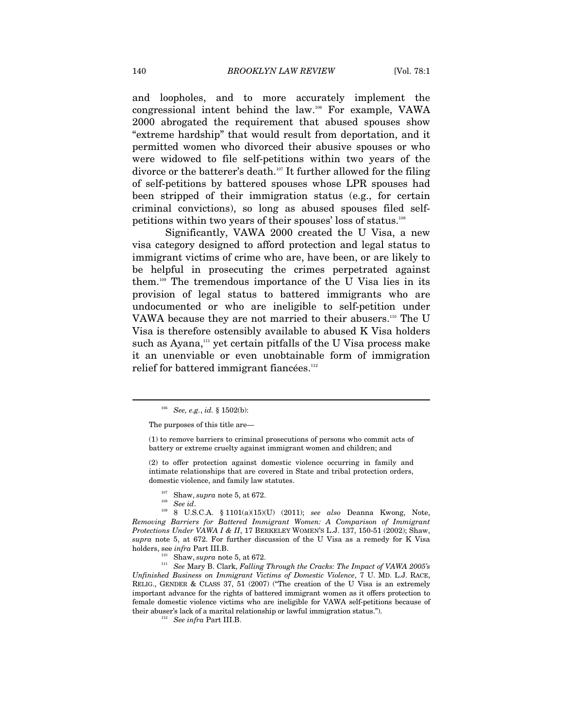and loopholes, and to more accurately implement the congressional intent behind the law.[106] For example, VAWA 2000 abrogated the requirement that abused spouses show "extreme hardship" that would result from deportation, and it permitted women who divorced their abusive spouses or who were widowed to file self-petitions within two years of the divorce or the batterer's death.[107] It further allowed for the filing of self-petitions by battered spouses whose LPR spouses had been stripped of their immigration status (e.g., for certain criminal convictions), so long as abused spouses filed self-petitions within two years of their spouses' loss of status.[108]

Significantly, VAWA 2000 created the U Visa, a new visa category designed to afford protection and legal status to immigrant victims of crime who are, have been, or are likely to be helpful in prosecuting the crimes perpetrated against them.[109] The tremendous importance of the U Visa lies in its provision of legal status to battered immigrants who are undocumented or who are ineligible to self-petition under VAWA because they are not married to their abusers.[110] The U Visa is therefore ostensibly available to abused K Visa holders such as Ayana,[111] yet certain pitfalls of the U Visa process make it an unenviable or even unobtainable form of immigration relief for battered immigrant fiancées.[112]

---

[106] *See, e.g.*, *id.* § 1502(b):

> The purposes of this title are—
>
> (1) to remove barriers to criminal prosecutions of persons who commit acts of battery or extreme cruelty against immigrant women and children; and
>
> (2) to offer protection against domestic violence occurring in family and intimate relationships that are covered in State and tribal protection orders, domestic violence, and family law statutes.

[107] Shaw, *supra* note 5, at 672.

[108] *See id*.

[109] 8 U.S.C.A. § 1101(a)(15)(U) (2011); *see also* Deanna Kwong, Note, *Removing Barriers for Battered Immigrant Women: A Comparison of Immigrant Protections Under VAWA I & II*, 17 BERKELEY WOMEN'S L.J. 137, 150-51 (2002); Shaw, *supra* note 5, at 672. For further discussion of the U Visa as a remedy for K Visa holders, see *infra* Part III.B.

[110] Shaw, *supra* note 5, at 672.

[111] *See* Mary B. Clark, *Falling Through the Cracks: The Impact of VAWA 2005's Unfinished Business on Immigrant Victims of Domestic Violence*, 7 U. MD. L.J. RACE, RELIG., GENDER & CLASS 37, 51 (2007) ("The creation of the U Visa is an extremely important advance for the rights of battered immigrant women as it offers protection to female domestic violence victims who are ineligible for VAWA self-petitions because of their abuser's lack of a marital relationship or lawful immigration status.").

[112] *See infra* Part III.B.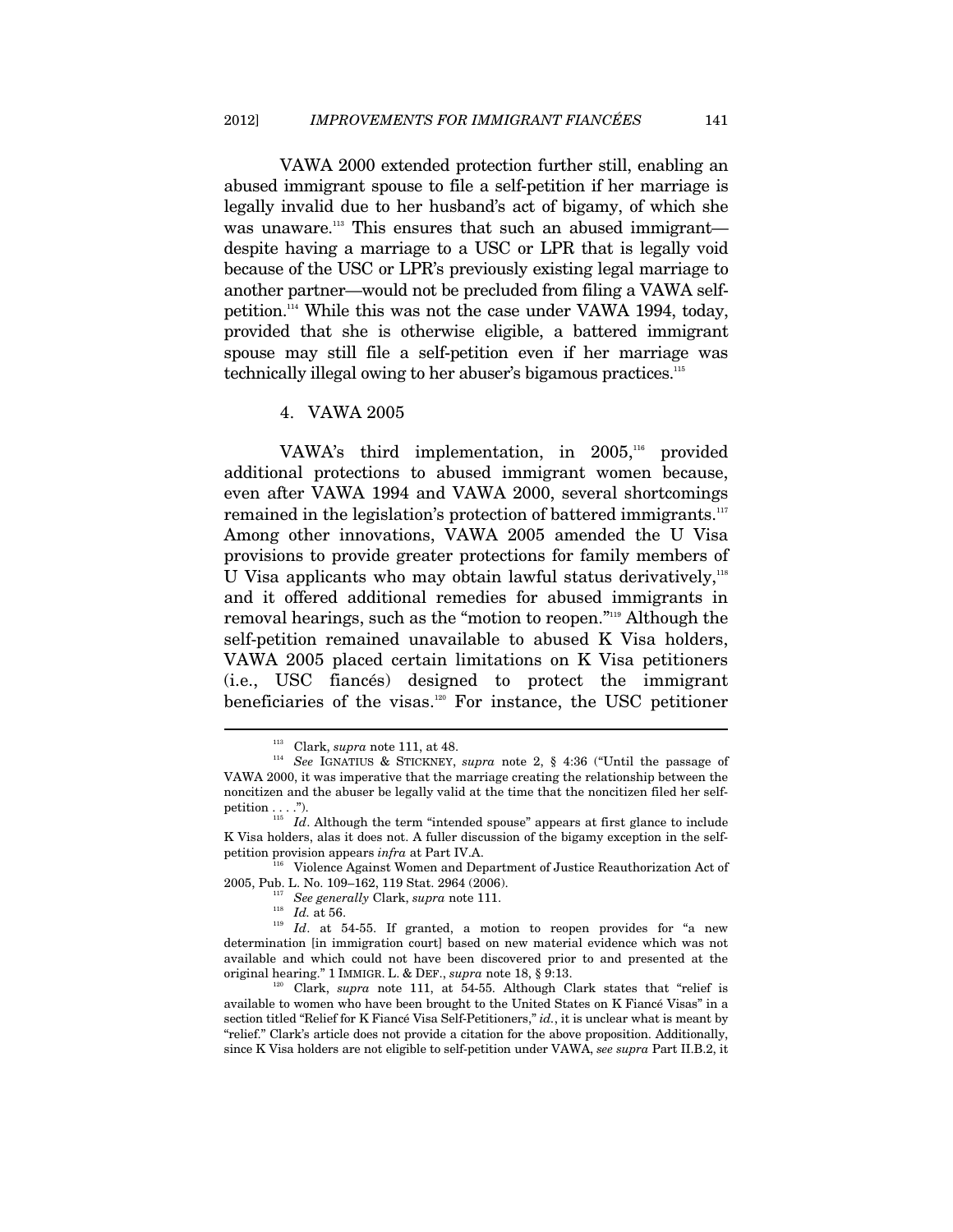VAWA 2000 extended protection further still, enabling an abused immigrant spouse to file a self-petition if her marriage is legally invalid due to her husband's act of bigamy, of which she was unaware.[113] This ensures that such an abused immigrant—despite having a marriage to a USC or LPR that is legally void because of the USC or LPR's previously existing legal marriage to another partner—would not be precluded from filing a VAWA self-petition.[114] While this was not the case under VAWA 1994, today, provided that she is otherwise eligible, a battered immigrant spouse may still file a self-petition even if her marriage was technically illegal owing to her abuser's bigamous practices.[115]

#### 4. VAWA 2005

VAWA's third implementation, in 2005,[116] provided additional protections to abused immigrant women because, even after VAWA 1994 and VAWA 2000, several shortcomings remained in the legislation's protection of battered immigrants.[117] Among other innovations, VAWA 2005 amended the U Visa provisions to provide greater protections for family members of U Visa applicants who may obtain lawful status derivatively,[118] and it offered additional remedies for abused immigrants in removal hearings, such as the "motion to reopen."[119] Although the self-petition remained unavailable to abused K Visa holders, VAWA 2005 placed certain limitations on K Visa petitioners (i.e., USC fiancés) designed to protect the immigrant beneficiaries of the visas.[120] For instance, the USC petitioner

---

[113] Clark, *supra* note 111, at 48.

[114] *See* IGNATIUS & STICKNEY, *supra* note 2, § 4:36 ("Until the passage of VAWA 2000, it was imperative that the marriage creating the relationship between the noncitizen and the abuser be legally valid at the time that the noncitizen filed her self-petition . . . .").

[115] *Id*. Although the term "intended spouse" appears at first glance to include K Visa holders, alas it does not. A fuller discussion of the bigamy exception in the self-petition provision appears *infra* at Part IV.A.

[116] Violence Against Women and Department of Justice Reauthorization Act of 2005, Pub. L. No. 109–162, 119 Stat. 2964 (2006).

[117] *See generally* Clark, *supra* note 111.

[118] *Id.* at 56.

[119] *Id*. at 54-55. If granted, a motion to reopen provides for "a new determination [in immigration court] based on new material evidence which was not available and which could not have been discovered prior to and presented at the original hearing." 1 IMMIGR. L. & DEF., *supra* note 18, § 9:13.

[120] Clark, *supra* note 111, at 54-55. Although Clark states that "relief is available to women who have been brought to the United States on K Fiancé Visas" in a section titled "Relief for K Fiancé Visa Self-Petitioners," *id.*, it is unclear what is meant by "relief." Clark's article does not provide a citation for the above proposition. Additionally, since K Visa holders are not eligible to self-petition under VAWA, *see supra* Part II.B.2, it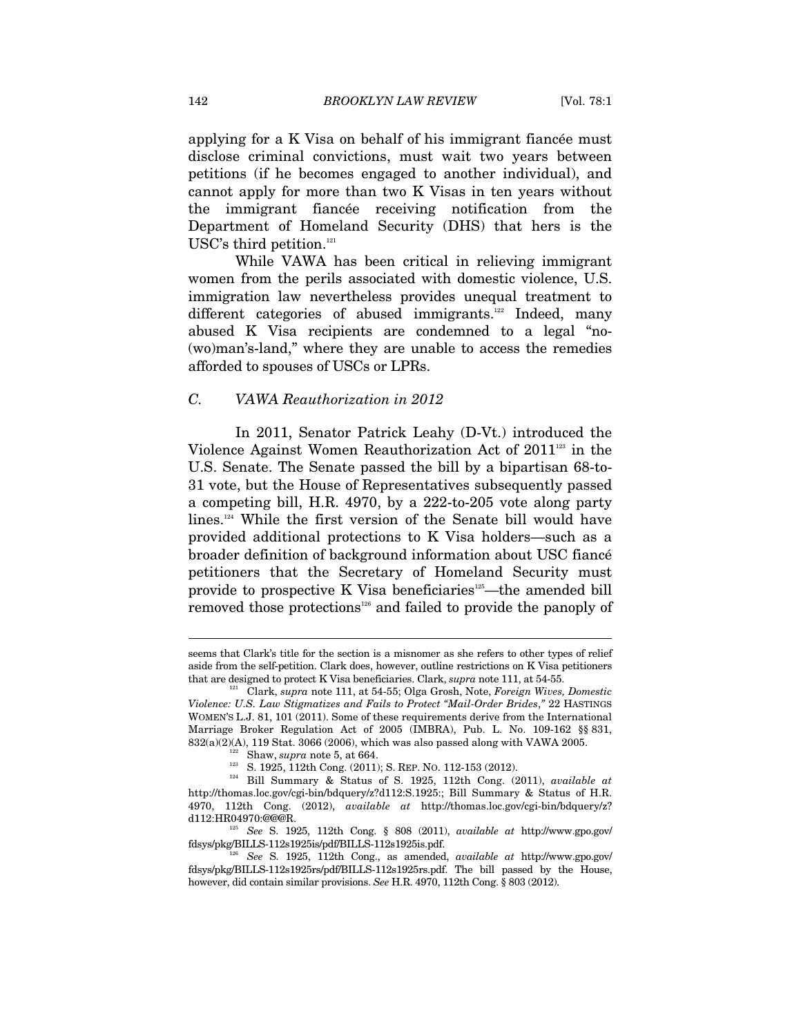applying for a K Visa on behalf of his immigrant fiancée must disclose criminal convictions, must wait two years between petitions (if he becomes engaged to another individual), and cannot apply for more than two K Visas in ten years without the immigrant fiancée receiving notification from the Department of Homeland Security (DHS) that hers is the USC's third petition.[121]

While VAWA has been critical in relieving immigrant women from the perils associated with domestic violence, U.S. immigration law nevertheless provides unequal treatment to different categories of abused immigrants.[122] Indeed, many abused K Visa recipients are condemned to a legal "no-(wo)man's-land," where they are unable to access the remedies afforded to spouses of USCs or LPRs.

### *C. VAWA Reauthorization in 2012*

In 2011, Senator Patrick Leahy (D-Vt.) introduced the Violence Against Women Reauthorization Act of 2011[123] in the U.S. Senate. The Senate passed the bill by a bipartisan 68-to-31 vote, but the House of Representatives subsequently passed a competing bill, H.R. 4970, by a 222-to-205 vote along party lines.[124] While the first version of the Senate bill would have provided additional protections to K Visa holders—such as a broader definition of background information about USC fiancé petitioners that the Secretary of Homeland Security must provide to prospective K Visa beneficiaries[125]—the amended bill removed those protections[126] and failed to provide the panoply of

---

seems that Clark's title for the section is a misnomer as she refers to other types of relief aside from the self-petition. Clark does, however, outline restrictions on K Visa petitioners that are designed to protect K Visa beneficiaries. Clark, *supra* note 111, at 54-55.

[121] Clark, *supra* note 111, at 54-55; Olga Grosh, Note, *Foreign Wives, Domestic Violence: U.S. Law Stigmatizes and Fails to Protect "Mail-Order Brides*,*"* 22 HASTINGS WOMEN'S L.J. 81, 101 (2011). Some of these requirements derive from the International Marriage Broker Regulation Act of 2005 (IMBRA), Pub. L. No. 109-162 §§ 831, 832(a)(2)(A), 119 Stat. 3066 (2006), which was also passed along with VAWA 2005.

[122] Shaw, *supra* note 5, at 664.

[123] S. 1925, 112th Cong. (2011); S. REP. NO. 112-153 (2012).

[124] Bill Summary & Status of S. 1925, 112th Cong. (2011), *available at* http://thomas.loc.gov/cgi-bin/bdquery/z?d112:S.1925:; Bill Summary & Status of H.R. 4970, 112th Cong. (2012), *available at* http://thomas.loc.gov/cgi-bin/bdquery/z?d112:HR04970:@@@R.

[125] *See* S. 1925, 112th Cong. § 808 (2011), *available at* http://www.gpo.gov/fdsys/pkg/BILLS-112s1925is/pdf/BILLS-112s1925is.pdf.

[126] *See* S. 1925, 112th Cong., as amended, *available at* http://www.gpo.gov/fdsys/pkg/BILLS-112s1925rs/pdf/BILLS-112s1925rs.pdf. The bill passed by the House, however, did contain similar provisions. *See* H.R. 4970, 112th Cong. § 803 (2012).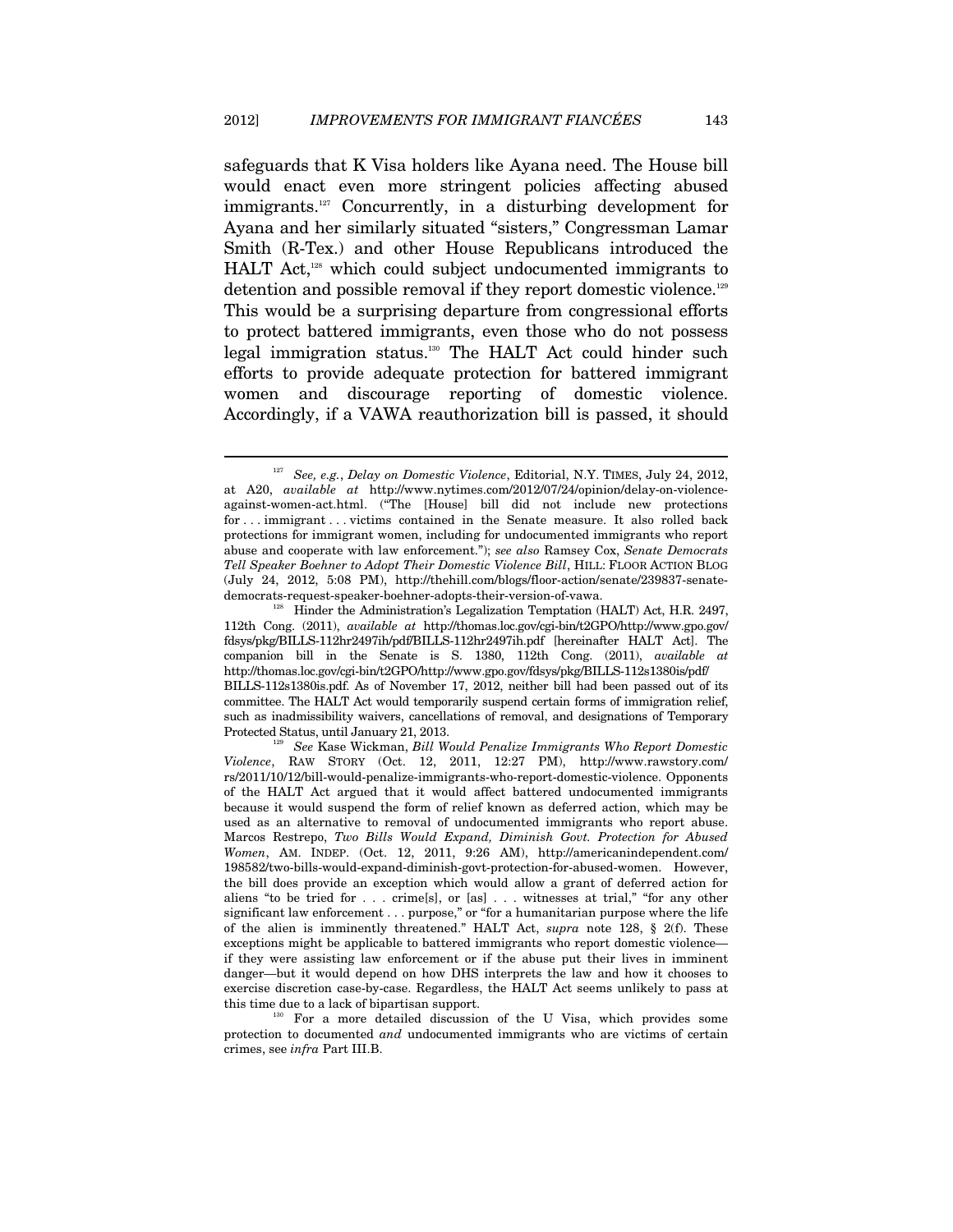safeguards that K Visa holders like Ayana need. The House bill would enact even more stringent policies affecting abused immigrants.[127] Concurrently, in a disturbing development for Ayana and her similarly situated "sisters," Congressman Lamar Smith (R-Tex.) and other House Republicans introduced the HALT Act,[128] which could subject undocumented immigrants to detention and possible removal if they report domestic violence.[129] This would be a surprising departure from congressional efforts to protect battered immigrants, even those who do not possess legal immigration status.[130] The HALT Act could hinder such efforts to provide adequate protection for battered immigrant women and discourage reporting of domestic violence. Accordingly, if a VAWA reauthorization bill is passed, it should

---

[127] *See, e.g.*, *Delay on Domestic Violence*, Editorial, N.Y. TIMES, July 24, 2012, at A20, *available at* http://www.nytimes.com/2012/07/24/opinion/delay-on-violence-against-women-act.html. ("The [House] bill did not include new protections for . . . immigrant . . . victims contained in the Senate measure. It also rolled back protections for immigrant women, including for undocumented immigrants who report abuse and cooperate with law enforcement."); *see also* Ramsey Cox, *Senate Democrats Tell Speaker Boehner to Adopt Their Domestic Violence Bill*, HILL: FLOOR ACTION BLOG (July 24, 2012, 5:08 PM), http://thehill.com/blogs/floor-action/senate/239837-senate-democrats-request-speaker-boehner-adopts-their-version-of-vawa.

[128] Hinder the Administration's Legalization Temptation (HALT) Act, H.R. 2497, 112th Cong. (2011), *available at* http://thomas.loc.gov/cgi-bin/t2GPO/http://www.gpo.gov/fdsys/pkg/BILLS-112hr2497ih/pdf/BILLS-112hr2497ih.pdf [hereinafter HALT Act]. The companion bill in the Senate is S. 1380, 112th Cong. (2011), *available at* http://thomas.loc.gov/cgi-bin/t2GPO/http://www.gpo.gov/fdsys/pkg/BILLS-112s1380is/pdf/BILLS-112s1380is.pdf. As of November 17, 2012, neither bill had been passed out of its committee. The HALT Act would temporarily suspend certain forms of immigration relief, such as inadmissibility waivers, cancellations of removal, and designations of Temporary Protected Status, until January 21, 2013.

[129] *See* Kase Wickman, *Bill Would Penalize Immigrants Who Report Domestic Violence*, RAW STORY (Oct. 12, 2011, 12:27 PM), http://www.rawstory.com/rs/2011/10/12/bill-would-penalize-immigrants-who-report-domestic-violence. Opponents of the HALT Act argued that it would affect battered undocumented immigrants because it would suspend the form of relief known as deferred action, which may be used as an alternative to removal of undocumented immigrants who report abuse. Marcos Restrepo, *Two Bills Would Expand, Diminish Govt. Protection for Abused Women*, AM. INDEP. (Oct. 12, 2011, 9:26 AM), http://americanindependent.com/198582/two-bills-would-expand-diminish-govt-protection-for-abused-women. However, the bill does provide an exception which would allow a grant of deferred action for aliens "to be tried for . . . crime[s], or [as] . . . witnesses at trial," "for any other significant law enforcement . . . purpose," or "for a humanitarian purpose where the life of the alien is imminently threatened." HALT Act, *supra* note 128, § 2(f). These exceptions might be applicable to battered immigrants who report domestic violence—if they were assisting law enforcement or if the abuse put their lives in imminent danger—but it would depend on how DHS interprets the law and how it chooses to exercise discretion case-by-case. Regardless, the HALT Act seems unlikely to pass at this time due to a lack of bipartisan support.

[130] For a more detailed discussion of the U Visa, which provides some protection to documented *and* undocumented immigrants who are victims of certain crimes, see *infra* Part III.B.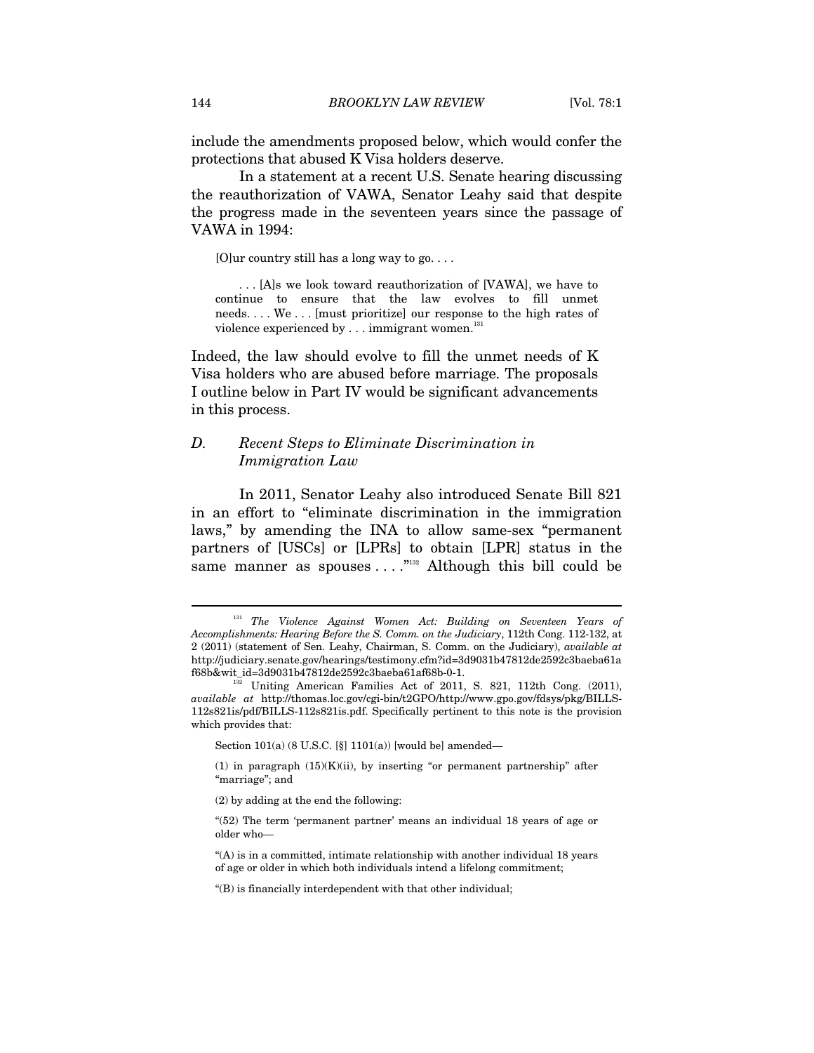include the amendments proposed below, which would confer the protections that abused K Visa holders deserve.

In a statement at a recent U.S. Senate hearing discussing the reauthorization of VAWA, Senator Leahy said that despite the progress made in the seventeen years since the passage of VAWA in 1994:

> [O]ur country still has a long way to go. . . .
>
> . . . [A]s we look toward reauthorization of [VAWA], we have to continue to ensure that the law evolves to fill unmet needs. . . . We . . . [must prioritize] our response to the high rates of violence experienced by . . . immigrant women.[131]

Indeed, the law should evolve to fill the unmet needs of K Visa holders who are abused before marriage. The proposals I outline below in Part IV would be significant advancements in this process.

### D. *Recent Steps to Eliminate Discrimination in Immigration Law*

In 2011, Senator Leahy also introduced Senate Bill 821 in an effort to "eliminate discrimination in the immigration laws," by amending the INA to allow same-sex "permanent partners of [USCs] or [LPRs] to obtain [LPR] status in the same manner as spouses . . . ."[132] Although this bill could be

---

[131] *The Violence Against Women Act: Building on Seventeen Years of Accomplishments: Hearing Before the S. Comm. on the Judiciary*, 112th Cong. 112-132, at 2 (2011) (statement of Sen. Leahy, Chairman, S. Comm. on the Judiciary), *available at* http://judiciary.senate.gov/hearings/testimony.cfm?id=3d9031b47812de2592c3baeba61af68b&wit_id=3d9031b47812de2592c3baeba61af68b-0-1.

[132] Uniting American Families Act of 2011, S. 821, 112th Cong. (2011), *available at* http://thomas.loc.gov/cgi-bin/t2GPO/http://www.gpo.gov/fdsys/pkg/BILLS-112s821is/pdf/BILLS-112s821is.pdf. Specifically pertinent to this note is the provision which provides that:

> Section 101(a) (8 U.S.C. [§] 1101(a)) [would be] amended—
>
> (1) in paragraph (15)(K)(ii), by inserting "or permanent partnership" after "marriage"; and
>
> (2) by adding at the end the following:
>
> "(52) The term 'permanent partner' means an individual 18 years of age or older who—
>
> "(A) is in a committed, intimate relationship with another individual 18 years of age or older in which both individuals intend a lifelong commitment;
>
> "(B) is financially interdependent with that other individual;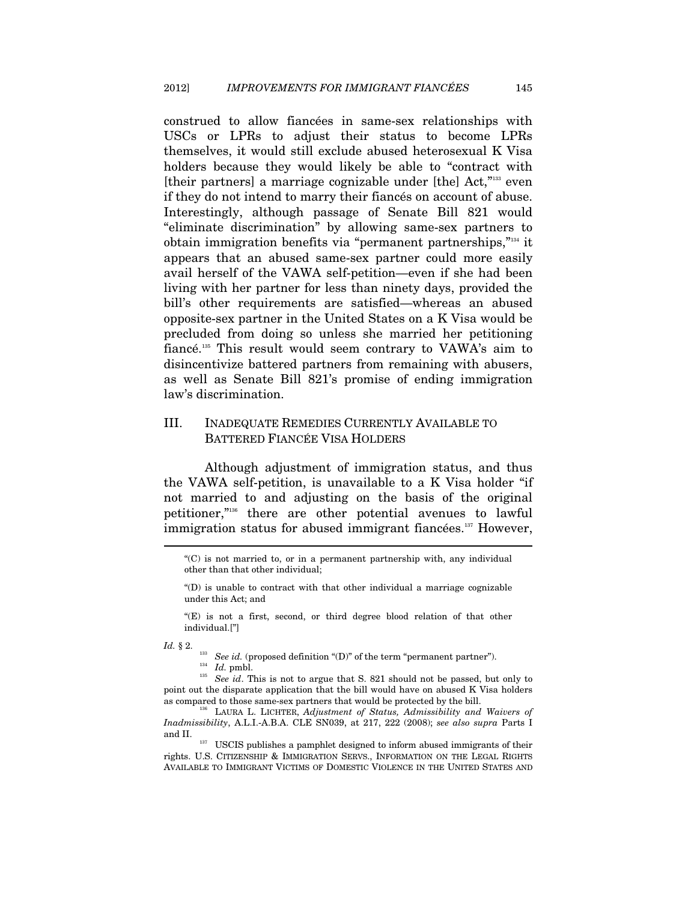construed to allow fiancées in same-sex relationships with USCs or LPRs to adjust their status to become LPRs themselves, it would still exclude abused heterosexual K Visa holders because they would likely be able to "contract with [their partners] a marriage cognizable under [the] Act,"[133] even if they do not intend to marry their fiancés on account of abuse. Interestingly, although passage of Senate Bill 821 would "eliminate discrimination" by allowing same-sex partners to obtain immigration benefits via "permanent partnerships,"[134] it appears that an abused same-sex partner could more easily avail herself of the VAWA self-petition—even if she had been living with her partner for less than ninety days, provided the bill's other requirements are satisfied—whereas an abused opposite-sex partner in the United States on a K Visa would be precluded from doing so unless she married her petitioning fiancé.[135] This result would seem contrary to VAWA's aim to disincentivize battered partners from remaining with abusers, as well as Senate Bill 821's promise of ending immigration law's discrimination.

## III. INADEQUATE REMEDIES CURRENTLY AVAILABLE TO BATTERED FIANCÉE VISA HOLDERS

Although adjustment of immigration status, and thus the VAWA self-petition, is unavailable to a K Visa holder "if not married to and adjusting on the basis of the original petitioner,"[136] there are other potential avenues to lawful immigration status for abused immigrant fiancées.[137] However,

---

"(C) is not married to, or in a permanent partnership with, any individual other than that other individual;

"(D) is unable to contract with that other individual a marriage cognizable under this Act; and

"(E) is not a first, second, or third degree blood relation of that other individual.["]

*Id.* § 2.

[133] *See id.* (proposed definition "(D)" of the term "permanent partner").

[134] *Id.* pmbl.

[135] *See id*. This is not to argue that S. 821 should not be passed, but only to point out the disparate application that the bill would have on abused K Visa holders as compared to those same-sex partners that would be protected by the bill.

[136] LAURA L. LICHTER, *Adjustment of Status, Admissibility and Waivers of Inadmissibility*, A.L.I.-A.B.A. CLE SN039, at 217, 222 (2008); *see also supra* Parts I and II.

[137] USCIS publishes a pamphlet designed to inform abused immigrants of their rights. U.S. CITIZENSHIP & IMMIGRATION SERVS., INFORMATION ON THE LEGAL RIGHTS AVAILABLE TO IMMIGRANT VICTIMS OF DOMESTIC VIOLENCE IN THE UNITED STATES AND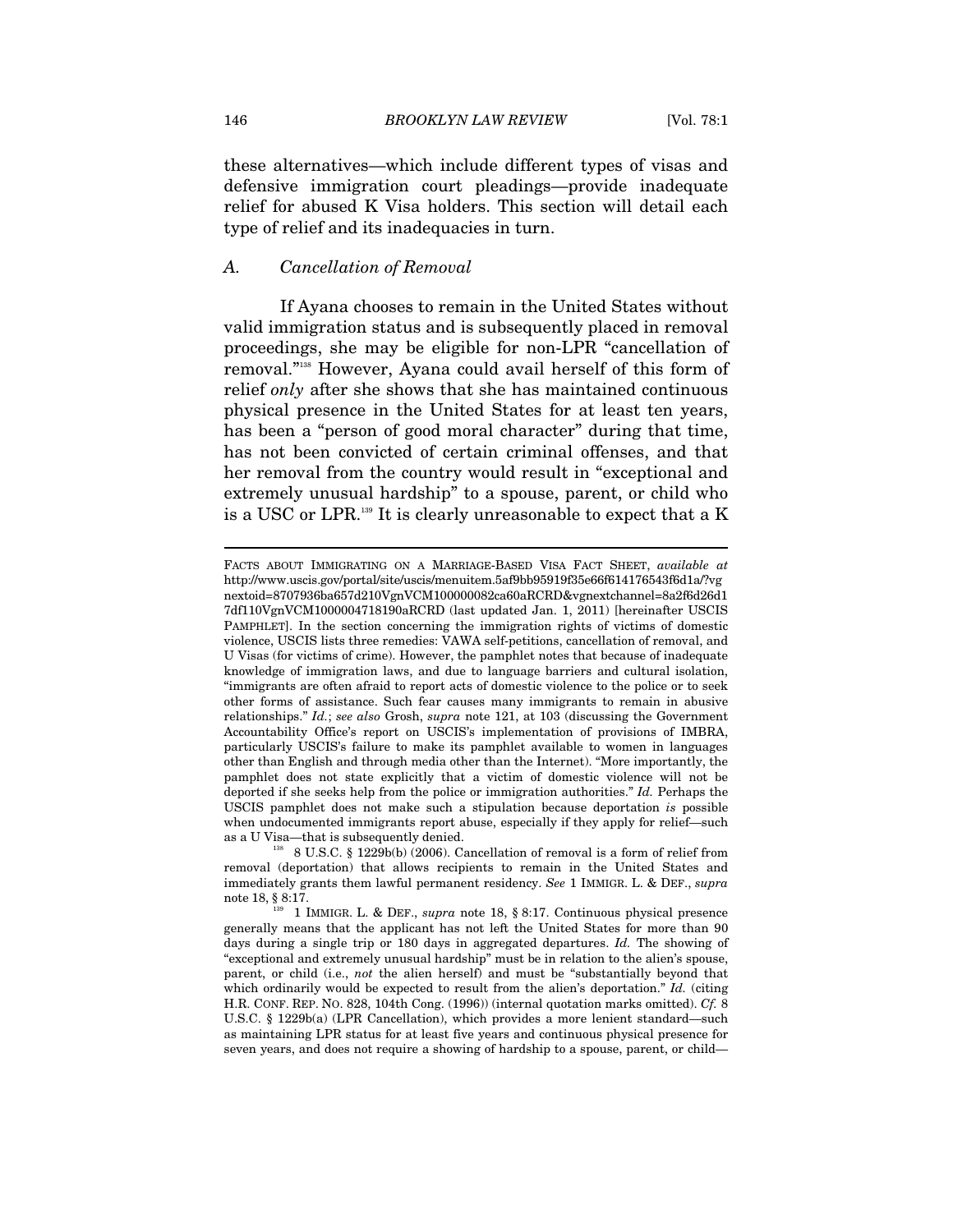these alternatives—which include different types of visas and defensive immigration court pleadings—provide inadequate relief for abused K Visa holders. This section will detail each type of relief and its inadequacies in turn.

### A. Cancellation of Removal

If Ayana chooses to remain in the United States without valid immigration status and is subsequently placed in removal proceedings, she may be eligible for non-LPR "cancellation of removal."[138] However, Ayana could avail herself of this form of relief *only* after she shows that she has maintained continuous physical presence in the United States for at least ten years, has been a "person of good moral character" during that time, has not been convicted of certain criminal offenses, and that her removal from the country would result in "exceptional and extremely unusual hardship" to a spouse, parent, or child who is a USC or LPR.[139] It is clearly unreasonable to expect that a K

---

FACTS ABOUT IMMIGRATING ON A MARRIAGE-BASED VISA FACT SHEET, *available at* http://www.uscis.gov/portal/site/uscis/menuitem.5af9bb95919f35e66f614176543f6d1a/?vgnextoid=8707936ba657d210VgnVCM100000082ca60aRCRD&vgnextchannel=8a2f6d26d17df110VgnVCM1000004718190aRCRD (last updated Jan. 1, 2011) [hereinafter USCIS PAMPHLET]. In the section concerning the immigration rights of victims of domestic violence, USCIS lists three remedies: VAWA self-petitions, cancellation of removal, and U Visas (for victims of crime). However, the pamphlet notes that because of inadequate knowledge of immigration laws, and due to language barriers and cultural isolation, "immigrants are often afraid to report acts of domestic violence to the police or to seek other forms of assistance. Such fear causes many immigrants to remain in abusive relationships." *Id.*; *see also* Grosh, *supra* note 121, at 103 (discussing the Government Accountability Office's report on USCIS's implementation of provisions of IMBRA, particularly USCIS's failure to make its pamphlet available to women in languages other than English and through media other than the Internet). "More importantly, the pamphlet does not state explicitly that a victim of domestic violence will not be deported if she seeks help from the police or immigration authorities." *Id.* Perhaps the USCIS pamphlet does not make such a stipulation because deportation *is* possible when undocumented immigrants report abuse, especially if they apply for relief—such as a U Visa—that is subsequently denied.

[138] 8 U.S.C. § 1229b(b) (2006). Cancellation of removal is a form of relief from removal (deportation) that allows recipients to remain in the United States and immediately grants them lawful permanent residency. *See* 1 IMMIGR. L. & DEF., *supra* note 18, § 8:17.

[139] 1 IMMIGR. L. & DEF., *supra* note 18, § 8:17. Continuous physical presence generally means that the applicant has not left the United States for more than 90 days during a single trip or 180 days in aggregated departures. *Id.* The showing of "exceptional and extremely unusual hardship" must be in relation to the alien's spouse, parent, or child (i.e., *not* the alien herself) and must be "substantially beyond that which ordinarily would be expected to result from the alien's deportation." *Id.* (citing H.R. CONF. REP. NO. 828, 104th Cong. (1996)) (internal quotation marks omitted). *Cf.* 8 U.S.C. § 1229b(a) (LPR Cancellation), which provides a more lenient standard—such as maintaining LPR status for at least five years and continuous physical presence for seven years, and does not require a showing of hardship to a spouse, parent, or child—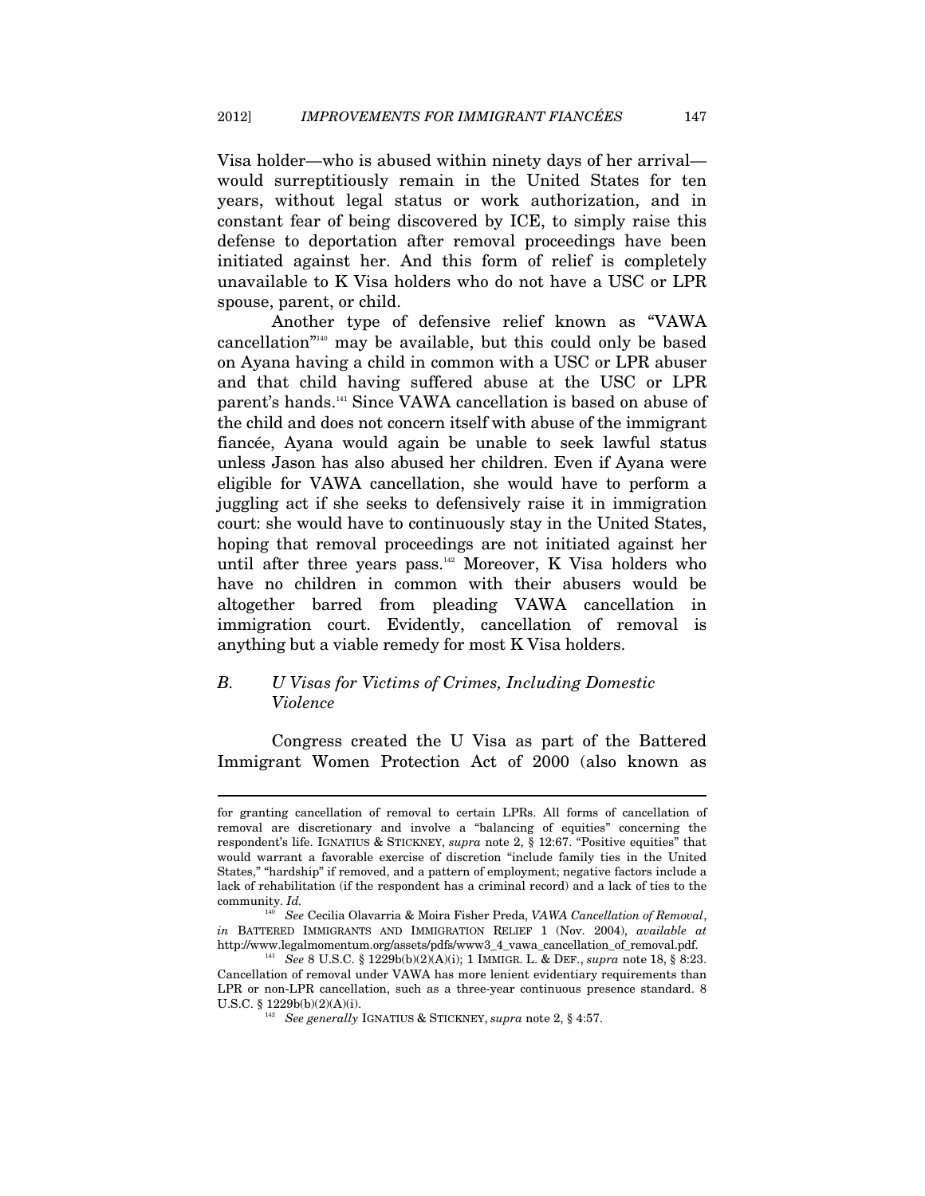Visa holder—who is abused within ninety days of her arrival—would surreptitiously remain in the United States for ten years, without legal status or work authorization, and in constant fear of being discovered by ICE, to simply raise this defense to deportation after removal proceedings have been initiated against her. And this form of relief is completely unavailable to K Visa holders who do not have a USC or LPR spouse, parent, or child.

Another type of defensive relief known as "VAWA cancellation"[140] may be available, but this could only be based on Ayana having a child in common with a USC or LPR abuser and that child having suffered abuse at the USC or LPR parent's hands.[141] Since VAWA cancellation is based on abuse of the child and does not concern itself with abuse of the immigrant fiancée, Ayana would again be unable to seek lawful status unless Jason has also abused her children. Even if Ayana were eligible for VAWA cancellation, she would have to perform a juggling act if she seeks to defensively raise it in immigration court: she would have to continuously stay in the United States, hoping that removal proceedings are not initiated against her until after three years pass.[142] Moreover, K Visa holders who have no children in common with their abusers would be altogether barred from pleading VAWA cancellation in immigration court. Evidently, cancellation of removal is anything but a viable remedy for most K Visa holders.

### B. *U Visas for Victims of Crimes, Including Domestic Violence*

Congress created the U Visa as part of the Battered Immigrant Women Protection Act of 2000 (also known as

---

for granting cancellation of removal to certain LPRs. All forms of cancellation of removal are discretionary and involve a "balancing of equities" concerning the respondent's life. IGNATIUS & STICKNEY, *supra* note 2, § 12:67. "Positive equities" that would warrant a favorable exercise of discretion "include family ties in the United States," "hardship" if removed, and a pattern of employment; negative factors include a lack of rehabilitation (if the respondent has a criminal record) and a lack of ties to the community. *Id.*

[140] *See* Cecilia Olavarria & Moira Fisher Preda, *VAWA Cancellation of Removal*, *in* BATTERED IMMIGRANTS AND IMMIGRATION RELIEF 1 (Nov. 2004), *available at* http://www.legalmomentum.org/assets/pdfs/www3_4_vawa_cancellation_of_removal.pdf.

[141] *See* 8 U.S.C. § 1229b(b)(2)(A)(i); 1 IMMIGR. L. & DEF., *supra* note 18, § 8:23. Cancellation of removal under VAWA has more lenient evidentiary requirements than LPR or non-LPR cancellation, such as a three-year continuous presence standard. 8 U.S.C. § 1229b(b)(2)(A)(i).

[142] *See generally* IGNATIUS & STICKNEY, *supra* note 2, § 4:57.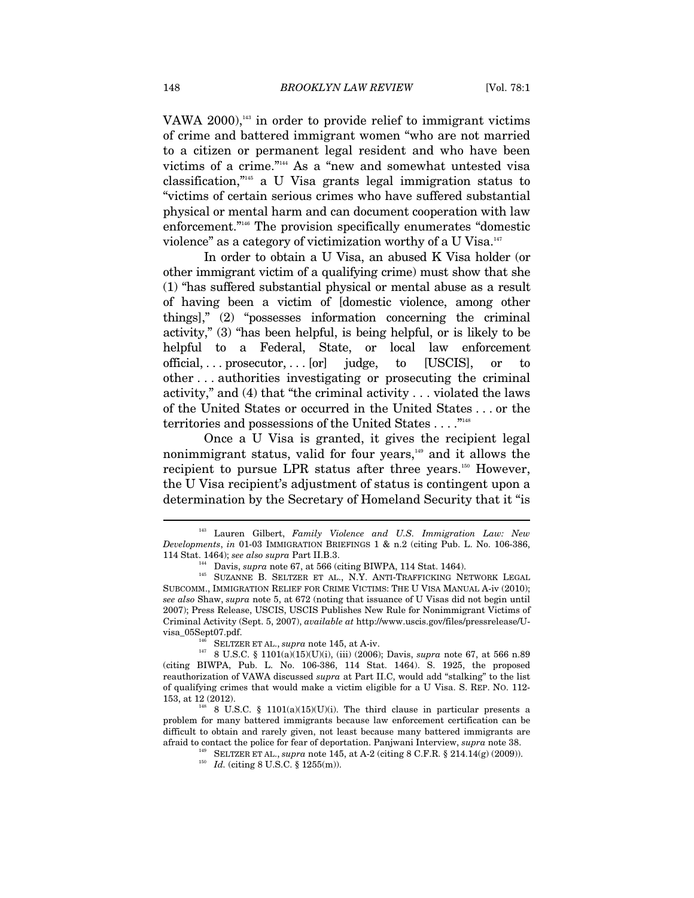VAWA 2000),[143] in order to provide relief to immigrant victims of crime and battered immigrant women "who are not married to a citizen or permanent legal resident and who have been victims of a crime."[144] As a "new and somewhat untested visa classification,"[145] a U Visa grants legal immigration status to "victims of certain serious crimes who have suffered substantial physical or mental harm and can document cooperation with law enforcement."[146] The provision specifically enumerates "domestic violence" as a category of victimization worthy of a U Visa.[147]

In order to obtain a U Visa, an abused K Visa holder (or other immigrant victim of a qualifying crime) must show that she (1) "has suffered substantial physical or mental abuse as a result of having been a victim of [domestic violence, among other things]," (2) "possesses information concerning the criminal activity," (3) "has been helpful, is being helpful, or is likely to be helpful to a Federal, State, or local law enforcement official, . . . prosecutor, . . . [or] judge, to [USCIS], or to other . . . authorities investigating or prosecuting the criminal activity," and (4) that "the criminal activity . . . violated the laws of the United States or occurred in the United States . . . or the territories and possessions of the United States . . . ."[148]

Once a U Visa is granted, it gives the recipient legal nonimmigrant status, valid for four years,[149] and it allows the recipient to pursue LPR status after three years.[150] However, the U Visa recipient's adjustment of status is contingent upon a determination by the Secretary of Homeland Security that it "is

---

[143] Lauren Gilbert, *Family Violence and U.S. Immigration Law: New Developments*, *in* 01-03 IMMIGRATION BRIEFINGS 1 & n.2 (citing Pub. L. No. 106-386, 114 Stat. 1464); *see also supra* Part II.B.3.

[144] Davis, *supra* note 67, at 566 (citing BIWPA, 114 Stat. 1464).

[145] SUZANNE B. SELTZER ET AL., N.Y. ANTI-TRAFFICKING NETWORK LEGAL SUBCOMM., IMMIGRATION RELIEF FOR CRIME VICTIMS: THE U VISA MANUAL A-iv (2010); *see also* Shaw, *supra* note 5, at 672 (noting that issuance of U Visas did not begin until 2007); Press Release, USCIS, USCIS Publishes New Rule for Nonimmigrant Victims of Criminal Activity (Sept. 5, 2007), *available at* http://www.uscis.gov/files/pressrelease/U-visa_05Sept07.pdf.

[146] SELTZER ET AL., *supra* note 145, at A-iv.

[147] 8 U.S.C. § 1101(a)(15)(U)(i), (iii) (2006); Davis, *supra* note 67, at 566 n.89 (citing BIWPA, Pub. L. No. 106-386, 114 Stat. 1464). S. 1925, the proposed reauthorization of VAWA discussed *supra* at Part II.C, would add "stalking" to the list of qualifying crimes that would make a victim eligible for a U Visa. S. REP. NO. 112-153, at 12 (2012).

[148] 8 U.S.C. § 1101(a)(15)(U)(i). The third clause in particular presents a problem for many battered immigrants because law enforcement certification can be difficult to obtain and rarely given, not least because many battered immigrants are afraid to contact the police for fear of deportation. Panjwani Interview, *supra* note 38.

[149] SELTZER ET AL., *supra* note 145, at A-2 (citing 8 C.F.R. § 214.14(g) (2009)).

[150] *Id.* (citing 8 U.S.C. § 1255(m)).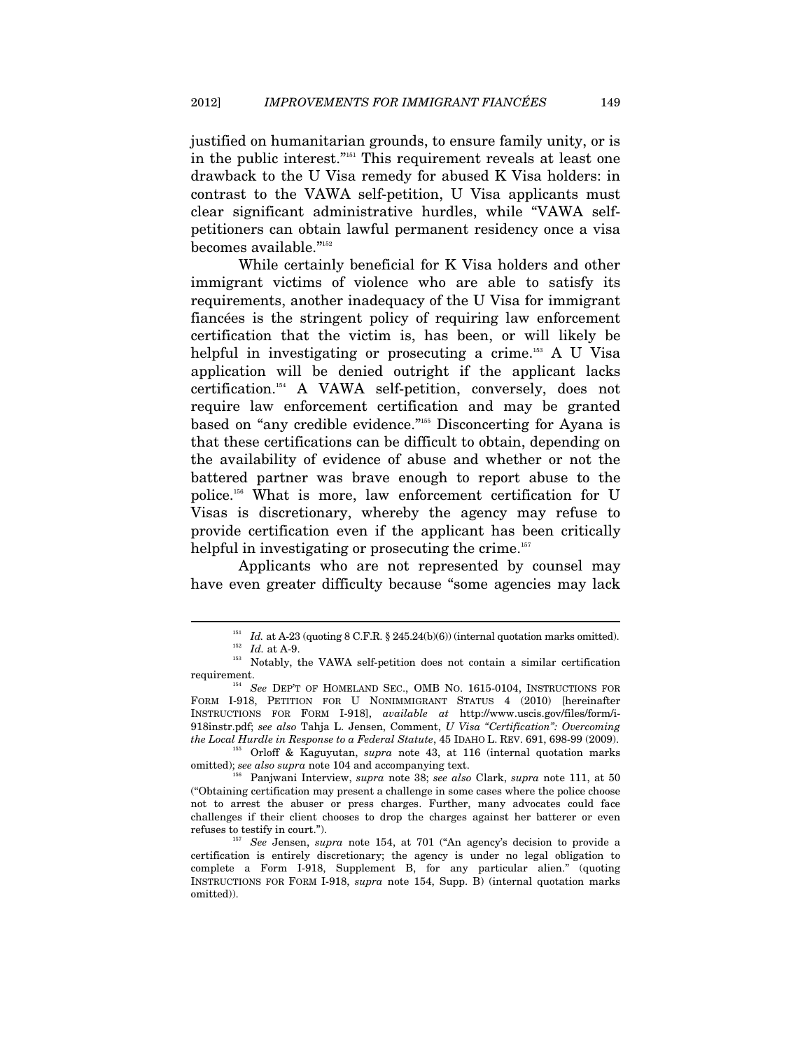justified on humanitarian grounds, to ensure family unity, or is in the public interest."[151] This requirement reveals at least one drawback to the U Visa remedy for abused K Visa holders: in contrast to the VAWA self-petition, U Visa applicants must clear significant administrative hurdles, while "VAWA self-petitioners can obtain lawful permanent residency once a visa becomes available."[152]

While certainly beneficial for K Visa holders and other immigrant victims of violence who are able to satisfy its requirements, another inadequacy of the U Visa for immigrant fiancées is the stringent policy of requiring law enforcement certification that the victim is, has been, or will likely be helpful in investigating or prosecuting a crime.[153] A U Visa application will be denied outright if the applicant lacks certification.[154] A VAWA self-petition, conversely, does not require law enforcement certification and may be granted based on "any credible evidence."[155] Disconcerting for Ayana is that these certifications can be difficult to obtain, depending on the availability of evidence of abuse and whether or not the battered partner was brave enough to report abuse to the police.[156] What is more, law enforcement certification for U Visas is discretionary, whereby the agency may refuse to provide certification even if the applicant has been critically helpful in investigating or prosecuting the crime.[157]

Applicants who are not represented by counsel may have even greater difficulty because "some agencies may lack

---

[151] *Id.* at A-23 (quoting 8 C.F.R. § 245.24(b)(6)) (internal quotation marks omitted).

[152] *Id.* at A-9.

[153] Notably, the VAWA self-petition does not contain a similar certification requirement.

[154] *See* DEP'T OF HOMELAND SEC., OMB NO. 1615-0104, INSTRUCTIONS FOR FORM I-918, PETITION FOR U NONIMMIGRANT STATUS 4 (2010) [hereinafter INSTRUCTIONS FOR FORM I-918], *available at* http://www.uscis.gov/files/form/i-918instr.pdf; *see also* Tahja L. Jensen, Comment, *U Visa "Certification": Overcoming the Local Hurdle in Response to a Federal Statute*, 45 IDAHO L. REV. 691, 698-99 (2009).

[155] Orloff & Kaguyutan, *supra* note 43, at 116 (internal quotation marks omitted); *see also supra* note 104 and accompanying text.

[156] Panjwani Interview, *supra* note 38; *see also* Clark, *supra* note 111, at 50 ("Obtaining certification may present a challenge in some cases where the police choose not to arrest the abuser or press charges. Further, many advocates could face challenges if their client chooses to drop the charges against her batterer or even refuses to testify in court.").

[157] *See* Jensen, *supra* note 154, at 701 ("An agency's decision to provide a certification is entirely discretionary; the agency is under no legal obligation to complete a Form I-918, Supplement B, for any particular alien." (quoting INSTRUCTIONS FOR FORM I-918, *supra* note 154, Supp. B) (internal quotation marks omitted)).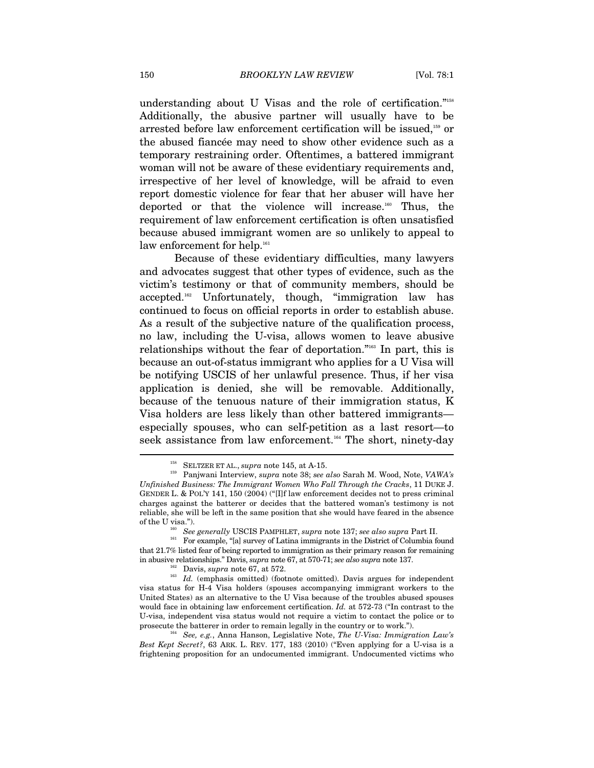understanding about U Visas and the role of certification."[158] Additionally, the abusive partner will usually have to be arrested before law enforcement certification will be issued,[159] or the abused fiancée may need to show other evidence such as a temporary restraining order. Oftentimes, a battered immigrant woman will not be aware of these evidentiary requirements and, irrespective of her level of knowledge, will be afraid to even report domestic violence for fear that her abuser will have her deported or that the violence will increase.[160] Thus, the requirement of law enforcement certification is often unsatisfied because abused immigrant women are so unlikely to appeal to law enforcement for help.[161]

Because of these evidentiary difficulties, many lawyers and advocates suggest that other types of evidence, such as the victim's testimony or that of community members, should be accepted.[162] Unfortunately, though, "immigration law has continued to focus on official reports in order to establish abuse. As a result of the subjective nature of the qualification process, no law, including the U-visa, allows women to leave abusive relationships without the fear of deportation."[163] In part, this is because an out-of-status immigrant who applies for a U Visa will be notifying USCIS of her unlawful presence. Thus, if her visa application is denied, she will be removable. Additionally, because of the tenuous nature of their immigration status, K Visa holders are less likely than other battered immigrants—especially spouses, who can self-petition as a last resort—to seek assistance from law enforcement.[164] The short, ninety-day

---

[158] SELTZER ET AL., *supra* note 145, at A-15.

[159] Panjwani Interview, *supra* note 38; *see also* Sarah M. Wood, Note, *VAWA's Unfinished Business: The Immigrant Women Who Fall Through the Cracks*, 11 DUKE J. GENDER L. & POL'Y 141, 150 (2004) ("[I]f law enforcement decides not to press criminal charges against the batterer or decides that the battered woman's testimony is not reliable, she will be left in the same position that she would have feared in the absence of the U visa.").

[160] *See generally* USCIS PAMPHLET, *supra* note 137; *see also supra* Part II.

[161] For example, "[a] survey of Latina immigrants in the District of Columbia found that 21.7% listed fear of being reported to immigration as their primary reason for remaining in abusive relationships." Davis, *supra* note 67, at 570-71; *see also supra* note 137.

[162] Davis, *supra* note 67, at 572.

[163] *Id.* (emphasis omitted) (footnote omitted). Davis argues for independent visa status for H-4 Visa holders (spouses accompanying immigrant workers to the United States) as an alternative to the U Visa because of the troubles abused spouses would face in obtaining law enforcement certification. *Id.* at 572-73 ("In contrast to the U-visa, independent visa status would not require a victim to contact the police or to prosecute the batterer in order to remain legally in the country or to work.").

[164] *See, e.g.*, Anna Hanson, Legislative Note, *The U-Visa: Immigration Law's Best Kept Secret?*, 63 ARK. L. REV. 177, 183 (2010) ("Even applying for a U-visa is a frightening proposition for an undocumented immigrant. Undocumented victims who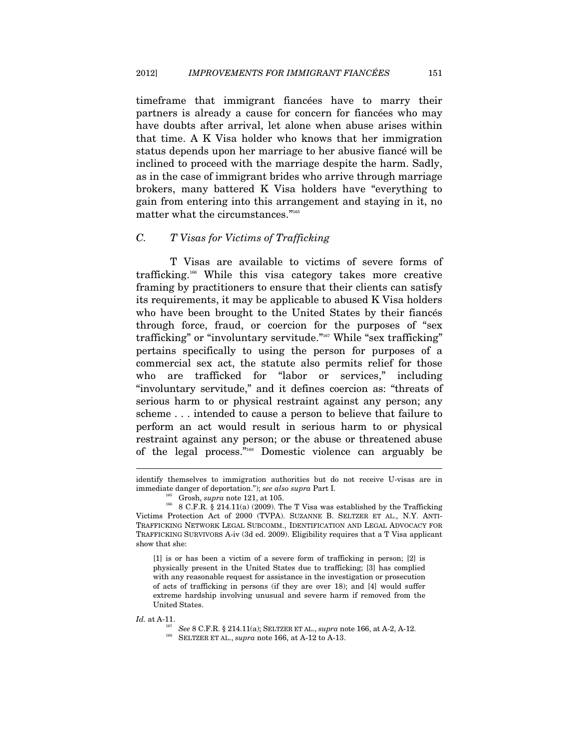timeframe that immigrant fiancées have to marry their partners is already a cause for concern for fiancées who may have doubts after arrival, let alone when abuse arises within that time. A K Visa holder who knows that her immigration status depends upon her marriage to her abusive fiancé will be inclined to proceed with the marriage despite the harm. Sadly, as in the case of immigrant brides who arrive through marriage brokers, many battered K Visa holders have "everything to gain from entering into this arrangement and staying in it, no matter what the circumstances."[165]

### *C. T Visas for Victims of Trafficking*

T Visas are available to victims of severe forms of trafficking.[166] While this visa category takes more creative framing by practitioners to ensure that their clients can satisfy its requirements, it may be applicable to abused K Visa holders who have been brought to the United States by their fiancés through force, fraud, or coercion for the purposes of "sex trafficking" or "involuntary servitude."[167] While "sex trafficking" pertains specifically to using the person for purposes of a commercial sex act, the statute also permits relief for those who are trafficked for "labor or services," including "involuntary servitude," and it defines coercion as: "threats of serious harm to or physical restraint against any person; any scheme . . . intended to cause a person to believe that failure to perform an act would result in serious harm to or physical restraint against any person; or the abuse or threatened abuse of the legal process."[168] Domestic violence can arguably be

---

identify themselves to immigration authorities but do not receive U-visas are in immediate danger of deportation."); *see also supra* Part I.

[165] Grosh, *supra* note 121, at 105.

[166] 8 C.F.R. § 214.11(a) (2009). The T Visa was established by the Trafficking Victims Protection Act of 2000 (TVPA). SUZANNE B. SELTZER ET AL., N.Y. ANTI-TRAFFICKING NETWORK LEGAL SUBCOMM., IDENTIFICATION AND LEGAL ADVOCACY FOR TRAFFICKING SURVIVORS A-iv (3d ed. 2009). Eligibility requires that a T Visa applicant show that she:

> [1] is or has been a victim of a severe form of trafficking in person; [2] is physically present in the United States due to trafficking; [3] has complied with any reasonable request for assistance in the investigation or prosecution of acts of trafficking in persons (if they are over 18); and [4] would suffer extreme hardship involving unusual and severe harm if removed from the United States.

*Id.* at A-11.

[167] *See* 8 C.F.R. § 214.11(a); SELTZER ET AL., *supra* note 166, at A-2, A-12.

[168] SELTZER ET AL., *supra* note 166, at A-12 to A-13.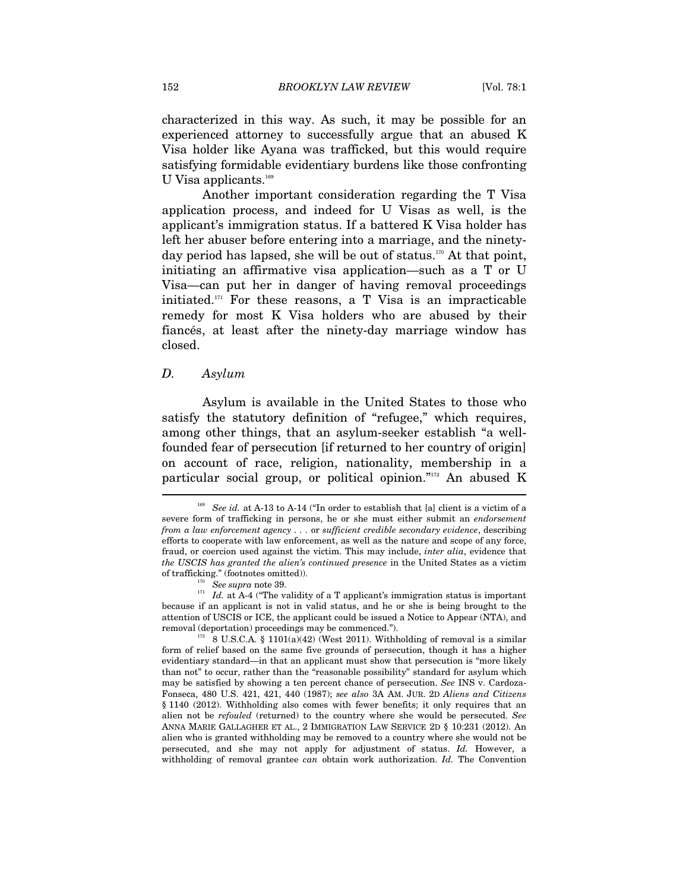characterized in this way. As such, it may be possible for an experienced attorney to successfully argue that an abused K Visa holder like Ayana was trafficked, but this would require satisfying formidable evidentiary burdens like those confronting U Visa applicants.[169]

Another important consideration regarding the T Visa application process, and indeed for U Visas as well, is the applicant's immigration status. If a battered K Visa holder has left her abuser before entering into a marriage, and the ninety-day period has lapsed, she will be out of status.[170] At that point, initiating an affirmative visa application—such as a T or U Visa—can put her in danger of having removal proceedings initiated.[171] For these reasons, a T Visa is an impracticable remedy for most K Visa holders who are abused by their fiancés, at least after the ninety-day marriage window has closed.

### *D. Asylum*

Asylum is available in the United States to those who satisfy the statutory definition of "refugee," which requires, among other things, that an asylum-seeker establish "a well-founded fear of persecution [if returned to her country of origin] on account of race, religion, nationality, membership in a particular social group, or political opinion."[172] An abused K

---

[169] *See id.* at A-13 to A-14 ("In order to establish that [a] client is a victim of a severe form of trafficking in persons, he or she must either submit an *endorsement from a law enforcement agency* . . . or *sufficient credible secondary evidence*, describing efforts to cooperate with law enforcement, as well as the nature and scope of any force, fraud, or coercion used against the victim. This may include, *inter alia*, evidence that *the USCIS has granted the alien's continued presence* in the United States as a victim of trafficking." (footnotes omitted)).

[170] *See supra* note 39.

[171] *Id.* at A-4 ("The validity of a T applicant's immigration status is important because if an applicant is not in valid status, and he or she is being brought to the attention of USCIS or ICE, the applicant could be issued a Notice to Appear (NTA), and removal (deportation) proceedings may be commenced.").

[172] 8 U.S.C.A. § 1101(a)(42) (West 2011). Withholding of removal is a similar form of relief based on the same five grounds of persecution, though it has a higher evidentiary standard—in that an applicant must show that persecution is "more likely than not" to occur, rather than the "reasonable possibility" standard for asylum which may be satisfied by showing a ten percent chance of persecution. *See* INS v. Cardoza-Fonseca, 480 U.S. 421, 421, 440 (1987); *see also* 3A AM. JUR. 2D *Aliens and Citizens* § 1140 (2012). Withholding also comes with fewer benefits; it only requires that an alien not be *refouled* (returned) to the country where she would be persecuted. *See* ANNA MARIE GALLAGHER ET AL., 2 IMMIGRATION LAW SERVICE 2D § 10:231 (2012). An alien who is granted withholding may be removed to a country where she would not be persecuted, and she may not apply for adjustment of status. *Id.* However, a withholding of removal grantee *can* obtain work authorization. *Id.* The Convention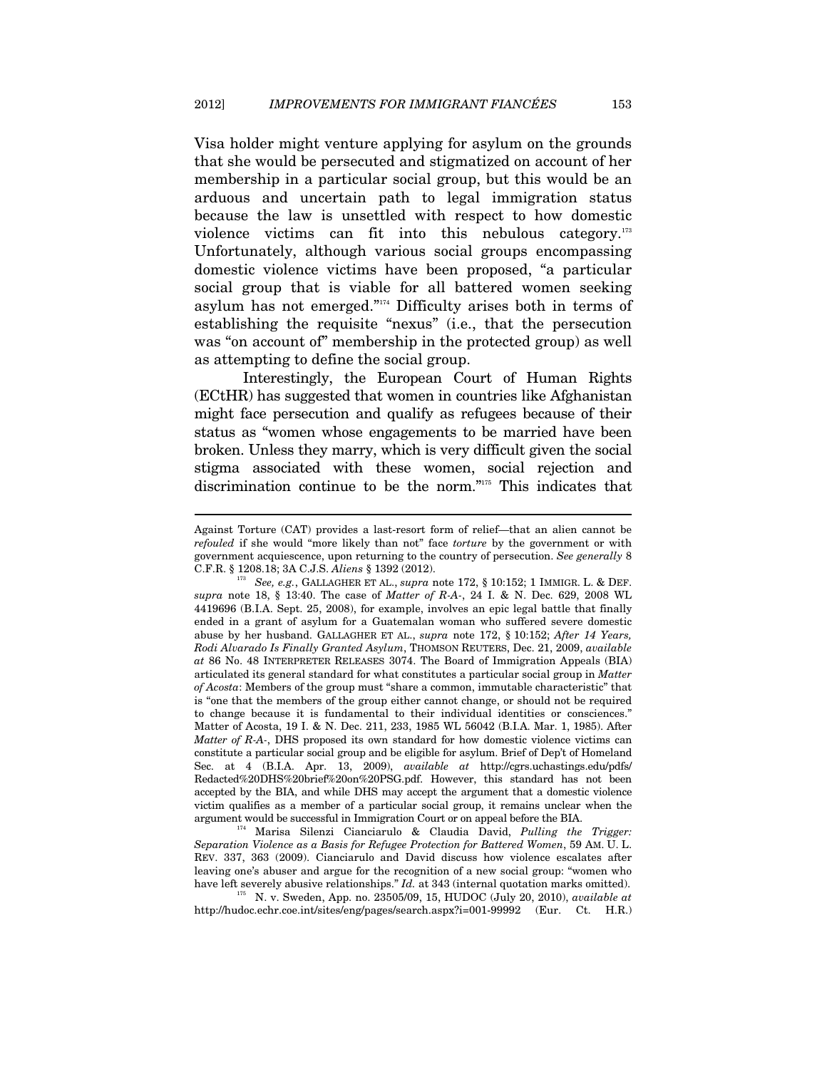Visa holder might venture applying for asylum on the grounds that she would be persecuted and stigmatized on account of her membership in a particular social group, but this would be an arduous and uncertain path to legal immigration status because the law is unsettled with respect to how domestic violence victims can fit into this nebulous category.[173] Unfortunately, although various social groups encompassing domestic violence victims have been proposed, "a particular social group that is viable for all battered women seeking asylum has not emerged."[174] Difficulty arises both in terms of establishing the requisite "nexus" (i.e., that the persecution was "on account of" membership in the protected group) as well as attempting to define the social group.

Interestingly, the European Court of Human Rights (ECtHR) has suggested that women in countries like Afghanistan might face persecution and qualify as refugees because of their status as "women whose engagements to be married have been broken. Unless they marry, which is very difficult given the social stigma associated with these women, social rejection and discrimination continue to be the norm."[175] This indicates that

---

Against Torture (CAT) provides a last-resort form of relief—that an alien cannot be *refouled* if she would "more likely than not" face *torture* by the government or with government acquiescence, upon returning to the country of persecution. *See generally* 8 C.F.R. § 1208.18; 3A C.J.S. *Aliens* § 1392 (2012).

[173] *See, e.g.*, GALLAGHER ET AL., *supra* note 172, § 10:152; 1 IMMIGR. L. & DEF. *supra* note 18, § 13:40. The case of *Matter of R-A-*, 24 I. & N. Dec. 629, 2008 WL 4419696 (B.I.A. Sept. 25, 2008), for example, involves an epic legal battle that finally ended in a grant of asylum for a Guatemalan woman who suffered severe domestic abuse by her husband. GALLAGHER ET AL., *supra* note 172, § 10:152; *After 14 Years, Rodi Alvarado Is Finally Granted Asylum*, THOMSON REUTERS, Dec. 21, 2009, *available at* 86 No. 48 INTERPRETER RELEASES 3074. The Board of Immigration Appeals (BIA) articulated its general standard for what constitutes a particular social group in *Matter of Acosta*: Members of the group must "share a common, immutable characteristic" that is "one that the members of the group either cannot change, or should not be required to change because it is fundamental to their individual identities or consciences." Matter of Acosta, 19 I. & N. Dec. 211, 233, 1985 WL 56042 (B.I.A. Mar. 1, 1985). After *Matter of R-A-*, DHS proposed its own standard for how domestic violence victims can constitute a particular social group and be eligible for asylum. Brief of Dep't of Homeland Sec. at 4 (B.I.A. Apr. 13, 2009), *available at* http://cgrs.uchastings.edu/pdfs/Redacted%20DHS%20brief%20on%20PSG.pdf. However, this standard has not been accepted by the BIA, and while DHS may accept the argument that a domestic violence victim qualifies as a member of a particular social group, it remains unclear when the argument would be successful in Immigration Court or on appeal before the BIA.

[174] Marisa Silenzi Cianciarulo & Claudia David, *Pulling the Trigger: Separation Violence as a Basis for Refugee Protection for Battered Women*, 59 AM. U. L. REV. 337, 363 (2009). Cianciarulo and David discuss how violence escalates after leaving one's abuser and argue for the recognition of a new social group: "women who have left severely abusive relationships." *Id.* at 343 (internal quotation marks omitted).

[175] N. v. Sweden, App. no. 23505/09, 15, HUDOC (July 20, 2010), *available at* http://hudoc.echr.coe.int/sites/eng/pages/search.aspx?i=001-99992 (Eur. Ct. H.R.)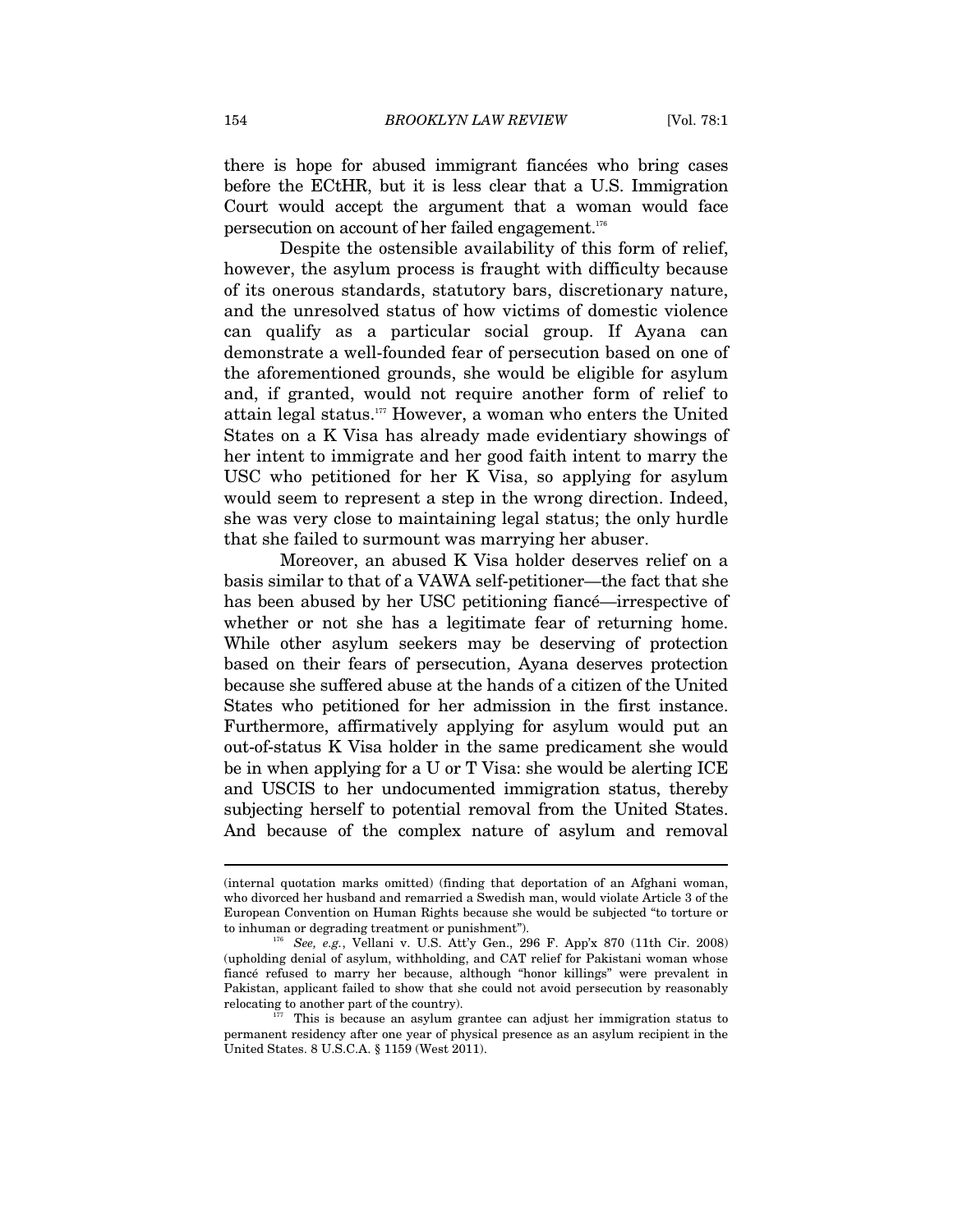there is hope for abused immigrant fiancées who bring cases before the ECtHR, but it is less clear that a U.S. Immigration Court would accept the argument that a woman would face persecution on account of her failed engagement.[176]

Despite the ostensible availability of this form of relief, however, the asylum process is fraught with difficulty because of its onerous standards, statutory bars, discretionary nature, and the unresolved status of how victims of domestic violence can qualify as a particular social group. If Ayana can demonstrate a well-founded fear of persecution based on one of the aforementioned grounds, she would be eligible for asylum and, if granted, would not require another form of relief to attain legal status.[177] However, a woman who enters the United States on a K Visa has already made evidentiary showings of her intent to immigrate and her good faith intent to marry the USC who petitioned for her K Visa, so applying for asylum would seem to represent a step in the wrong direction. Indeed, she was very close to maintaining legal status; the only hurdle that she failed to surmount was marrying her abuser.

Moreover, an abused K Visa holder deserves relief on a basis similar to that of a VAWA self-petitioner—the fact that she has been abused by her USC petitioning fiancé—irrespective of whether or not she has a legitimate fear of returning home. While other asylum seekers may be deserving of protection based on their fears of persecution, Ayana deserves protection because she suffered abuse at the hands of a citizen of the United States who petitioned for her admission in the first instance. Furthermore, affirmatively applying for asylum would put an out-of-status K Visa holder in the same predicament she would be in when applying for a U or T Visa: she would be alerting ICE and USCIS to her undocumented immigration status, thereby subjecting herself to potential removal from the United States. And because of the complex nature of asylum and removal

---

(internal quotation marks omitted) (finding that deportation of an Afghani woman, who divorced her husband and remarried a Swedish man, would violate Article 3 of the European Convention on Human Rights because she would be subjected "to torture or to inhuman or degrading treatment or punishment").

[176] *See, e.g.*, Vellani v. U.S. Att'y Gen., 296 F. App'x 870 (11th Cir. 2008) (upholding denial of asylum, withholding, and CAT relief for Pakistani woman whose fiancé refused to marry her because, although "honor killings" were prevalent in Pakistan, applicant failed to show that she could not avoid persecution by reasonably relocating to another part of the country).

[177] This is because an asylum grantee can adjust her immigration status to permanent residency after one year of physical presence as an asylum recipient in the United States. 8 U.S.C.A. § 1159 (West 2011).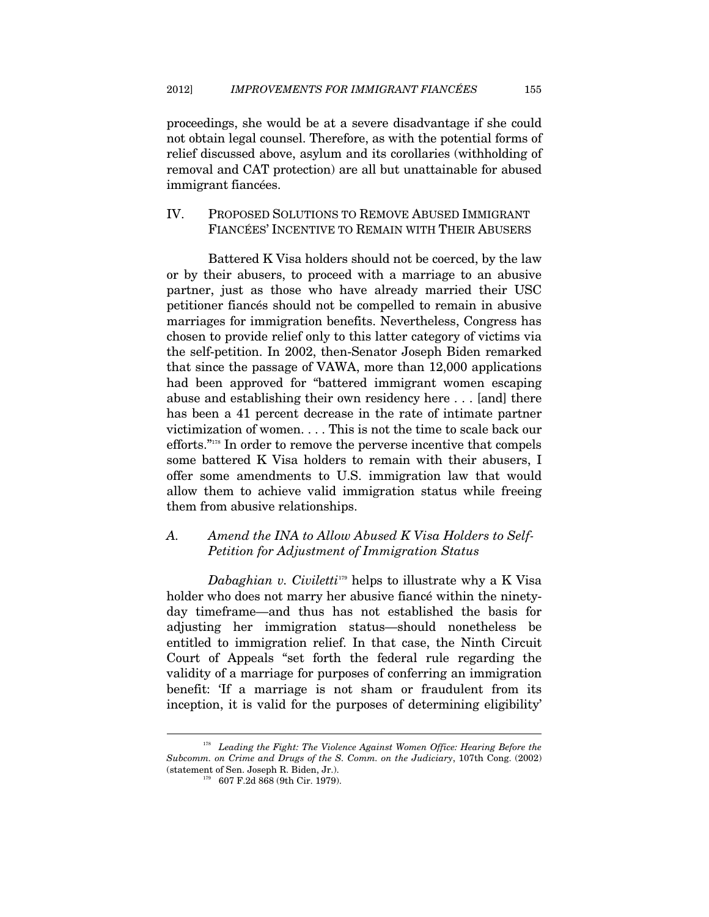proceedings, she would be at a severe disadvantage if she could not obtain legal counsel. Therefore, as with the potential forms of relief discussed above, asylum and its corollaries (withholding of removal and CAT protection) are all but unattainable for abused immigrant fiancées.

## IV. PROPOSED SOLUTIONS TO REMOVE ABUSED IMMIGRANT FIANCÉES' INCENTIVE TO REMAIN WITH THEIR ABUSERS

Battered K Visa holders should not be coerced, by the law or by their abusers, to proceed with a marriage to an abusive partner, just as those who have already married their USC petitioner fiancés should not be compelled to remain in abusive marriages for immigration benefits. Nevertheless, Congress has chosen to provide relief only to this latter category of victims via the self-petition. In 2002, then-Senator Joseph Biden remarked that since the passage of VAWA, more than 12,000 applications had been approved for "battered immigrant women escaping abuse and establishing their own residency here . . . [and] there has been a 41 percent decrease in the rate of intimate partner victimization of women. . . . This is not the time to scale back our efforts."[178] In order to remove the perverse incentive that compels some battered K Visa holders to remain with their abusers, I offer some amendments to U.S. immigration law that would allow them to achieve valid immigration status while freeing them from abusive relationships.

### *A. Amend the INA to Allow Abused K Visa Holders to Self-Petition for Adjustment of Immigration Status*

*Dabaghian v. Civiletti*[179] helps to illustrate why a K Visa holder who does not marry her abusive fiancé within the ninety-day timeframe—and thus has not established the basis for adjusting her immigration status—should nonetheless be entitled to immigration relief. In that case, the Ninth Circuit Court of Appeals "set forth the federal rule regarding the validity of a marriage for purposes of conferring an immigration benefit: 'If a marriage is not sham or fraudulent from its inception, it is valid for the purposes of determining eligibility'

---

[178] *Leading the Fight: The Violence Against Women Office: Hearing Before the Subcomm. on Crime and Drugs of the S. Comm. on the Judiciary*, 107th Cong. (2002) (statement of Sen. Joseph R. Biden, Jr.).

[179] 607 F.2d 868 (9th Cir. 1979).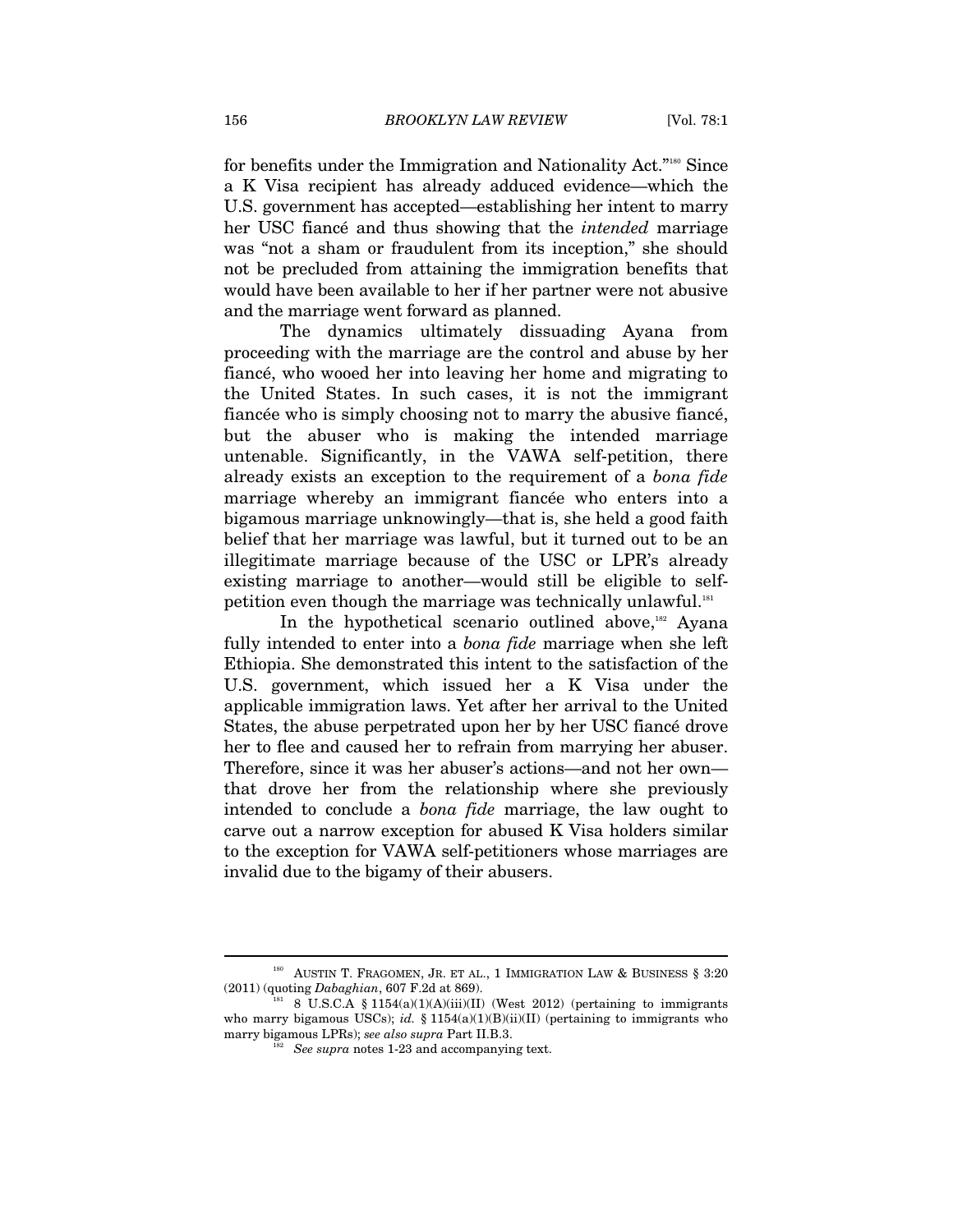for benefits under the Immigration and Nationality Act."[180] Since a K Visa recipient has already adduced evidence—which the U.S. government has accepted—establishing her intent to marry her USC fiancé and thus showing that the *intended* marriage was "not a sham or fraudulent from its inception," she should not be precluded from attaining the immigration benefits that would have been available to her if her partner were not abusive and the marriage went forward as planned.

The dynamics ultimately dissuading Ayana from proceeding with the marriage are the control and abuse by her fiancé, who wooed her into leaving her home and migrating to the United States. In such cases, it is not the immigrant fiancée who is simply choosing not to marry the abusive fiancé, but the abuser who is making the intended marriage untenable. Significantly, in the VAWA self-petition, there already exists an exception to the requirement of a *bona fide* marriage whereby an immigrant fiancée who enters into a bigamous marriage unknowingly—that is, she held a good faith belief that her marriage was lawful, but it turned out to be an illegitimate marriage because of the USC or LPR's already existing marriage to another—would still be eligible to self-petition even though the marriage was technically unlawful.[181]

In the hypothetical scenario outlined above,[182] Ayana fully intended to enter into a *bona fide* marriage when she left Ethiopia. She demonstrated this intent to the satisfaction of the U.S. government, which issued her a K Visa under the applicable immigration laws. Yet after her arrival to the United States, the abuse perpetrated upon her by her USC fiancé drove her to flee and caused her to refrain from marrying her abuser. Therefore, since it was her abuser's actions—and not her own—that drove her from the relationship where she previously intended to conclude a *bona fide* marriage, the law ought to carve out a narrow exception for abused K Visa holders similar to the exception for VAWA self-petitioners whose marriages are invalid due to the bigamy of their abusers.

---

[180] AUSTIN T. FRAGOMEN, JR. ET AL., 1 IMMIGRATION LAW & BUSINESS § 3:20 (2011) (quoting *Dabaghian*, 607 F.2d at 869).

[181] 8 U.S.C.A § 1154(a)(1)(A)(iii)(II) (West 2012) (pertaining to immigrants who marry bigamous USCs); *id.* § 1154(a)(1)(B)(ii)(II) (pertaining to immigrants who marry bigamous LPRs); *see also supra* Part II.B.3.

[182] *See supra* notes 1-23 and accompanying text.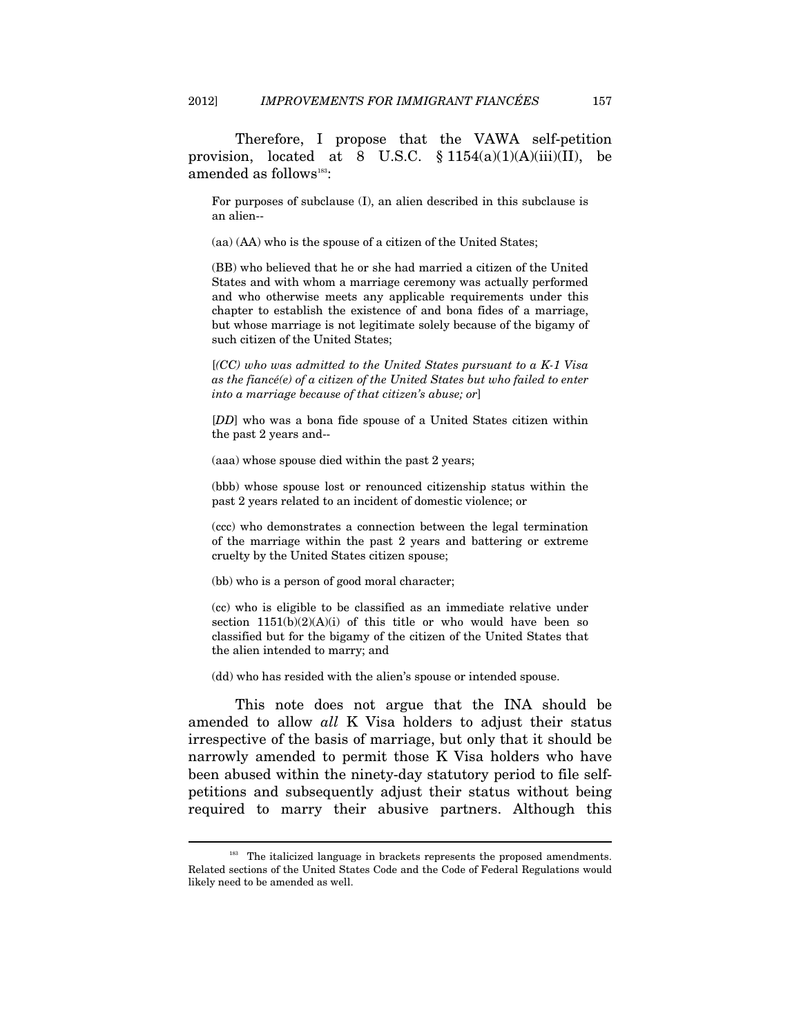Therefore, I propose that the VAWA self-petition provision, located at 8 U.S.C. § 1154(a)(1)(A)(iii)(II), be amended as follows[183]:

> For purposes of subclause (I), an alien described in this subclause is an alien--
>
> (aa) (AA) who is the spouse of a citizen of the United States;
>
> (BB) who believed that he or she had married a citizen of the United States and with whom a marriage ceremony was actually performed and who otherwise meets any applicable requirements under this chapter to establish the existence of and bona fides of a marriage, but whose marriage is not legitimate solely because of the bigamy of such citizen of the United States;
>
> [*(CC) who was admitted to the United States pursuant to a K-1 Visa as the fiancé(e) of a citizen of the United States but who failed to enter into a marriage because of that citizen's abuse; or*]
>
> [*DD*] who was a bona fide spouse of a United States citizen within the past 2 years and--
>
> (aaa) whose spouse died within the past 2 years;
>
> (bbb) whose spouse lost or renounced citizenship status within the past 2 years related to an incident of domestic violence; or
>
> (ccc) who demonstrates a connection between the legal termination of the marriage within the past 2 years and battering or extreme cruelty by the United States citizen spouse;
>
> (bb) who is a person of good moral character;
>
> (cc) who is eligible to be classified as an immediate relative under section 1151(b)(2)(A)(i) of this title or who would have been so classified but for the bigamy of the citizen of the United States that the alien intended to marry; and
>
> (dd) who has resided with the alien's spouse or intended spouse.

This note does not argue that the INA should be amended to allow *all* K Visa holders to adjust their status irrespective of the basis of marriage, but only that it should be narrowly amended to permit those K Visa holders who have been abused within the ninety-day statutory period to file self-petitions and subsequently adjust their status without being required to marry their abusive partners. Although this

[183] The italicized language in brackets represents the proposed amendments. Related sections of the United States Code and the Code of Federal Regulations would likely need to be amended as well.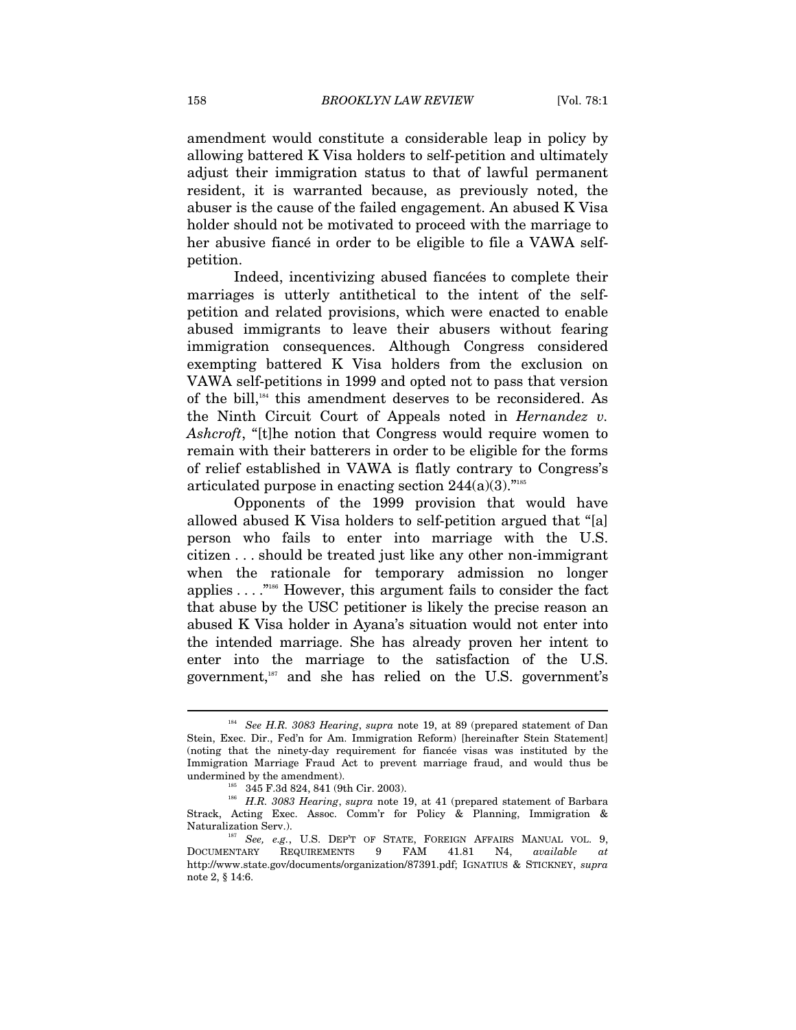amendment would constitute a considerable leap in policy by allowing battered K Visa holders to self-petition and ultimately adjust their immigration status to that of lawful permanent resident, it is warranted because, as previously noted, the abuser is the cause of the failed engagement. An abused K Visa holder should not be motivated to proceed with the marriage to her abusive fiancé in order to be eligible to file a VAWA self-petition.

Indeed, incentivizing abused fiancées to complete their marriages is utterly antithetical to the intent of the self-petition and related provisions, which were enacted to enable abused immigrants to leave their abusers without fearing immigration consequences. Although Congress considered exempting battered K Visa holders from the exclusion on VAWA self-petitions in 1999 and opted not to pass that version of the bill,[184] this amendment deserves to be reconsidered. As the Ninth Circuit Court of Appeals noted in *Hernandez v. Ashcroft*, "[t]he notion that Congress would require women to remain with their batterers in order to be eligible for the forms of relief established in VAWA is flatly contrary to Congress's articulated purpose in enacting section 244(a)(3)."[185]

Opponents of the 1999 provision that would have allowed abused K Visa holders to self-petition argued that "[a] person who fails to enter into marriage with the U.S. citizen . . . should be treated just like any other non-immigrant when the rationale for temporary admission no longer applies . . . ."[186] However, this argument fails to consider the fact that abuse by the USC petitioner is likely the precise reason an abused K Visa holder in Ayana's situation would not enter into the intended marriage. She has already proven her intent to enter into the marriage to the satisfaction of the U.S. government,[187] and she has relied on the U.S. government's

---

[184] *See H.R. 3083 Hearing*, *supra* note 19, at 89 (prepared statement of Dan Stein, Exec. Dir., Fed'n for Am. Immigration Reform) [hereinafter Stein Statement] (noting that the ninety-day requirement for fiancée visas was instituted by the Immigration Marriage Fraud Act to prevent marriage fraud, and would thus be undermined by the amendment).

[185] 345 F.3d 824, 841 (9th Cir. 2003).

[186] *H.R. 3083 Hearing*, *supra* note 19, at 41 (prepared statement of Barbara Strack, Acting Exec. Assoc. Comm'r for Policy & Planning, Immigration & Naturalization Serv.).

[187] *See, e.g.*, U.S. DEP'T OF STATE, FOREIGN AFFAIRS MANUAL VOL. 9, DOCUMENTARY REQUIREMENTS 9 FAM 41.81 N4, *available at* http://www.state.gov/documents/organization/87391.pdf; IGNATIUS & STICKNEY, *supra* note 2, § 14:6.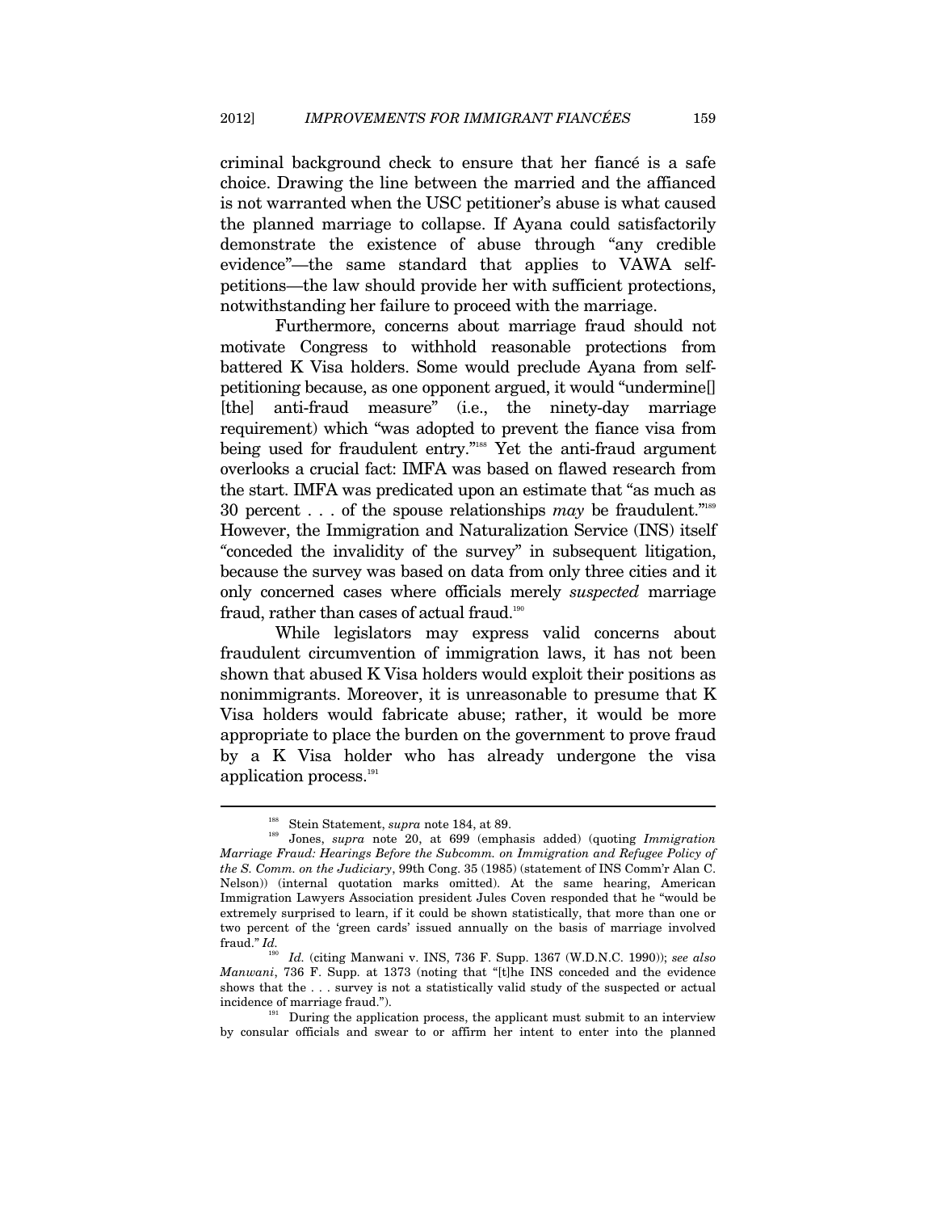criminal background check to ensure that her fiancé is a safe choice. Drawing the line between the married and the affianced is not warranted when the USC petitioner's abuse is what caused the planned marriage to collapse. If Ayana could satisfactorily demonstrate the existence of abuse through "any credible evidence"—the same standard that applies to VAWA self-petitions—the law should provide her with sufficient protections, notwithstanding her failure to proceed with the marriage.

Furthermore, concerns about marriage fraud should not motivate Congress to withhold reasonable protections from battered K Visa holders. Some would preclude Ayana from self-petitioning because, as one opponent argued, it would "undermine[] [the] anti-fraud measure" (i.e., the ninety-day marriage requirement) which "was adopted to prevent the fiance visa from being used for fraudulent entry."[188] Yet the anti-fraud argument overlooks a crucial fact: IMFA was based on flawed research from the start. IMFA was predicated upon an estimate that "as much as 30 percent . . . of the spouse relationships *may* be fraudulent."[189] However, the Immigration and Naturalization Service (INS) itself "conceded the invalidity of the survey" in subsequent litigation, because the survey was based on data from only three cities and it only concerned cases where officials merely *suspected* marriage fraud, rather than cases of actual fraud.[190]

While legislators may express valid concerns about fraudulent circumvention of immigration laws, it has not been shown that abused K Visa holders would exploit their positions as nonimmigrants. Moreover, it is unreasonable to presume that K Visa holders would fabricate abuse; rather, it would be more appropriate to place the burden on the government to prove fraud by a K Visa holder who has already undergone the visa application process.[191]

---

[188] Stein Statement, *supra* note 184, at 89.

[189] Jones, *supra* note 20, at 699 (emphasis added) (quoting *Immigration Marriage Fraud: Hearings Before the Subcomm. on Immigration and Refugee Policy of the S. Comm. on the Judiciary*, 99th Cong. 35 (1985) (statement of INS Comm'r Alan C. Nelson)) (internal quotation marks omitted). At the same hearing, American Immigration Lawyers Association president Jules Coven responded that he "would be extremely surprised to learn, if it could be shown statistically, that more than one or two percent of the 'green cards' issued annually on the basis of marriage involved fraud." *Id.*

[190] *Id.* (citing Manwani v. INS, 736 F. Supp. 1367 (W.D.N.C. 1990)); *see also Manwani*, 736 F. Supp. at 1373 (noting that "[t]he INS conceded and the evidence shows that the . . . survey is not a statistically valid study of the suspected or actual incidence of marriage fraud.").

[191] During the application process, the applicant must submit to an interview by consular officials and swear to or affirm her intent to enter into the planned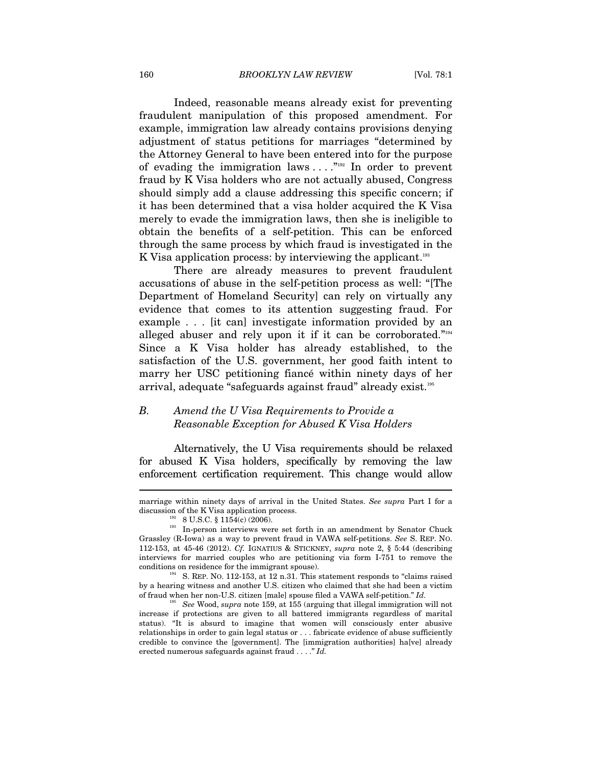Indeed, reasonable means already exist for preventing fraudulent manipulation of this proposed amendment. For example, immigration law already contains provisions denying adjustment of status petitions for marriages "determined by the Attorney General to have been entered into for the purpose of evading the immigration laws . . . ."[192] In order to prevent fraud by K Visa holders who are not actually abused, Congress should simply add a clause addressing this specific concern; if it has been determined that a visa holder acquired the K Visa merely to evade the immigration laws, then she is ineligible to obtain the benefits of a self-petition. This can be enforced through the same process by which fraud is investigated in the K Visa application process: by interviewing the applicant.[193]

There are already measures to prevent fraudulent accusations of abuse in the self-petition process as well: "[The Department of Homeland Security] can rely on virtually any evidence that comes to its attention suggesting fraud. For example . . . [it can] investigate information provided by an alleged abuser and rely upon it if it can be corroborated."[194] Since a K Visa holder has already established, to the satisfaction of the U.S. government, her good faith intent to marry her USC petitioning fiancé within ninety days of her arrival, adequate "safeguards against fraud" already exist.[195]

### B. *Amend the U Visa Requirements to Provide a Reasonable Exception for Abused K Visa Holders*

Alternatively, the U Visa requirements should be relaxed for abused K Visa holders, specifically by removing the law enforcement certification requirement. This change would allow

---

marriage within ninety days of arrival in the United States. *See supra* Part I for a discussion of the K Visa application process.

[192] 8 U.S.C. § 1154(c) (2006).

[193] In-person interviews were set forth in an amendment by Senator Chuck Grassley (R-Iowa) as a way to prevent fraud in VAWA self-petitions. *See* S. REP. NO. 112-153, at 45-46 (2012). *Cf.* IGNATIUS & STICKNEY, *supra* note 2, § 5:44 (describing interviews for married couples who are petitioning via form I-751 to remove the conditions on residence for the immigrant spouse).

[194] S. REP. NO. 112-153, at 12 n.31. This statement responds to "claims raised by a hearing witness and another U.S. citizen who claimed that she had been a victim of fraud when her non-U.S. citizen [male] spouse filed a VAWA self-petition." *Id.*

[195] *See* Wood, *supra* note 159, at 155 (arguing that illegal immigration will not increase if protections are given to all battered immigrants regardless of marital status). "It is absurd to imagine that women will consciously enter abusive relationships in order to gain legal status or . . . fabricate evidence of abuse sufficiently credible to convince the [government]. The [immigration authorities] ha[ve] already erected numerous safeguards against fraud . . . ." *Id.*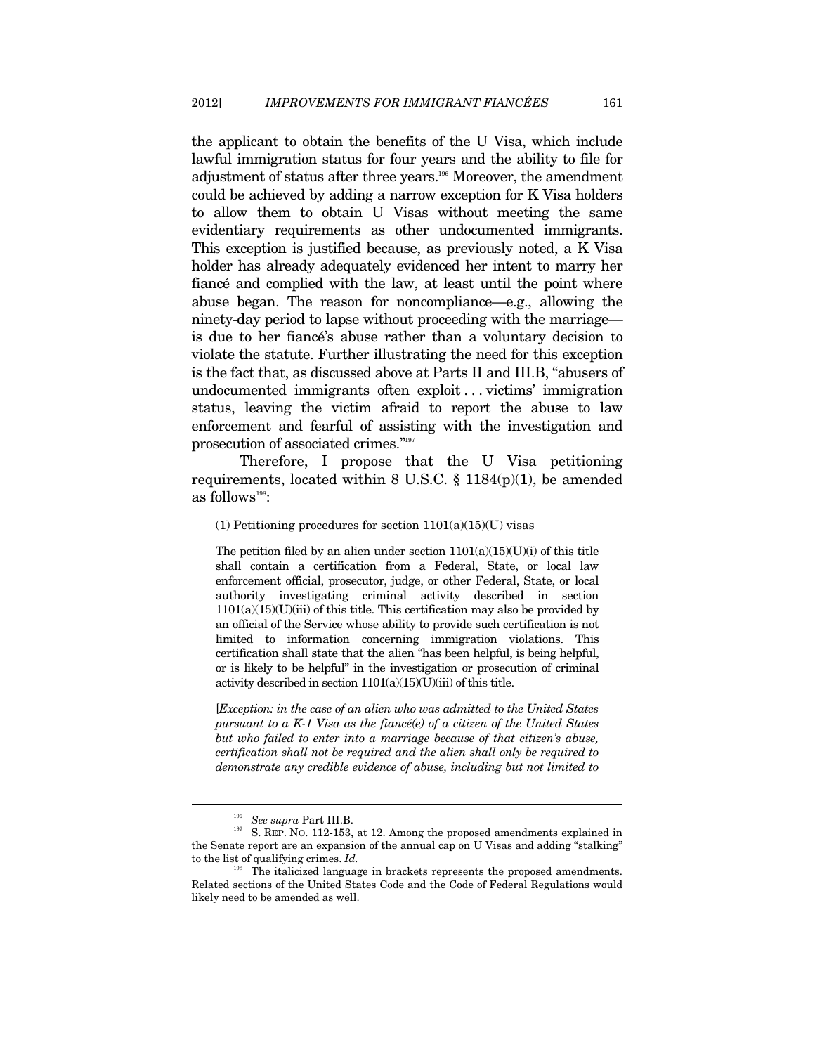the applicant to obtain the benefits of the U Visa, which include lawful immigration status for four years and the ability to file for adjustment of status after three years.[196] Moreover, the amendment could be achieved by adding a narrow exception for K Visa holders to allow them to obtain U Visas without meeting the same evidentiary requirements as other undocumented immigrants. This exception is justified because, as previously noted, a K Visa holder has already adequately evidenced her intent to marry her fiancé and complied with the law, at least until the point where abuse began. The reason for noncompliance—e.g., allowing the ninety-day period to lapse without proceeding with the marriage—is due to her fiancé's abuse rather than a voluntary decision to violate the statute. Further illustrating the need for this exception is the fact that, as discussed above at Parts II and III.B, "abusers of undocumented immigrants often exploit . . . victims' immigration status, leaving the victim afraid to report the abuse to law enforcement and fearful of assisting with the investigation and prosecution of associated crimes."[197]

Therefore, I propose that the U Visa petitioning requirements, located within 8 U.S.C. § 1184(p)(1), be amended as follows[198]:

> (1) Petitioning procedures for section 1101(a)(15)(U) visas
>
> The petition filed by an alien under section 1101(a)(15)(U)(i) of this title shall contain a certification from a Federal, State, or local law enforcement official, prosecutor, judge, or other Federal, State, or local authority investigating criminal activity described in section 1101(a)(15)(U)(iii) of this title. This certification may also be provided by an official of the Service whose ability to provide such certification is not limited to information concerning immigration violations. This certification shall state that the alien "has been helpful, is being helpful, or is likely to be helpful" in the investigation or prosecution of criminal activity described in section 1101(a)(15)(U)(iii) of this title.
>
> [*Exception: in the case of an alien who was admitted to the United States pursuant to a K-1 Visa as the fiancé(e) of a citizen of the United States but who failed to enter into a marriage because of that citizen's abuse, certification shall not be required and the alien shall only be required to demonstrate any credible evidence of abuse, including but not limited to*

---

[196] *See supra* Part III.B.

[197] S. REP. NO. 112-153, at 12. Among the proposed amendments explained in the Senate report are an expansion of the annual cap on U Visas and adding "stalking" to the list of qualifying crimes. *Id.*

[198] The italicized language in brackets represents the proposed amendments. Related sections of the United States Code and the Code of Federal Regulations would likely need to be amended as well.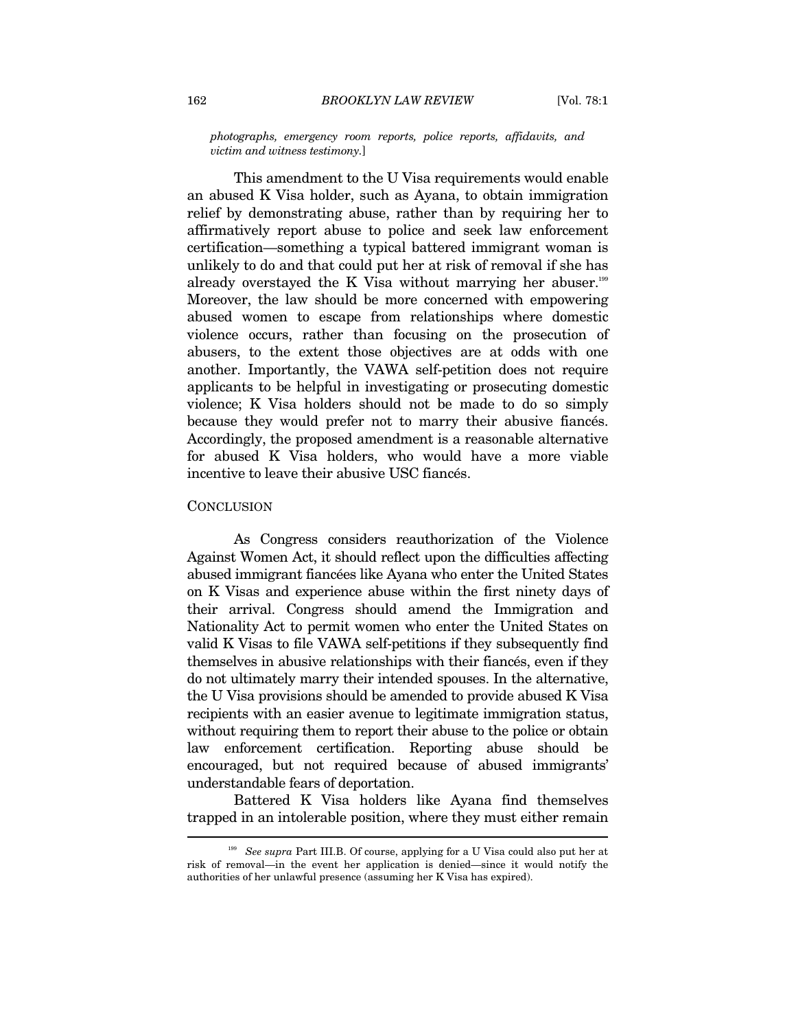*photographs, emergency room reports, police reports, affidavits, and victim and witness testimony.*]

This amendment to the U Visa requirements would enable an abused K Visa holder, such as Ayana, to obtain immigration relief by demonstrating abuse, rather than by requiring her to affirmatively report abuse to police and seek law enforcement certification—something a typical battered immigrant woman is unlikely to do and that could put her at risk of removal if she has already overstayed the K Visa without marrying her abuser.[199] Moreover, the law should be more concerned with empowering abused women to escape from relationships where domestic violence occurs, rather than focusing on the prosecution of abusers, to the extent those objectives are at odds with one another. Importantly, the VAWA self-petition does not require applicants to be helpful in investigating or prosecuting domestic violence; K Visa holders should not be made to do so simply because they would prefer not to marry their abusive fiancés. Accordingly, the proposed amendment is a reasonable alternative for abused K Visa holders, who would have a more viable incentive to leave their abusive USC fiancés.

## CONCLUSION

As Congress considers reauthorization of the Violence Against Women Act, it should reflect upon the difficulties affecting abused immigrant fiancées like Ayana who enter the United States on K Visas and experience abuse within the first ninety days of their arrival. Congress should amend the Immigration and Nationality Act to permit women who enter the United States on valid K Visas to file VAWA self-petitions if they subsequently find themselves in abusive relationships with their fiancés, even if they do not ultimately marry their intended spouses. In the alternative, the U Visa provisions should be amended to provide abused K Visa recipients with an easier avenue to legitimate immigration status, without requiring them to report their abuse to the police or obtain law enforcement certification. Reporting abuse should be encouraged, but not required because of abused immigrants' understandable fears of deportation.

Battered K Visa holders like Ayana find themselves trapped in an intolerable position, where they must either remain

---

[199] *See supra* Part III.B. Of course, applying for a U Visa could also put her at risk of removal—in the event her application is denied—since it would notify the authorities of her unlawful presence (assuming her K Visa has expired).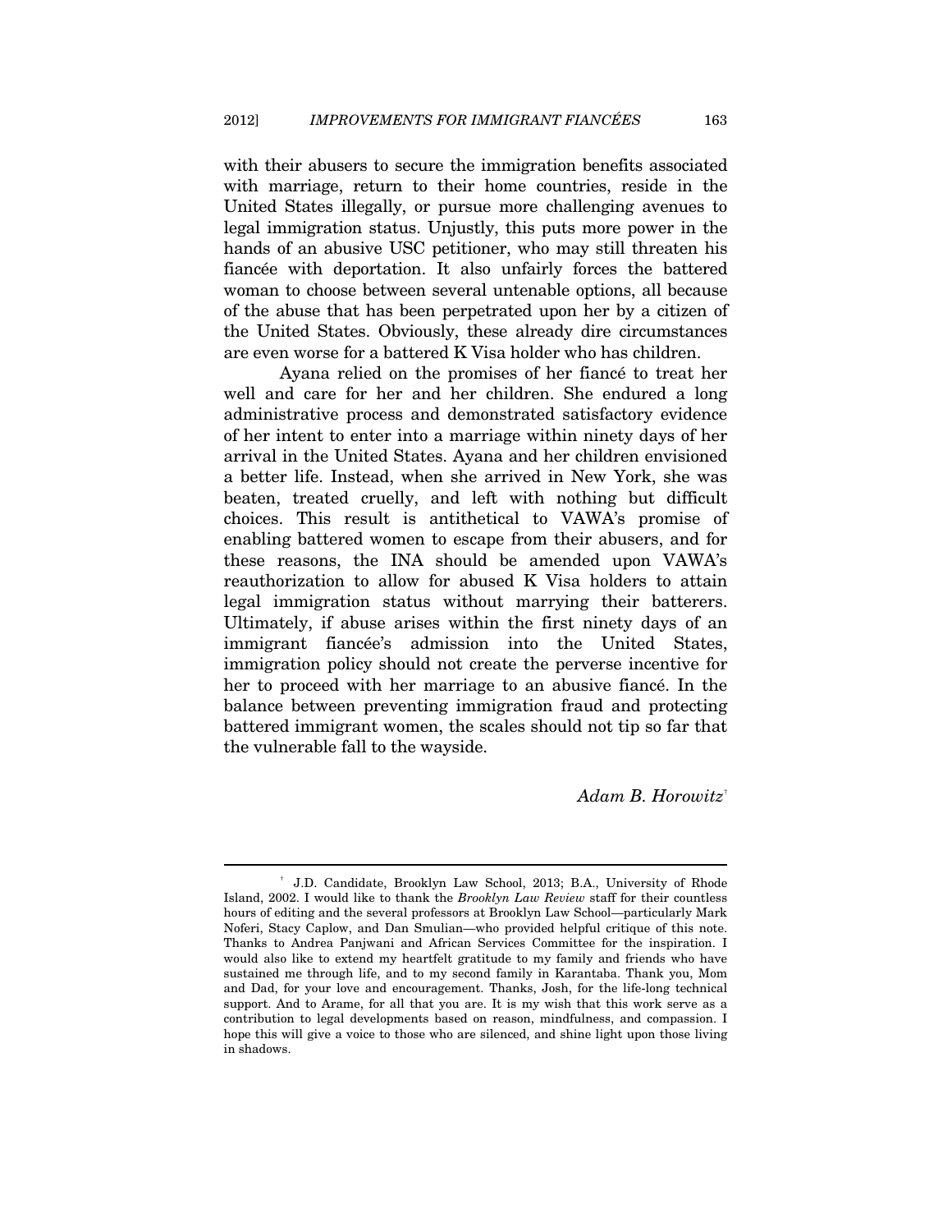with their abusers to secure the immigration benefits associated with marriage, return to their home countries, reside in the United States illegally, or pursue more challenging avenues to legal immigration status. Unjustly, this puts more power in the hands of an abusive USC petitioner, who may still threaten his fiancée with deportation. It also unfairly forces the battered woman to choose between several untenable options, all because of the abuse that has been perpetrated upon her by a citizen of the United States. Obviously, these already dire circumstances are even worse for a battered K Visa holder who has children.

Ayana relied on the promises of her fiancé to treat her well and care for her and her children. She endured a long administrative process and demonstrated satisfactory evidence of her intent to enter into a marriage within ninety days of her arrival in the United States. Ayana and her children envisioned a better life. Instead, when she arrived in New York, she was beaten, treated cruelly, and left with nothing but difficult choices. This result is antithetical to VAWA's promise of enabling battered women to escape from their abusers, and for these reasons, the INA should be amended upon VAWA's reauthorization to allow for abused K Visa holders to attain legal immigration status without marrying their batterers. Ultimately, if abuse arises within the first ninety days of an immigrant fiancée's admission into the United States, immigration policy should not create the perverse incentive for her to proceed with her marriage to an abusive fiancé. In the balance between preventing immigration fraud and protecting battered immigrant women, the scales should not tip so far that the vulnerable fall to the wayside.

*Adam B. Horowitz*[†]

[†] J.D. Candidate, Brooklyn Law School, 2013; B.A., University of Rhode Island, 2002. I would like to thank the *Brooklyn Law Review* staff for their countless hours of editing and the several professors at Brooklyn Law School—particularly Mark Noferi, Stacy Caplow, and Dan Smulian—who provided helpful critique of this note. Thanks to Andrea Panjwani and African Services Committee for the inspiration. I would also like to extend my heartfelt gratitude to my family and friends who have sustained me through life, and to my second family in Karantaba. Thank you, Mom and Dad, for your love and encouragement. Thanks, Josh, for the life-long technical support. And to Arame, for all that you are. It is my wish that this work serve as a contribution to legal developments based on reason, mindfulness, and compassion. I hope this will give a voice to those who are silenced, and shine light upon those living in shadows.